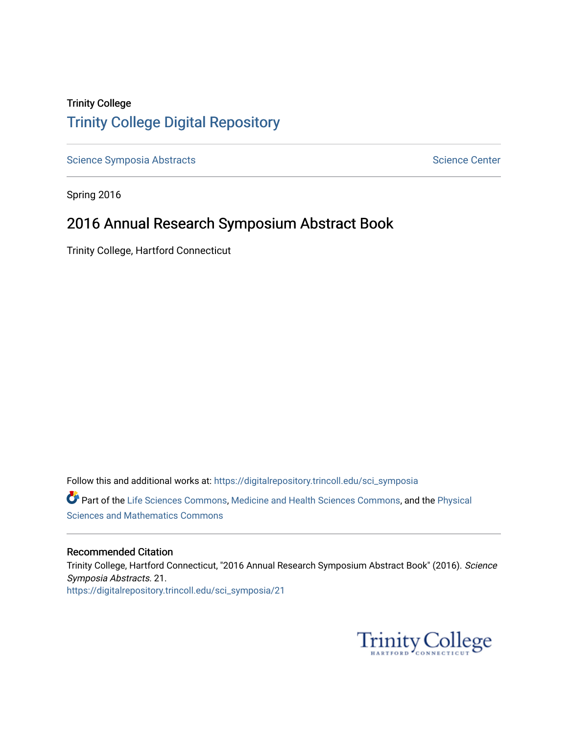Trinity College

# Trinity College Digital Repository

Science Symposia Abstracts — Science Center

Spring 2016

## 2016 Annual Research Symposium Abstract Book

Trinity College, Hartford Connecticut

Follow this and additional works at: https://digitalrepository.trincoll.edu/sci_symposia

Part of the Life Sciences Commons, Medicine and Health Sciences Commons, and the Physical Sciences and Mathematics Commons

### Recommended Citation

Trinity College, Hartford Connecticut, "2016 Annual Research Symposium Abstract Book" (2016). *Science Symposia Abstracts*. 21.
https://digitalrepository.trincoll.edu/sci_symposia/21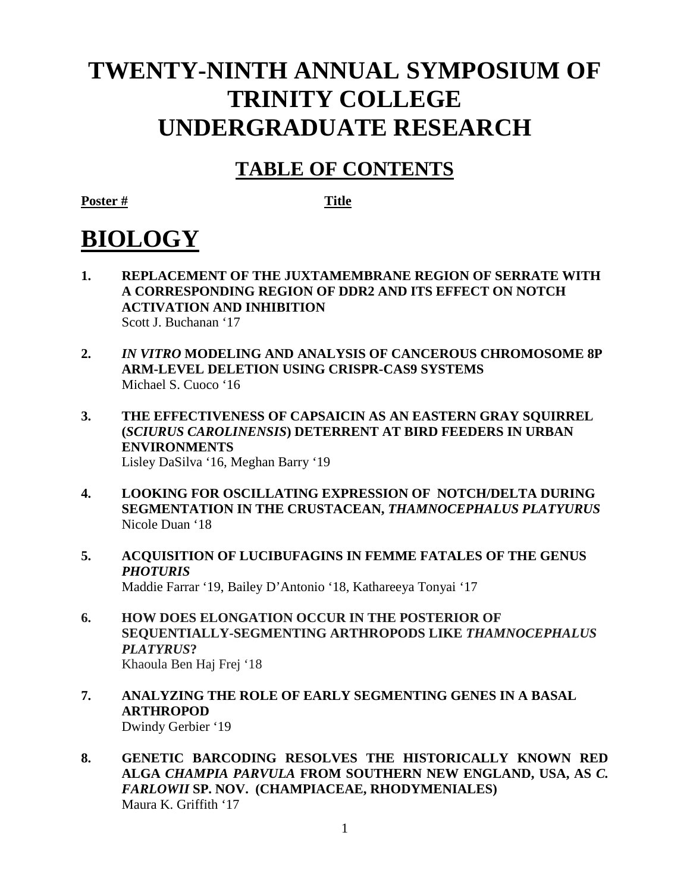# TWENTY-NINTH ANNUAL SYMPOSIUM OF TRINITY COLLEGE UNDERGRADUATE RESEARCH

## TABLE OF CONTENTS

**Poster #** **Title**

# BIOLOGY

1. **REPLACEMENT OF THE JUXTAMEMBRANE REGION OF SERRATE WITH A CORRESPONDING REGION OF DDR2 AND ITS EFFECT ON NOTCH ACTIVATION AND INHIBITION**
   Scott J. Buchanan '17

2. ***IN VITRO* MODELING AND ANALYSIS OF CANCEROUS CHROMOSOME 8P ARM-LEVEL DELETION USING CRISPR-CAS9 SYSTEMS**
   Michael S. Cuoco '16

3. **THE EFFECTIVENESS OF CAPSAICIN AS AN EASTERN GRAY SQUIRREL (*SCIURUS CAROLINENSIS*) DETERRENT AT BIRD FEEDERS IN URBAN ENVIRONMENTS**
   Lisley DaSilva '16, Meghan Barry '19

4. **LOOKING FOR OSCILLATING EXPRESSION OF NOTCH/DELTA DURING SEGMENTATION IN THE CRUSTACEAN, *THAMNOCEPHALUS PLATYURUS***
   Nicole Duan '18

5. **ACQUISITION OF LUCIBUFAGINS IN FEMME FATALES OF THE GENUS *PHOTURIS***
   Maddie Farrar '19, Bailey D'Antonio '18, Kathareeya Tonyai '17

6. **HOW DOES ELONGATION OCCUR IN THE POSTERIOR OF SEQUENTIALLY-SEGMENTING ARTHROPODS LIKE *THAMNOCEPHALUS PLATYRUS*?**
   Khaoula Ben Haj Frej '18

7. **ANALYZING THE ROLE OF EARLY SEGMENTING GENES IN A BASAL ARTHROPOD**
   Dwindy Gerbier '19

8. **GENETIC BARCODING RESOLVES THE HISTORICALLY KNOWN RED ALGA *CHAMPIA PARVULA* FROM SOUTHERN NEW ENGLAND, USA, AS *C. FARLOWII* SP. NOV. (CHAMPIACEAE, RHODYMENIALES)**
   Maura K. Griffith '17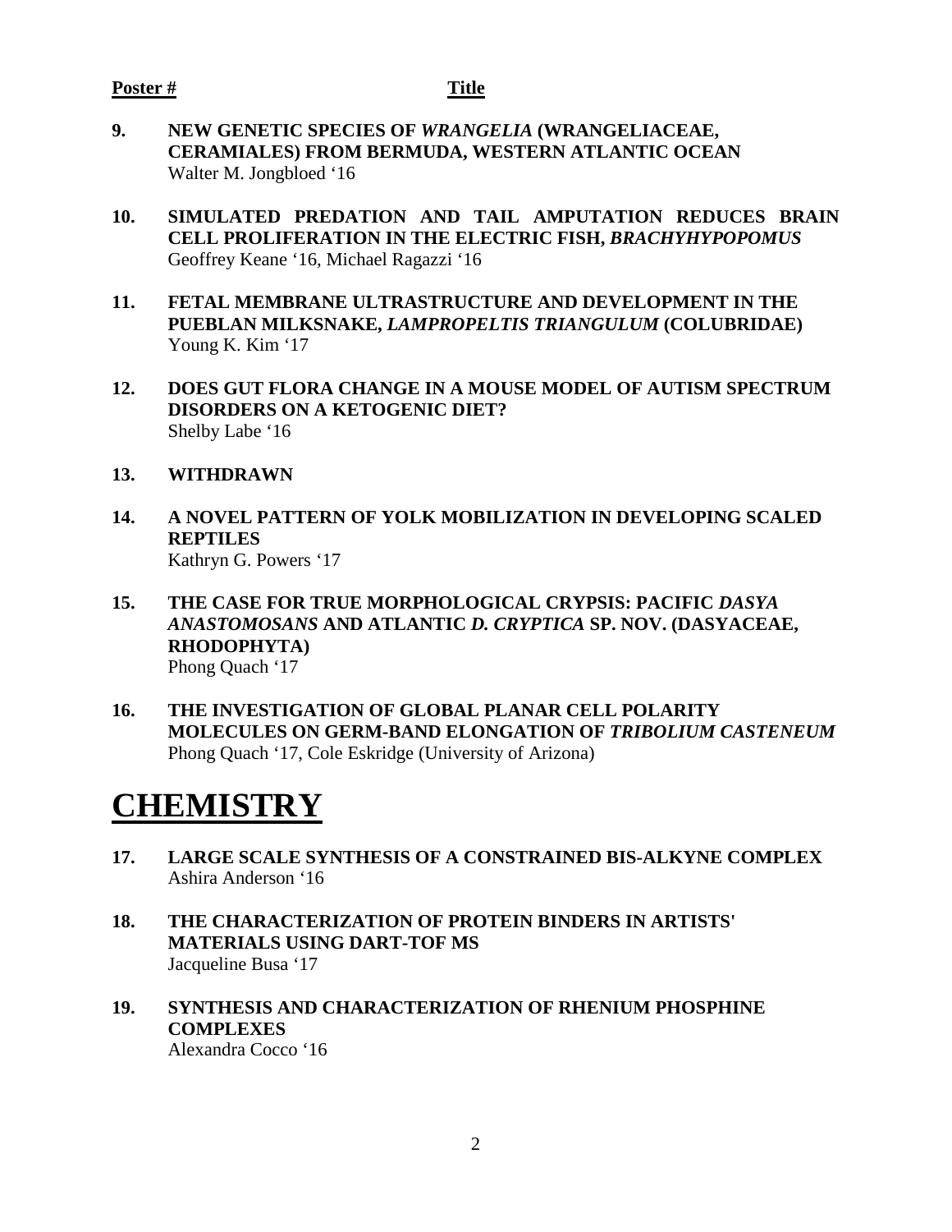**Poster #** **Title**

**9.** **NEW GENETIC SPECIES OF *WRANGELIA* (WRANGELIACEAE, CERAMIALES) FROM BERMUDA, WESTERN ATLANTIC OCEAN**
Walter M. Jongbloed '16

**10.** **SIMULATED PREDATION AND TAIL AMPUTATION REDUCES BRAIN CELL PROLIFERATION IN THE ELECTRIC FISH, *BRACHYHYPOPOMUS***
Geoffrey Keane '16, Michael Ragazzi '16

**11.** **FETAL MEMBRANE ULTRASTRUCTURE AND DEVELOPMENT IN THE PUEBLAN MILKSNAKE, *LAMPROPELTIS TRIANGULUM* (COLUBRIDAE)**
Young K. Kim '17

**12.** **DOES GUT FLORA CHANGE IN A MOUSE MODEL OF AUTISM SPECTRUM DISORDERS ON A KETOGENIC DIET?**
Shelby Labe '16

**13.** **WITHDRAWN**

**14.** **A NOVEL PATTERN OF YOLK MOBILIZATION IN DEVELOPING SCALED REPTILES**
Kathryn G. Powers '17

**15.** **THE CASE FOR TRUE MORPHOLOGICAL CRYPSIS: PACIFIC *DASYA ANASTOMOSANS* AND ATLANTIC *D. CRYPTICA* SP. NOV. (DASYACEAE, RHODOPHYTA)**
Phong Quach '17

**16.** **THE INVESTIGATION OF GLOBAL PLANAR CELL POLARITY MOLECULES ON GERM-BAND ELONGATION OF *TRIBOLIUM CASTENEUM***
Phong Quach '17, Cole Eskridge (University of Arizona)

# CHEMISTRY

**17.** **LARGE SCALE SYNTHESIS OF A CONSTRAINED BIS-ALKYNE COMPLEX**
Ashira Anderson '16

**18.** **THE CHARACTERIZATION OF PROTEIN BINDERS IN ARTISTS' MATERIALS USING DART-TOF MS**
Jacqueline Busa '17

**19.** **SYNTHESIS AND CHARACTERIZATION OF RHENIUM PHOSPHINE COMPLEXES**
Alexandra Cocco '16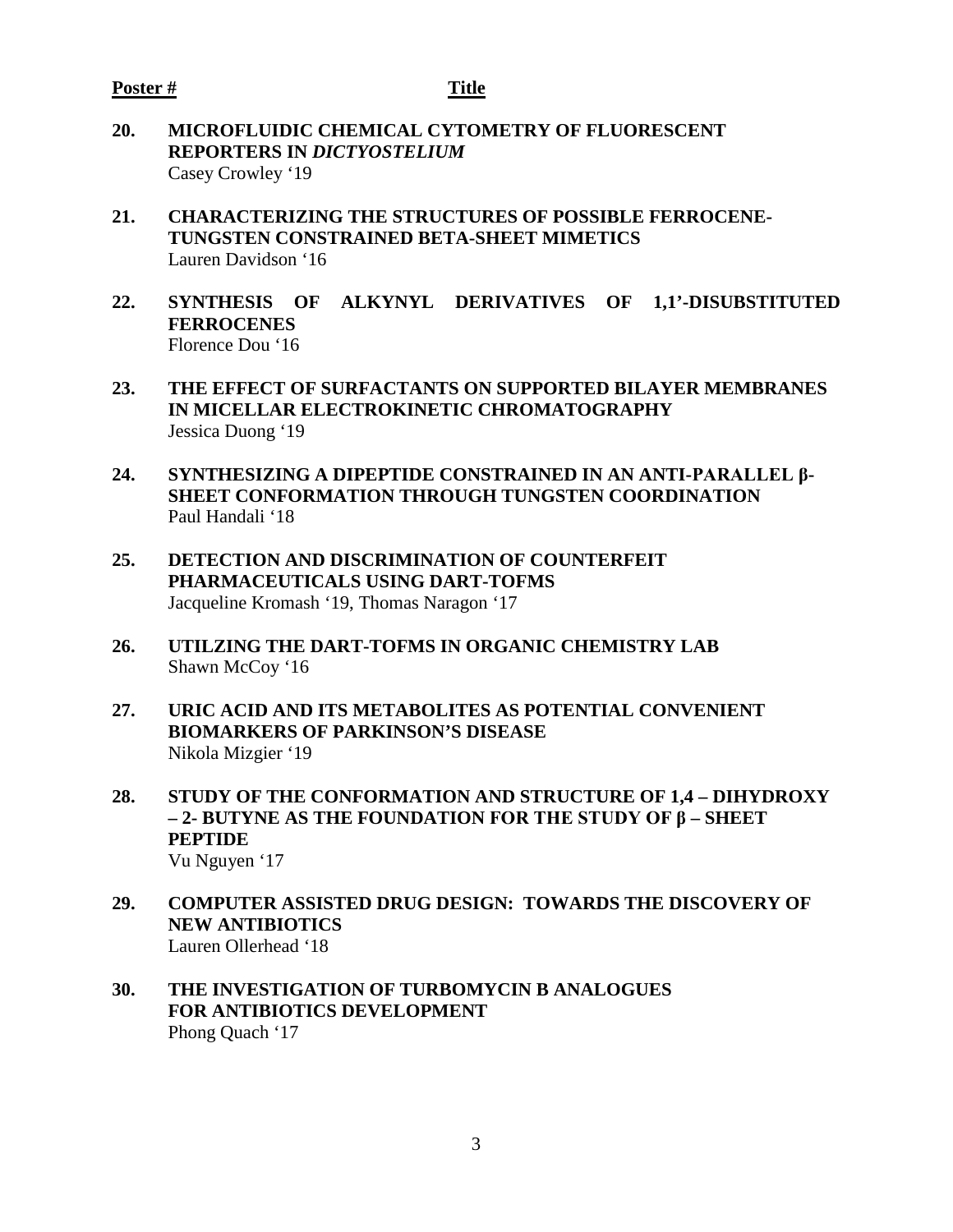| **Poster #** | **Title** |
|---|---|
| **20.** | **MICROFLUIDIC CHEMICAL CYTOMETRY OF FLUORESCENT REPORTERS IN *DICTYOSTELIUM***<br>Casey Crowley '19 |
| **21.** | **CHARACTERIZING THE STRUCTURES OF POSSIBLE FERROCENE-TUNGSTEN CONSTRAINED BETA-SHEET MIMETICS**<br>Lauren Davidson '16 |
| **22.** | **SYNTHESIS OF ALKYNYL DERIVATIVES OF 1,1'-DISUBSTITUTED FERROCENES**<br>Florence Dou '16 |
| **23.** | **THE EFFECT OF SURFACTANTS ON SUPPORTED BILAYER MEMBRANES IN MICELLAR ELECTROKINETIC CHROMATOGRAPHY**<br>Jessica Duong '19 |
| **24.** | **SYNTHESIZING A DIPEPTIDE CONSTRAINED IN AN ANTI-PARALLEL β-SHEET CONFORMATION THROUGH TUNGSTEN COORDINATION**<br>Paul Handali '18 |
| **25.** | **DETECTION AND DISCRIMINATION OF COUNTERFEIT PHARMACEUTICALS USING DART-TOFMS**<br>Jacqueline Kromash '19, Thomas Naragon '17 |
| **26.** | **UTILZING THE DART-TOFMS IN ORGANIC CHEMISTRY LAB**<br>Shawn McCoy '16 |
| **27.** | **URIC ACID AND ITS METABOLITES AS POTENTIAL CONVENIENT BIOMARKERS OF PARKINSON'S DISEASE**<br>Nikola Mizgier '19 |
| **28.** | **STUDY OF THE CONFORMATION AND STRUCTURE OF 1,4 – DIHYDROXY – 2- BUTYNE AS THE FOUNDATION FOR THE STUDY OF β – SHEET PEPTIDE**<br>Vu Nguyen '17 |
| **29.** | **COMPUTER ASSISTED DRUG DESIGN: TOWARDS THE DISCOVERY OF NEW ANTIBIOTICS**<br>Lauren Ollerhead '18 |
| **30.** | **THE INVESTIGATION OF TURBOMYCIN B ANALOGUES FOR ANTIBIOTICS DEVELOPMENT**<br>Phong Quach '17 |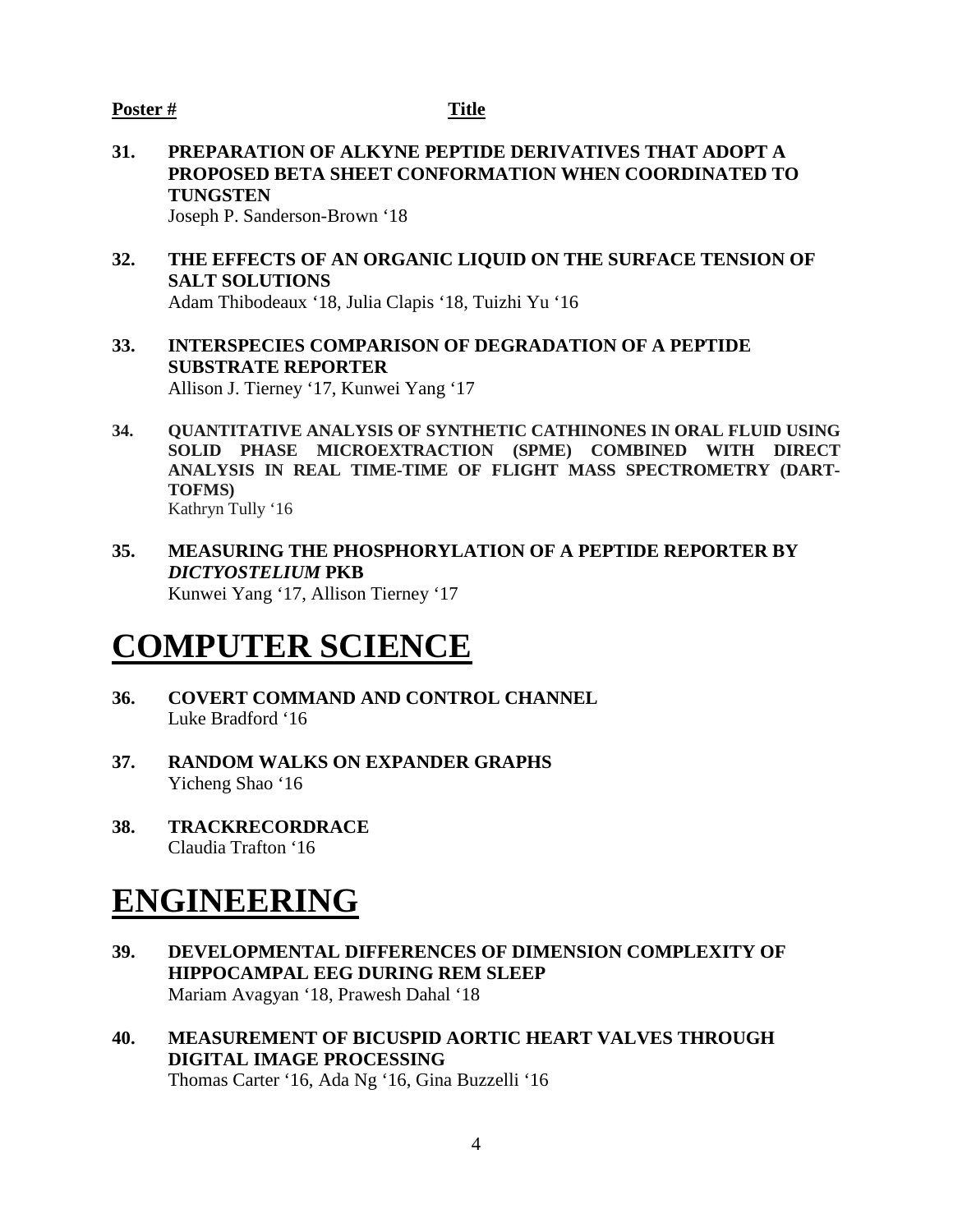**Poster #** **Title**

**31. PREPARATION OF ALKYNE PEPTIDE DERIVATIVES THAT ADOPT A PROPOSED BETA SHEET CONFORMATION WHEN COORDINATED TO TUNGSTEN**
Joseph P. Sanderson-Brown '18

**32. THE EFFECTS OF AN ORGANIC LIQUID ON THE SURFACE TENSION OF SALT SOLUTIONS**
Adam Thibodeaux '18, Julia Clapis '18, Tuizhi Yu '16

**33. INTERSPECIES COMPARISON OF DEGRADATION OF A PEPTIDE SUBSTRATE REPORTER**
Allison J. Tierney '17, Kunwei Yang '17

**34. QUANTITATIVE ANALYSIS OF SYNTHETIC CATHINONES IN ORAL FLUID USING SOLID PHASE MICROEXTRACTION (SPME) COMBINED WITH DIRECT ANALYSIS IN REAL TIME-TIME OF FLIGHT MASS SPECTROMETRY (DART-TOFMS)**
Kathryn Tully '16

**35. MEASURING THE PHOSPHORYLATION OF A PEPTIDE REPORTER BY *DICTYOSTELIUM* PKB**
Kunwei Yang '17, Allison Tierney '17

# COMPUTER SCIENCE

**36. COVERT COMMAND AND CONTROL CHANNEL**
Luke Bradford '16

**37. RANDOM WALKS ON EXPANDER GRAPHS**
Yicheng Shao '16

**38. TRACKRECORDRACE**
Claudia Trafton '16

# ENGINEERING

**39. DEVELOPMENTAL DIFFERENCES OF DIMENSION COMPLEXITY OF HIPPOCAMPAL EEG DURING REM SLEEP**
Mariam Avagyan '18, Prawesh Dahal '18

**40. MEASUREMENT OF BICUSPID AORTIC HEART VALVES THROUGH DIGITAL IMAGE PROCESSING**
Thomas Carter '16, Ada Ng '16, Gina Buzzelli '16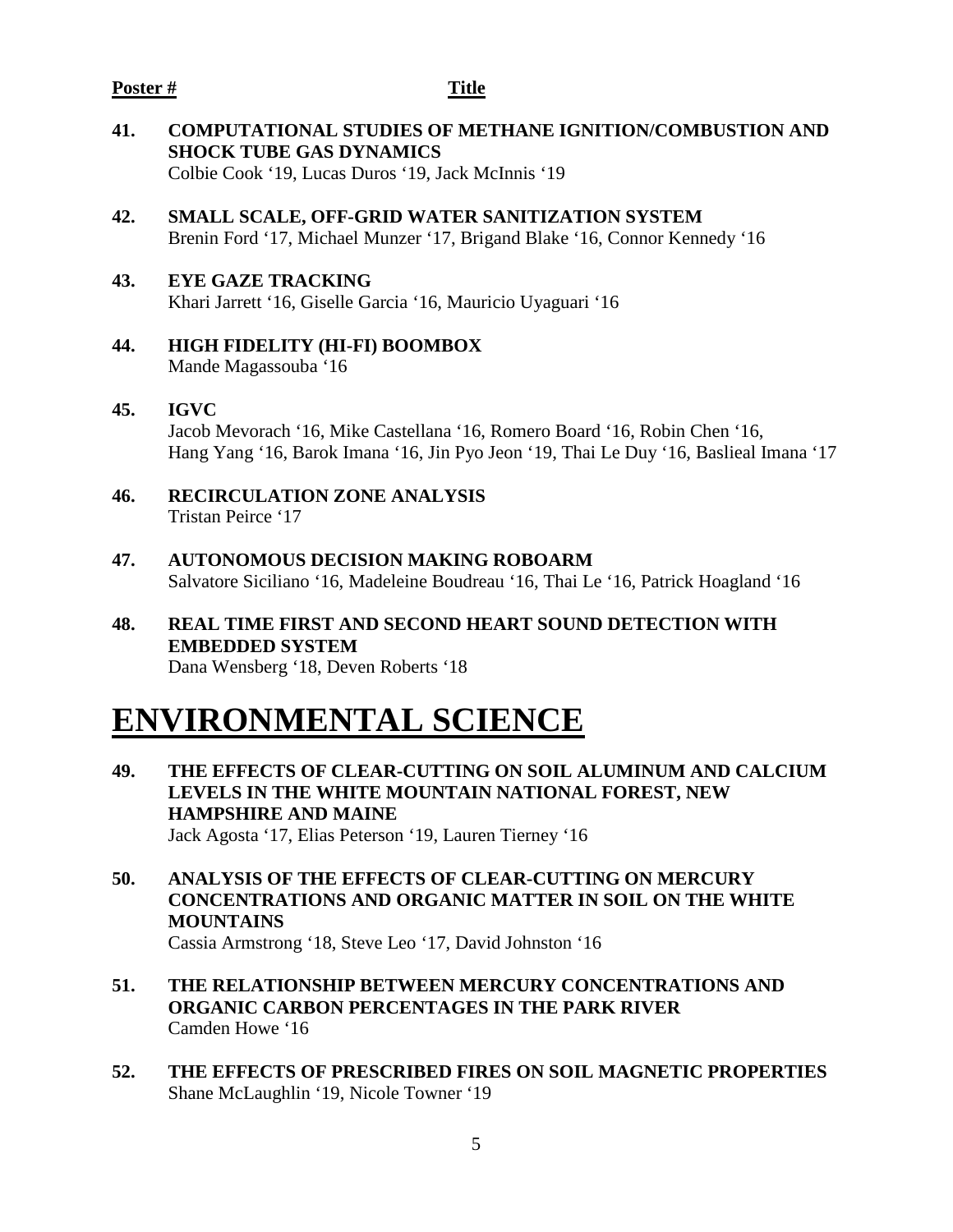**Poster #** **Title**

**41. COMPUTATIONAL STUDIES OF METHANE IGNITION/COMBUSTION AND SHOCK TUBE GAS DYNAMICS**
Colbie Cook '19, Lucas Duros '19, Jack McInnis '19

**42. SMALL SCALE, OFF-GRID WATER SANITIZATION SYSTEM**
Brenin Ford '17, Michael Munzer '17, Brigand Blake '16, Connor Kennedy '16

**43. EYE GAZE TRACKING**
Khari Jarrett '16, Giselle Garcia '16, Mauricio Uyaguari '16

**44. HIGH FIDELITY (HI-FI) BOOMBOX**
Mande Magassouba '16

**45. IGVC**
Jacob Mevorach '16, Mike Castellana '16, Romero Board '16, Robin Chen '16, Hang Yang '16, Barok Imana '16, Jin Pyo Jeon '19, Thai Le Duy '16, Baslieal Imana '17

**46. RECIRCULATION ZONE ANALYSIS**
Tristan Peirce '17

**47. AUTONOMOUS DECISION MAKING ROBOARM**
Salvatore Siciliano '16, Madeleine Boudreau '16, Thai Le '16, Patrick Hoagland '16

**48. REAL TIME FIRST AND SECOND HEART SOUND DETECTION WITH EMBEDDED SYSTEM**
Dana Wensberg '18, Deven Roberts '18

# ENVIRONMENTAL SCIENCE

**49. THE EFFECTS OF CLEAR-CUTTING ON SOIL ALUMINUM AND CALCIUM LEVELS IN THE WHITE MOUNTAIN NATIONAL FOREST, NEW HAMPSHIRE AND MAINE**
Jack Agosta '17, Elias Peterson '19, Lauren Tierney '16

**50. ANALYSIS OF THE EFFECTS OF CLEAR-CUTTING ON MERCURY CONCENTRATIONS AND ORGANIC MATTER IN SOIL ON THE WHITE MOUNTAINS**
Cassia Armstrong '18, Steve Leo '17, David Johnston '16

**51. THE RELATIONSHIP BETWEEN MERCURY CONCENTRATIONS AND ORGANIC CARBON PERCENTAGES IN THE PARK RIVER**
Camden Howe '16

**52. THE EFFECTS OF PRESCRIBED FIRES ON SOIL MAGNETIC PROPERTIES**
Shane McLaughlin '19, Nicole Towner '19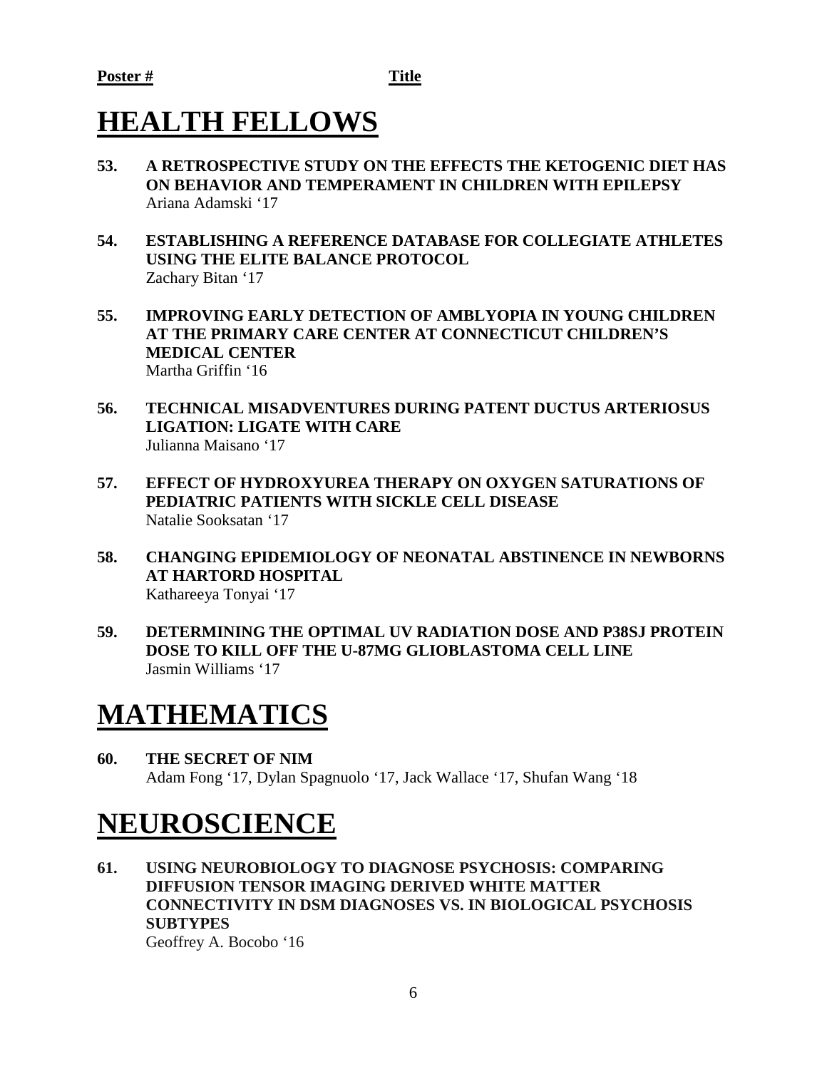**Poster #** **Title**

# HEALTH FELLOWS

**53. A RETROSPECTIVE STUDY ON THE EFFECTS THE KETOGENIC DIET HAS ON BEHAVIOR AND TEMPERAMENT IN CHILDREN WITH EPILEPSY**
Ariana Adamski '17

**54. ESTABLISHING A REFERENCE DATABASE FOR COLLEGIATE ATHLETES USING THE ELITE BALANCE PROTOCOL**
Zachary Bitan '17

**55. IMPROVING EARLY DETECTION OF AMBLYOPIA IN YOUNG CHILDREN AT THE PRIMARY CARE CENTER AT CONNECTICUT CHILDREN'S MEDICAL CENTER**
Martha Griffin '16

**56. TECHNICAL MISADVENTURES DURING PATENT DUCTUS ARTERIOSUS LIGATION: LIGATE WITH CARE**
Julianna Maisano '17

**57. EFFECT OF HYDROXYUREA THERAPY ON OXYGEN SATURATIONS OF PEDIATRIC PATIENTS WITH SICKLE CELL DISEASE**
Natalie Sooksatan '17

**58. CHANGING EPIDEMIOLOGY OF NEONATAL ABSTINENCE IN NEWBORNS AT HARTORD HOSPITAL**
Kathareeya Tonyai '17

**59. DETERMINING THE OPTIMAL UV RADIATION DOSE AND P38SJ PROTEIN DOSE TO KILL OFF THE U-87MG GLIOBLASTOMA CELL LINE**
Jasmin Williams '17

# MATHEMATICS

**60. THE SECRET OF NIM**
Adam Fong '17, Dylan Spagnuolo '17, Jack Wallace '17, Shufan Wang '18

# NEUROSCIENCE

**61. USING NEUROBIOLOGY TO DIAGNOSE PSYCHOSIS: COMPARING DIFFUSION TENSOR IMAGING DERIVED WHITE MATTER CONNECTIVITY IN DSM DIAGNOSES VS. IN BIOLOGICAL PSYCHOSIS SUBTYPES**
Geoffrey A. Bocobo '16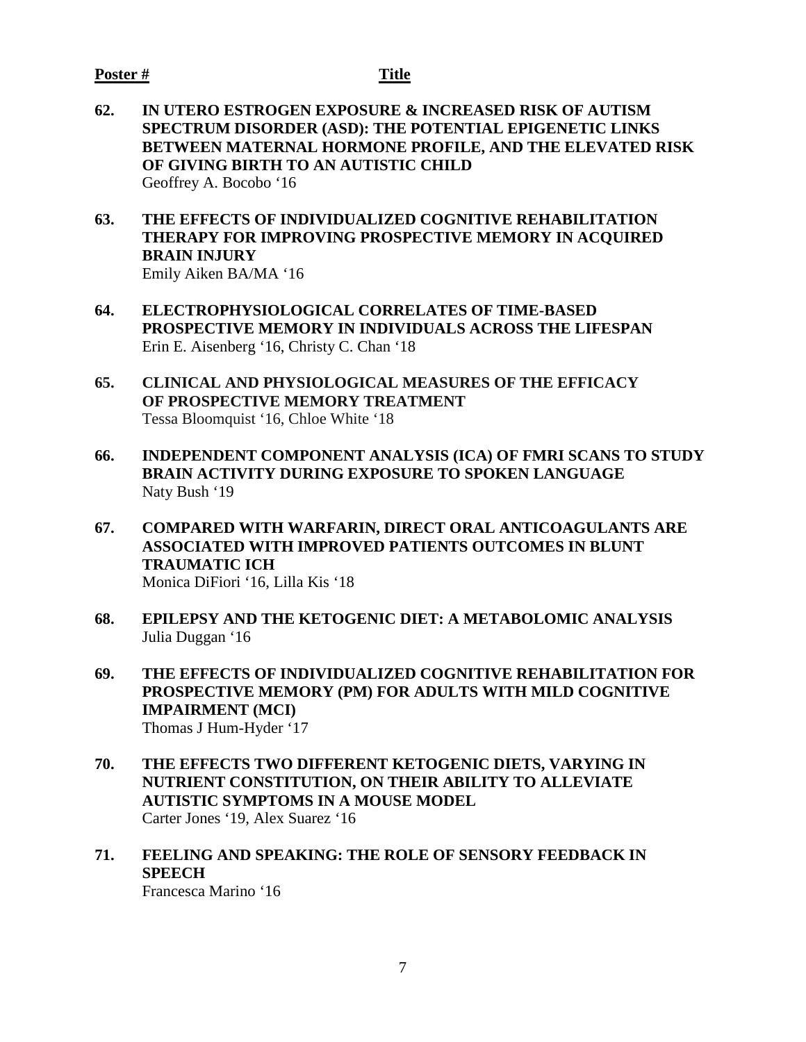**Poster #** **Title**

**62. IN UTERO ESTROGEN EXPOSURE & INCREASED RISK OF AUTISM SPECTRUM DISORDER (ASD): THE POTENTIAL EPIGENETIC LINKS BETWEEN MATERNAL HORMONE PROFILE, AND THE ELEVATED RISK OF GIVING BIRTH TO AN AUTISTIC CHILD**
Geoffrey A. Bocobo '16

**63. THE EFFECTS OF INDIVIDUALIZED COGNITIVE REHABILITATION THERAPY FOR IMPROVING PROSPECTIVE MEMORY IN ACQUIRED BRAIN INJURY**
Emily Aiken BA/MA '16

**64. ELECTROPHYSIOLOGICAL CORRELATES OF TIME-BASED PROSPECTIVE MEMORY IN INDIVIDUALS ACROSS THE LIFESPAN**
Erin E. Aisenberg '16, Christy C. Chan '18

**65. CLINICAL AND PHYSIOLOGICAL MEASURES OF THE EFFICACY OF PROSPECTIVE MEMORY TREATMENT**
Tessa Bloomquist '16, Chloe White '18

**66. INDEPENDENT COMPONENT ANALYSIS (ICA) OF FMRI SCANS TO STUDY BRAIN ACTIVITY DURING EXPOSURE TO SPOKEN LANGUAGE**
Naty Bush '19

**67. COMPARED WITH WARFARIN, DIRECT ORAL ANTICOAGULANTS ARE ASSOCIATED WITH IMPROVED PATIENTS OUTCOMES IN BLUNT TRAUMATIC ICH**
Monica DiFiori '16, Lilla Kis '18

**68. EPILEPSY AND THE KETOGENIC DIET: A METABOLOMIC ANALYSIS**
Julia Duggan '16

**69. THE EFFECTS OF INDIVIDUALIZED COGNITIVE REHABILITATION FOR PROSPECTIVE MEMORY (PM) FOR ADULTS WITH MILD COGNITIVE IMPAIRMENT (MCI)**
Thomas J Hum-Hyder '17

**70. THE EFFECTS TWO DIFFERENT KETOGENIC DIETS, VARYING IN NUTRIENT CONSTITUTION, ON THEIR ABILITY TO ALLEVIATE AUTISTIC SYMPTOMS IN A MOUSE MODEL**
Carter Jones '19, Alex Suarez '16

**71. FEELING AND SPEAKING: THE ROLE OF SENSORY FEEDBACK IN SPEECH**
Francesca Marino '16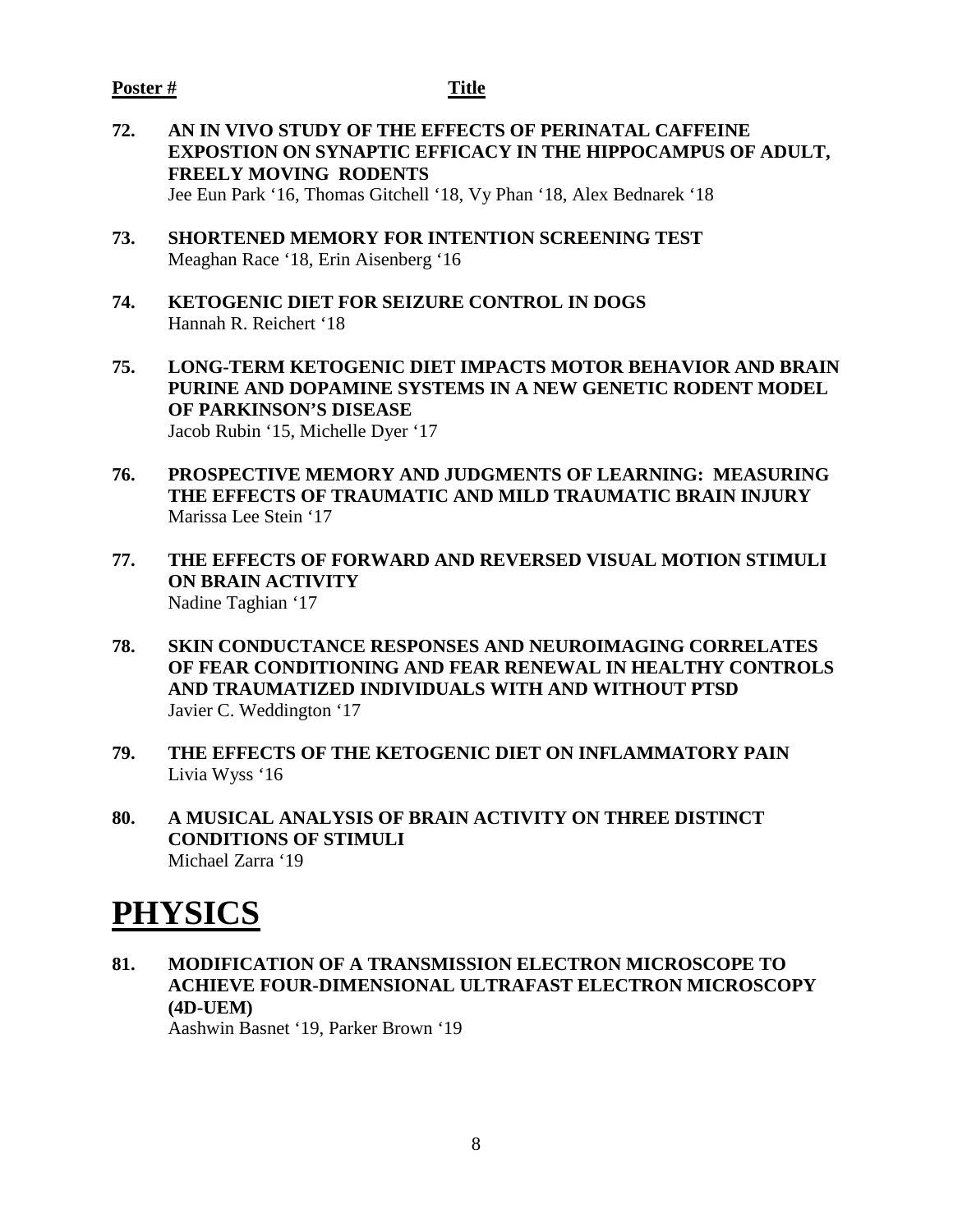**Poster #** **Title**

**72. AN IN VIVO STUDY OF THE EFFECTS OF PERINATAL CAFFEINE EXPOSTION ON SYNAPTIC EFFICACY IN THE HIPPOCAMPUS OF ADULT, FREELY MOVING RODENTS**
Jee Eun Park '16, Thomas Gitchell '18, Vy Phan '18, Alex Bednarek '18

**73. SHORTENED MEMORY FOR INTENTION SCREENING TEST**
Meaghan Race '18, Erin Aisenberg '16

**74. KETOGENIC DIET FOR SEIZURE CONTROL IN DOGS**
Hannah R. Reichert '18

**75. LONG-TERM KETOGENIC DIET IMPACTS MOTOR BEHAVIOR AND BRAIN PURINE AND DOPAMINE SYSTEMS IN A NEW GENETIC RODENT MODEL OF PARKINSON'S DISEASE**
Jacob Rubin '15, Michelle Dyer '17

**76. PROSPECTIVE MEMORY AND JUDGMENTS OF LEARNING: MEASURING THE EFFECTS OF TRAUMATIC AND MILD TRAUMATIC BRAIN INJURY**
Marissa Lee Stein '17

**77. THE EFFECTS OF FORWARD AND REVERSED VISUAL MOTION STIMULI ON BRAIN ACTIVITY**
Nadine Taghian '17

**78. SKIN CONDUCTANCE RESPONSES AND NEUROIMAGING CORRELATES OF FEAR CONDITIONING AND FEAR RENEWAL IN HEALTHY CONTROLS AND TRAUMATIZED INDIVIDUALS WITH AND WITHOUT PTSD**
Javier C. Weddington '17

**79. THE EFFECTS OF THE KETOGENIC DIET ON INFLAMMATORY PAIN**
Livia Wyss '16

**80. A MUSICAL ANALYSIS OF BRAIN ACTIVITY ON THREE DISTINCT CONDITIONS OF STIMULI**
Michael Zarra '19

# PHYSICS

**81. MODIFICATION OF A TRANSMISSION ELECTRON MICROSCOPE TO ACHIEVE FOUR-DIMENSIONAL ULTRAFAST ELECTRON MICROSCOPY (4D-UEM)**
Aashwin Basnet '19, Parker Brown '19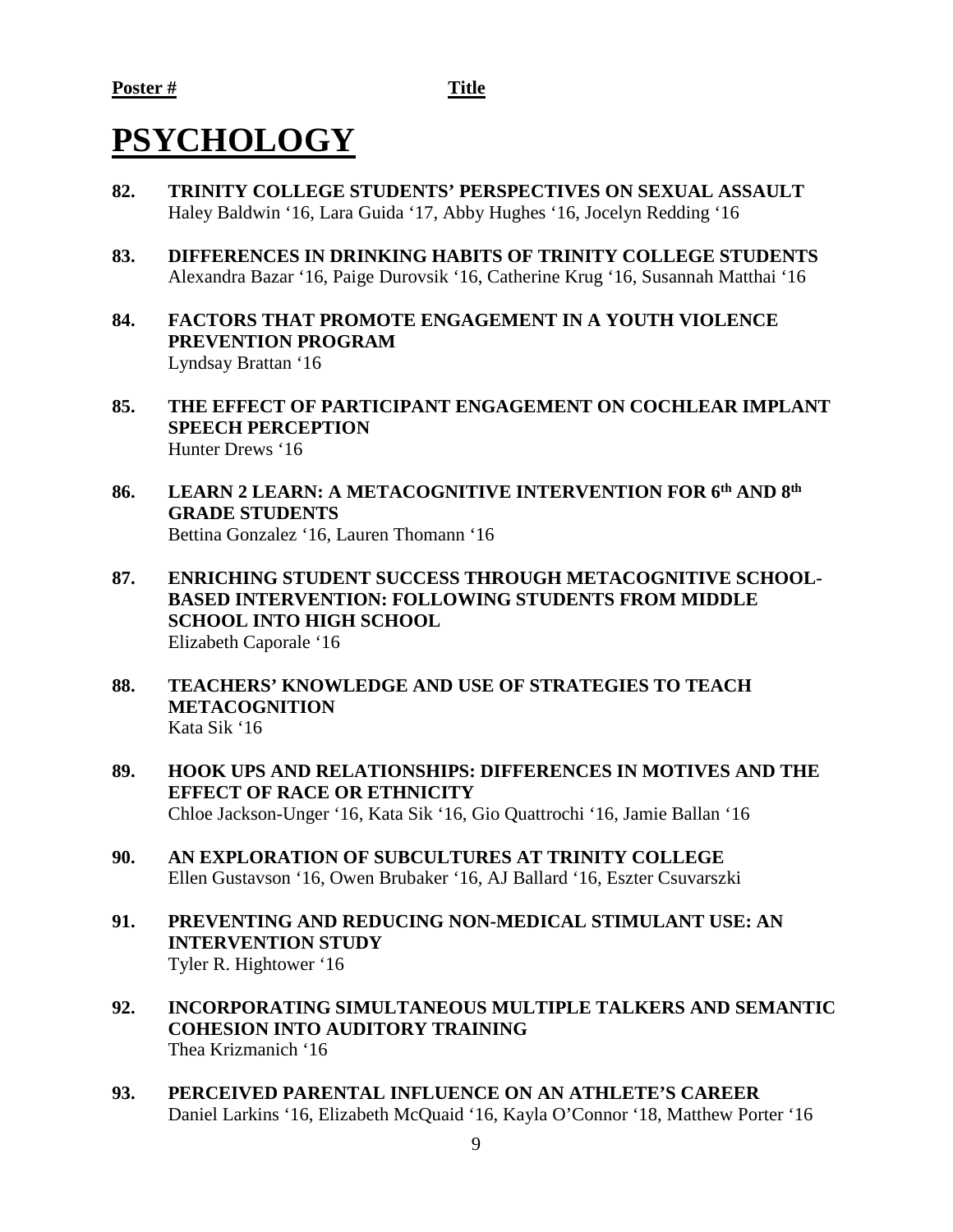**Poster #** **Title**

# PSYCHOLOGY

**82. TRINITY COLLEGE STUDENTS' PERSPECTIVES ON SEXUAL ASSAULT**
Haley Baldwin '16, Lara Guida '17, Abby Hughes '16, Jocelyn Redding '16

**83. DIFFERENCES IN DRINKING HABITS OF TRINITY COLLEGE STUDENTS**
Alexandra Bazar '16, Paige Durovsik '16, Catherine Krug '16, Susannah Matthai '16

**84. FACTORS THAT PROMOTE ENGAGEMENT IN A YOUTH VIOLENCE PREVENTION PROGRAM**
Lyndsay Brattan '16

**85. THE EFFECT OF PARTICIPANT ENGAGEMENT ON COCHLEAR IMPLANT SPEECH PERCEPTION**
Hunter Drews '16

**86. LEARN 2 LEARN: A METACOGNITIVE INTERVENTION FOR 6th AND 8th GRADE STUDENTS**
Bettina Gonzalez '16, Lauren Thomann '16

**87. ENRICHING STUDENT SUCCESS THROUGH METACOGNITIVE SCHOOL-BASED INTERVENTION: FOLLOWING STUDENTS FROM MIDDLE SCHOOL INTO HIGH SCHOOL**
Elizabeth Caporale '16

**88. TEACHERS' KNOWLEDGE AND USE OF STRATEGIES TO TEACH METACOGNITION**
Kata Sik '16

**89. HOOK UPS AND RELATIONSHIPS: DIFFERENCES IN MOTIVES AND THE EFFECT OF RACE OR ETHNICITY**
Chloe Jackson-Unger '16, Kata Sik '16, Gio Quattrochi '16, Jamie Ballan '16

**90. AN EXPLORATION OF SUBCULTURES AT TRINITY COLLEGE**
Ellen Gustavson '16, Owen Brubaker '16, AJ Ballard '16, Eszter Csuvarszki

**91. PREVENTING AND REDUCING NON-MEDICAL STIMULANT USE: AN INTERVENTION STUDY**
Tyler R. Hightower '16

**92. INCORPORATING SIMULTANEOUS MULTIPLE TALKERS AND SEMANTIC COHESION INTO AUDITORY TRAINING**
Thea Krizmanich '16

**93. PERCEIVED PARENTAL INFLUENCE ON AN ATHLETE'S CAREER**
Daniel Larkins '16, Elizabeth McQuaid '16, Kayla O'Connor '18, Matthew Porter '16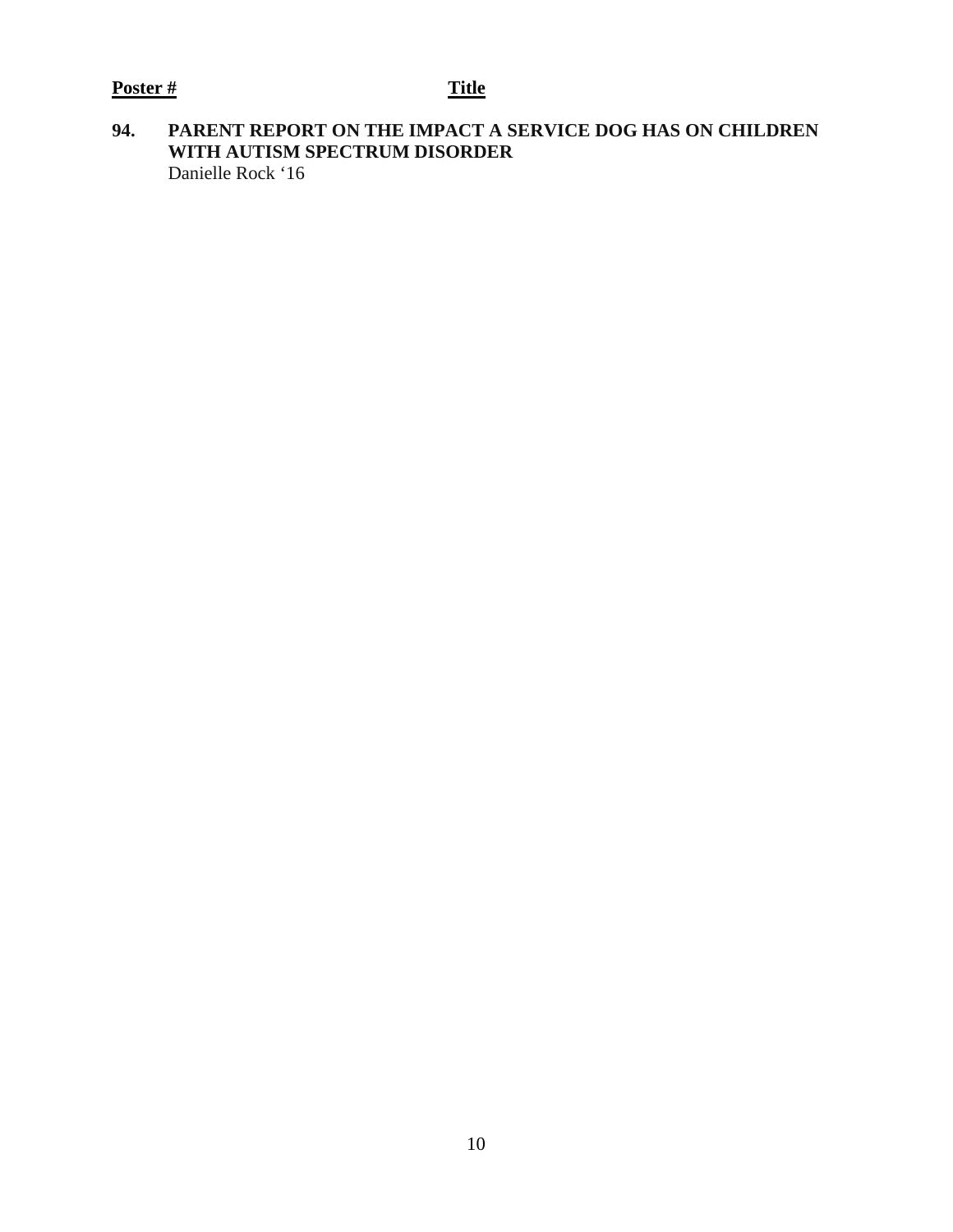| Poster # | Title |
| --- | --- |
| 94. | **PARENT REPORT ON THE IMPACT A SERVICE DOG HAS ON CHILDREN WITH AUTISM SPECTRUM DISORDER**<br>Danielle Rock ‘16 |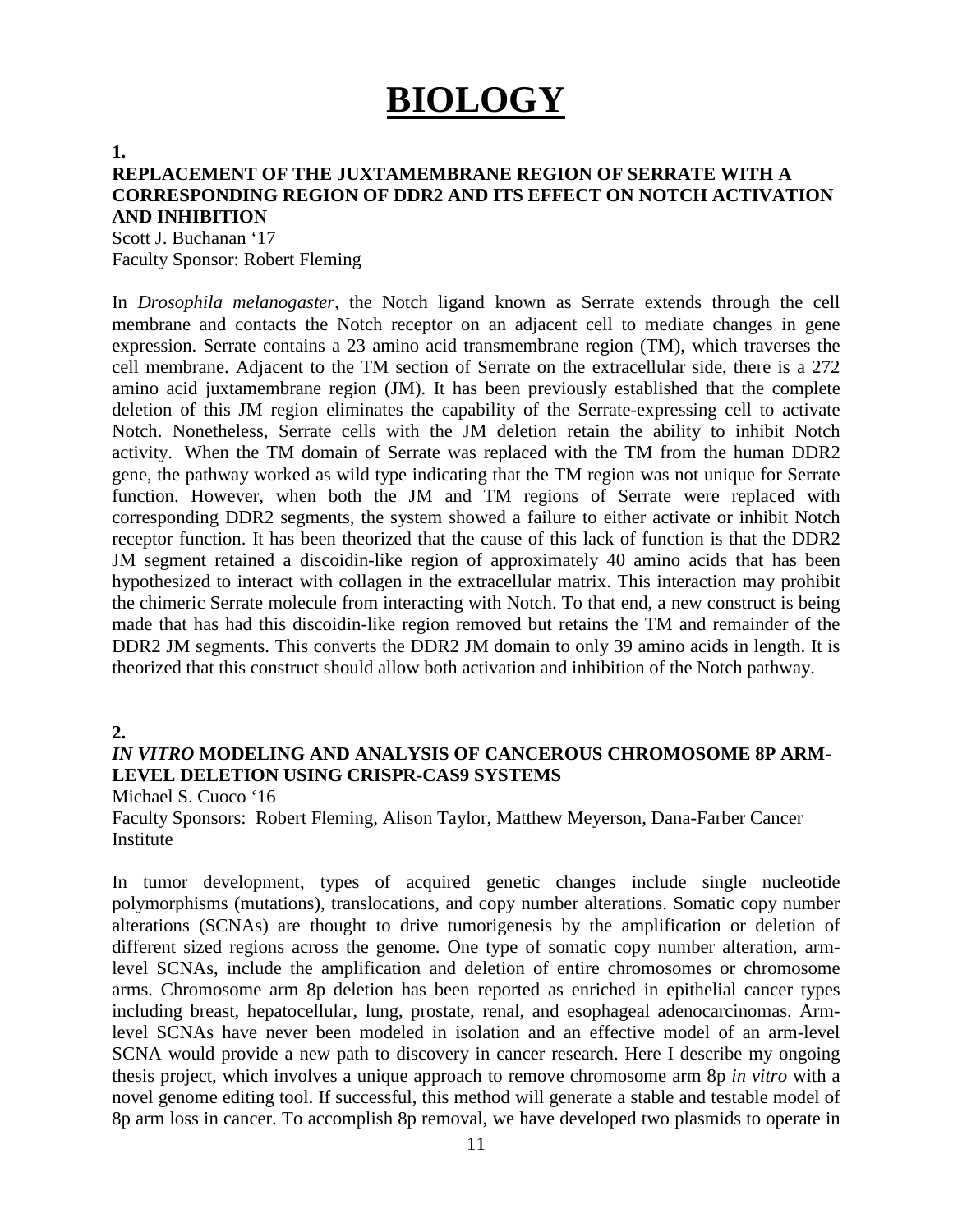# BIOLOGY

**1.**

**REPLACEMENT OF THE JUXTAMEMBRANE REGION OF SERRATE WITH A CORRESPONDING REGION OF DDR2 AND ITS EFFECT ON NOTCH ACTIVATION AND INHIBITION**

Scott J. Buchanan '17
Faculty Sponsor: Robert Fleming

In *Drosophila melanogaster*, the Notch ligand known as Serrate extends through the cell membrane and contacts the Notch receptor on an adjacent cell to mediate changes in gene expression. Serrate contains a 23 amino acid transmembrane region (TM), which traverses the cell membrane. Adjacent to the TM section of Serrate on the extracellular side, there is a 272 amino acid juxtamembrane region (JM). It has been previously established that the complete deletion of this JM region eliminates the capability of the Serrate-expressing cell to activate Notch. Nonetheless, Serrate cells with the JM deletion retain the ability to inhibit Notch activity. When the TM domain of Serrate was replaced with the TM from the human DDR2 gene, the pathway worked as wild type indicating that the TM region was not unique for Serrate function. However, when both the JM and TM regions of Serrate were replaced with corresponding DDR2 segments, the system showed a failure to either activate or inhibit Notch receptor function. It has been theorized that the cause of this lack of function is that the DDR2 JM segment retained a discoidin-like region of approximately 40 amino acids that has been hypothesized to interact with collagen in the extracellular matrix. This interaction may prohibit the chimeric Serrate molecule from interacting with Notch. To that end, a new construct is being made that has had this discoidin-like region removed but retains the TM and remainder of the DDR2 JM segments. This converts the DDR2 JM domain to only 39 amino acids in length. It is theorized that this construct should allow both activation and inhibition of the Notch pathway.

**2.**

***IN VITRO* MODELING AND ANALYSIS OF CANCEROUS CHROMOSOME 8P ARM-LEVEL DELETION USING CRISPR-CAS9 SYSTEMS**

Michael S. Cuoco '16
Faculty Sponsors: Robert Fleming, Alison Taylor, Matthew Meyerson, Dana-Farber Cancer Institute

In tumor development, types of acquired genetic changes include single nucleotide polymorphisms (mutations), translocations, and copy number alterations. Somatic copy number alterations (SCNAs) are thought to drive tumorigenesis by the amplification or deletion of different sized regions across the genome. One type of somatic copy number alteration, arm-level SCNAs, include the amplification and deletion of entire chromosomes or chromosome arms. Chromosome arm 8p deletion has been reported as enriched in epithelial cancer types including breast, hepatocellular, lung, prostate, renal, and esophageal adenocarcinomas. Arm-level SCNAs have never been modeled in isolation and an effective model of an arm-level SCNA would provide a new path to discovery in cancer research. Here I describe my ongoing thesis project, which involves a unique approach to remove chromosome arm 8p *in vitro* with a novel genome editing tool. If successful, this method will generate a stable and testable model of 8p arm loss in cancer. To accomplish 8p removal, we have developed two plasmids to operate in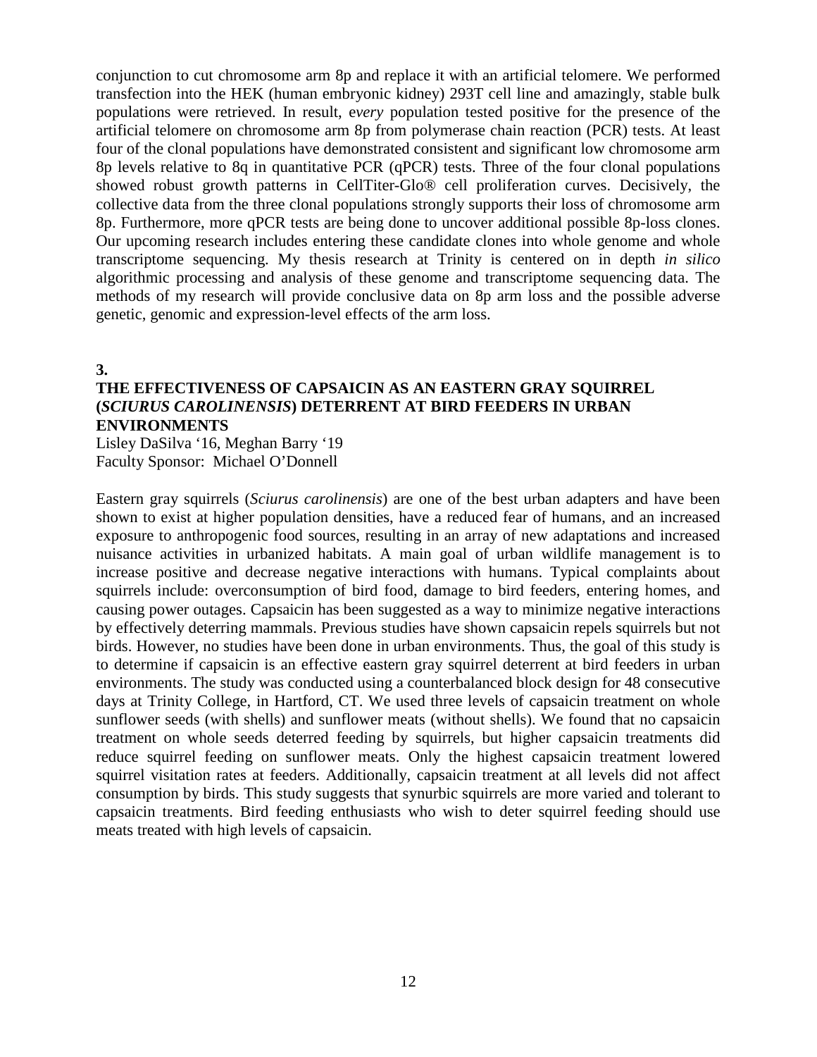conjunction to cut chromosome arm 8p and replace it with an artificial telomere. We performed transfection into the HEK (human embryonic kidney) 293T cell line and amazingly, stable bulk populations were retrieved. In result, e*very* population tested positive for the presence of the artificial telomere on chromosome arm 8p from polymerase chain reaction (PCR) tests. At least four of the clonal populations have demonstrated consistent and significant low chromosome arm 8p levels relative to 8q in quantitative PCR (qPCR) tests. Three of the four clonal populations showed robust growth patterns in CellTiter-Glo® cell proliferation curves. Decisively, the collective data from the three clonal populations strongly supports their loss of chromosome arm 8p. Furthermore, more qPCR tests are being done to uncover additional possible 8p-loss clones. Our upcoming research includes entering these candidate clones into whole genome and whole transcriptome sequencing. My thesis research at Trinity is centered on in depth *in silico* algorithmic processing and analysis of these genome and transcriptome sequencing data. The methods of my research will provide conclusive data on 8p arm loss and the possible adverse genetic, genomic and expression-level effects of the arm loss.

**3.**

**THE EFFECTIVENESS OF CAPSAICIN AS AN EASTERN GRAY SQUIRREL (*SCIURUS CAROLINENSIS*) DETERRENT AT BIRD FEEDERS IN URBAN ENVIRONMENTS**

Lisley DaSilva '16, Meghan Barry '19
Faculty Sponsor: Michael O'Donnell

Eastern gray squirrels (*Sciurus carolinensis*) are one of the best urban adapters and have been shown to exist at higher population densities, have a reduced fear of humans, and an increased exposure to anthropogenic food sources, resulting in an array of new adaptations and increased nuisance activities in urbanized habitats. A main goal of urban wildlife management is to increase positive and decrease negative interactions with humans. Typical complaints about squirrels include: overconsumption of bird food, damage to bird feeders, entering homes, and causing power outages. Capsaicin has been suggested as a way to minimize negative interactions by effectively deterring mammals. Previous studies have shown capsaicin repels squirrels but not birds. However, no studies have been done in urban environments. Thus, the goal of this study is to determine if capsaicin is an effective eastern gray squirrel deterrent at bird feeders in urban environments. The study was conducted using a counterbalanced block design for 48 consecutive days at Trinity College, in Hartford, CT. We used three levels of capsaicin treatment on whole sunflower seeds (with shells) and sunflower meats (without shells). We found that no capsaicin treatment on whole seeds deterred feeding by squirrels, but higher capsaicin treatments did reduce squirrel feeding on sunflower meats. Only the highest capsaicin treatment lowered squirrel visitation rates at feeders. Additionally, capsaicin treatment at all levels did not affect consumption by birds. This study suggests that synurbic squirrels are more varied and tolerant to capsaicin treatments. Bird feeding enthusiasts who wish to deter squirrel feeding should use meats treated with high levels of capsaicin.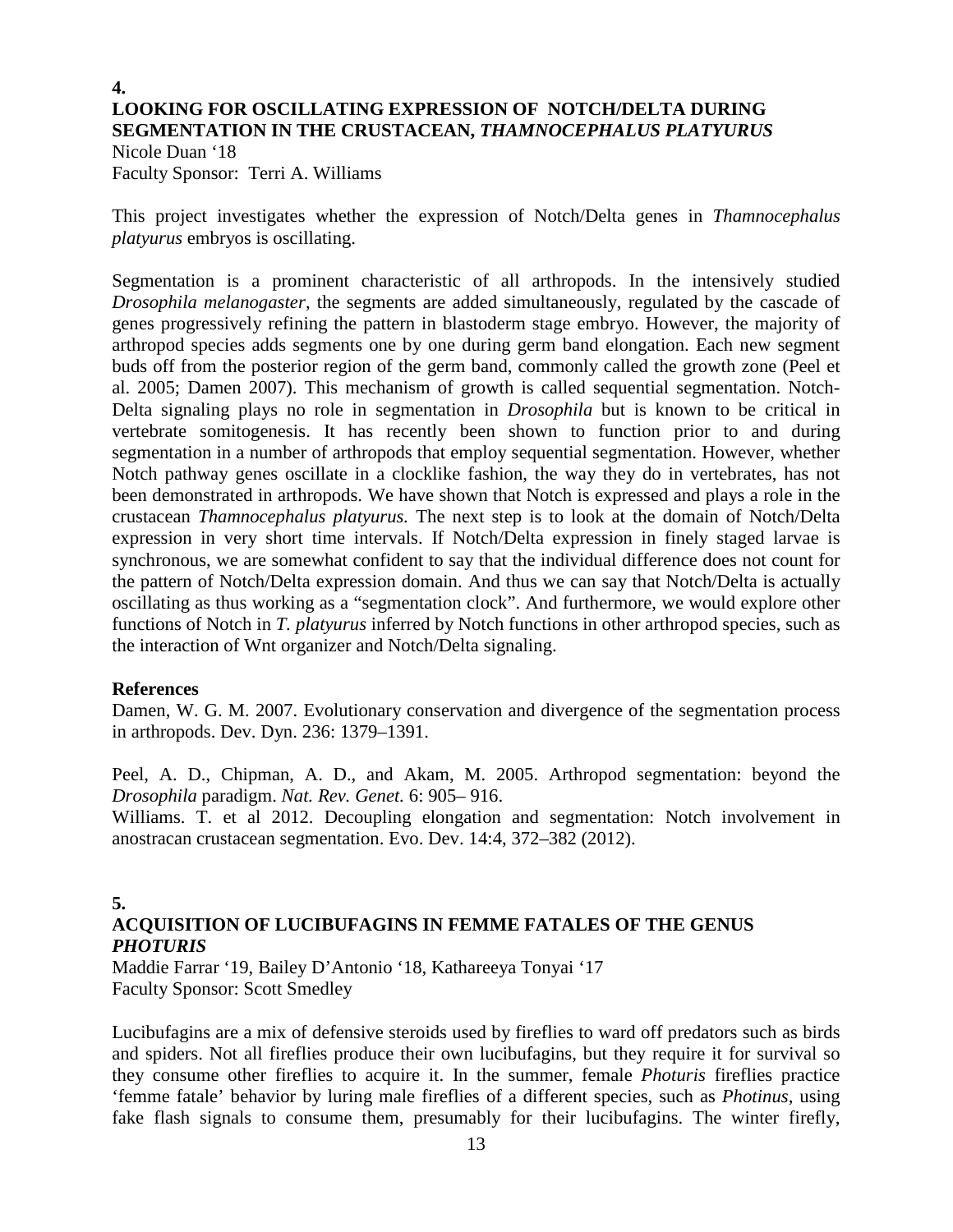**4.**

## LOOKING FOR OSCILLATING EXPRESSION OF NOTCH/DELTA DURING SEGMENTATION IN THE CRUSTACEAN, *THAMNOCEPHALUS PLATYURUS*

Nicole Duan '18
Faculty Sponsor: Terri A. Williams

This project investigates whether the expression of Notch/Delta genes in *Thamnocephalus platyurus* embryos is oscillating.

Segmentation is a prominent characteristic of all arthropods. In the intensively studied *Drosophila melanogaster*, the segments are added simultaneously, regulated by the cascade of genes progressively refining the pattern in blastoderm stage embryo. However, the majority of arthropod species adds segments one by one during germ band elongation. Each new segment buds off from the posterior region of the germ band, commonly called the growth zone (Peel et al. 2005; Damen 2007). This mechanism of growth is called sequential segmentation. Notch-Delta signaling plays no role in segmentation in *Drosophila* but is known to be critical in vertebrate somitogenesis. It has recently been shown to function prior to and during segmentation in a number of arthropods that employ sequential segmentation. However, whether Notch pathway genes oscillate in a clocklike fashion, the way they do in vertebrates, has not been demonstrated in arthropods. We have shown that Notch is expressed and plays a role in the crustacean *Thamnocephalus platyurus.* The next step is to look at the domain of Notch/Delta expression in very short time intervals. If Notch/Delta expression in finely staged larvae is synchronous, we are somewhat confident to say that the individual difference does not count for the pattern of Notch/Delta expression domain. And thus we can say that Notch/Delta is actually oscillating as thus working as a "segmentation clock". And furthermore, we would explore other functions of Notch in *T. platyurus* inferred by Notch functions in other arthropod species, such as the interaction of Wnt organizer and Notch/Delta signaling.

### References

Damen, W. G. M. 2007. Evolutionary conservation and divergence of the segmentation process in arthropods. Dev. Dyn. 236: 1379–1391.

Peel, A. D., Chipman, A. D., and Akam, M. 2005. Arthropod segmentation: beyond the *Drosophila* paradigm. *Nat. Rev. Genet.* 6: 905– 916.
Williams. T. et al 2012. Decoupling elongation and segmentation: Notch involvement in anostracan crustacean segmentation. Evo. Dev. 14:4, 372–382 (2012).

**5.**

## ACQUISITION OF LUCIBUFAGINS IN FEMME FATALES OF THE GENUS *PHOTURIS*

Maddie Farrar '19, Bailey D'Antonio '18, Kathareeya Tonyai '17
Faculty Sponsor: Scott Smedley

Lucibufagins are a mix of defensive steroids used by fireflies to ward off predators such as birds and spiders. Not all fireflies produce their own lucibufagins, but they require it for survival so they consume other fireflies to acquire it. In the summer, female *Photuris* fireflies practice 'femme fatale' behavior by luring male fireflies of a different species, such as *Photinus*, using fake flash signals to consume them, presumably for their lucibufagins. The winter firefly,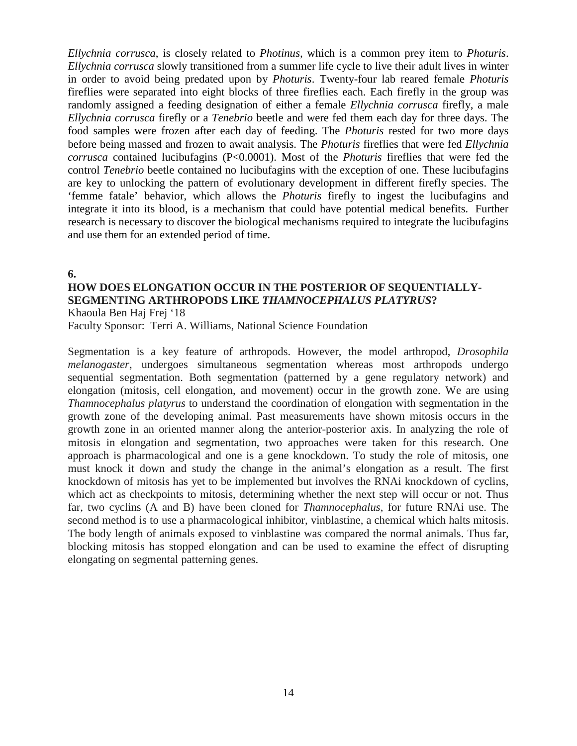*Ellychnia corrusca*, is closely related to *Photinus,* which is a common prey item to *Photuris*. *Ellychnia corrusca* slowly transitioned from a summer life cycle to live their adult lives in winter in order to avoid being predated upon by *Photuris*. Twenty-four lab reared female *Photuris* fireflies were separated into eight blocks of three fireflies each. Each firefly in the group was randomly assigned a feeding designation of either a female *Ellychnia corrusca* firefly, a male *Ellychnia corrusca* firefly or a *Tenebrio* beetle and were fed them each day for three days. The food samples were frozen after each day of feeding. The *Photuris* rested for two more days before being massed and frozen to await analysis. The *Photuris* fireflies that were fed *Ellychnia corrusca* contained lucibufagins ($P<0.0001$). Most of the *Photuris* fireflies that were fed the control *Tenebrio* beetle contained no lucibufagins with the exception of one. These lucibufagins are key to unlocking the pattern of evolutionary development in different firefly species. The 'femme fatale' behavior, which allows the *Photuris* firefly to ingest the lucibufagins and integrate it into its blood, is a mechanism that could have potential medical benefits. Further research is necessary to discover the biological mechanisms required to integrate the lucibufagins and use them for an extended period of time.

**6.**

## HOW DOES ELONGATION OCCUR IN THE POSTERIOR OF SEQUENTIALLY-SEGMENTING ARTHROPODS LIKE *THAMNOCEPHALUS PLATYRUS*?

Khaoula Ben Haj Frej '18

Faculty Sponsor: Terri A. Williams, National Science Foundation

Segmentation is a key feature of arthropods. However, the model arthropod, *Drosophila melanogaster*, undergoes simultaneous segmentation whereas most arthropods undergo sequential segmentation. Both segmentation (patterned by a gene regulatory network) and elongation (mitosis, cell elongation, and movement) occur in the growth zone. We are using *Thamnocephalus platyrus* to understand the coordination of elongation with segmentation in the growth zone of the developing animal. Past measurements have shown mitosis occurs in the growth zone in an oriented manner along the anterior-posterior axis. In analyzing the role of mitosis in elongation and segmentation, two approaches were taken for this research. One approach is pharmacological and one is a gene knockdown. To study the role of mitosis, one must knock it down and study the change in the animal's elongation as a result. The first knockdown of mitosis has yet to be implemented but involves the RNAi knockdown of cyclins, which act as checkpoints to mitosis, determining whether the next step will occur or not. Thus far, two cyclins (A and B) have been cloned for *Thamnocephalus*, for future RNAi use. The second method is to use a pharmacological inhibitor, vinblastine, a chemical which halts mitosis. The body length of animals exposed to vinblastine was compared the normal animals. Thus far, blocking mitosis has stopped elongation and can be used to examine the effect of disrupting elongating on segmental patterning genes.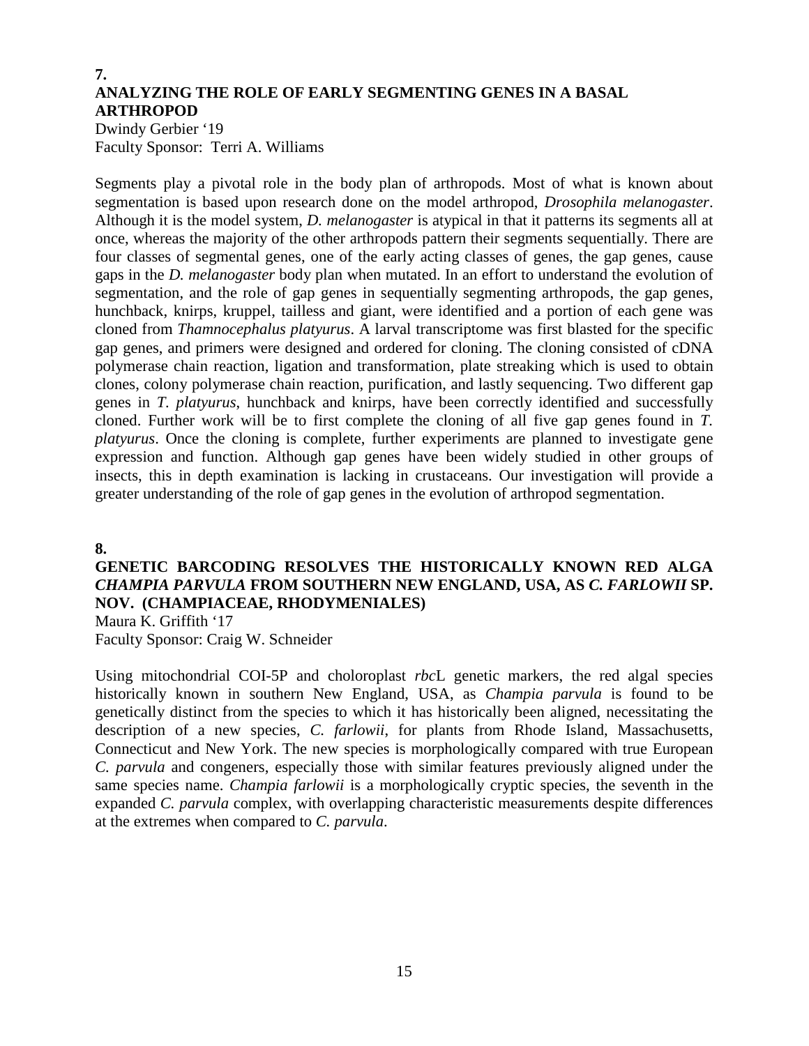**7.**

## ANALYZING THE ROLE OF EARLY SEGMENTING GENES IN A BASAL ARTHROPOD

Dwindy Gerbier '19
Faculty Sponsor: Terri A. Williams

Segments play a pivotal role in the body plan of arthropods. Most of what is known about segmentation is based upon research done on the model arthropod, *Drosophila melanogaster*. Although it is the model system, *D. melanogaster* is atypical in that it patterns its segments all at once, whereas the majority of the other arthropods pattern their segments sequentially. There are four classes of segmental genes, one of the early acting classes of genes, the gap genes, cause gaps in the *D. melanogaster* body plan when mutated. In an effort to understand the evolution of segmentation, and the role of gap genes in sequentially segmenting arthropods, the gap genes, hunchback, knirps, kruppel, tailless and giant, were identified and a portion of each gene was cloned from *Thamnocephalus platyurus*. A larval transcriptome was first blasted for the specific gap genes, and primers were designed and ordered for cloning. The cloning consisted of cDNA polymerase chain reaction, ligation and transformation, plate streaking which is used to obtain clones, colony polymerase chain reaction, purification, and lastly sequencing. Two different gap genes in *T. platyurus*, hunchback and knirps, have been correctly identified and successfully cloned. Further work will be to first complete the cloning of all five gap genes found in *T. platyurus*. Once the cloning is complete, further experiments are planned to investigate gene expression and function. Although gap genes have been widely studied in other groups of insects, this in depth examination is lacking in crustaceans. Our investigation will provide a greater understanding of the role of gap genes in the evolution of arthropod segmentation.

**8.**

## GENETIC BARCODING RESOLVES THE HISTORICALLY KNOWN RED ALGA *CHAMPIA PARVULA* FROM SOUTHERN NEW ENGLAND, USA, AS *C. FARLOWII* SP. NOV. (CHAMPIACEAE, RHODYMENIALES)

Maura K. Griffith '17
Faculty Sponsor: Craig W. Schneider

Using mitochondrial COI-5P and choloroplast *rbc*L genetic markers, the red algal species historically known in southern New England, USA, as *Champia parvula* is found to be genetically distinct from the species to which it has historically been aligned, necessitating the description of a new species, *C. farlowii*, for plants from Rhode Island, Massachusetts, Connecticut and New York. The new species is morphologically compared with true European *C. parvula* and congeners, especially those with similar features previously aligned under the same species name. *Champia farlowii* is a morphologically cryptic species, the seventh in the expanded *C. parvula* complex, with overlapping characteristic measurements despite differences at the extremes when compared to *C. parvula*.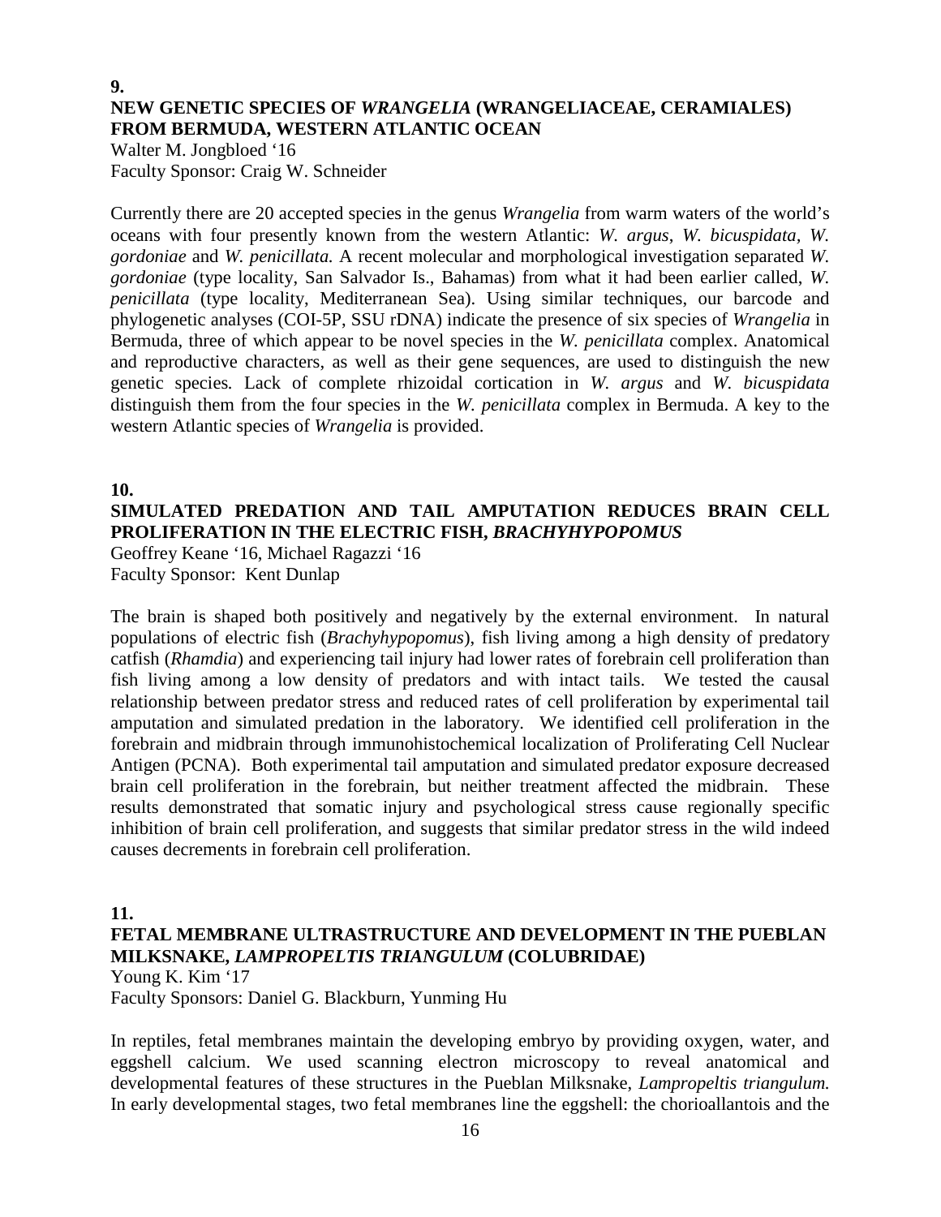**9.**

**NEW GENETIC SPECIES OF *WRANGELIA* (WRANGELIACEAE, CERAMIALES) FROM BERMUDA, WESTERN ATLANTIC OCEAN**

Walter M. Jongbloed '16
Faculty Sponsor: Craig W. Schneider

Currently there are 20 accepted species in the genus *Wrangelia* from warm waters of the world's oceans with four presently known from the western Atlantic: *W. argus*, *W. bicuspidata*, *W. gordoniae* and *W. penicillata.* A recent molecular and morphological investigation separated *W. gordoniae* (type locality, San Salvador Is., Bahamas) from what it had been earlier called, *W. penicillata* (type locality, Mediterranean Sea). Using similar techniques, our barcode and phylogenetic analyses (COI-5P, SSU rDNA) indicate the presence of six species of *Wrangelia* in Bermuda, three of which appear to be novel species in the *W. penicillata* complex. Anatomical and reproductive characters, as well as their gene sequences, are used to distinguish the new genetic species*.* Lack of complete rhizoidal cortication in *W. argus* and *W. bicuspidata* distinguish them from the four species in the *W. penicillata* complex in Bermuda. A key to the western Atlantic species of *Wrangelia* is provided.

**10.**

**SIMULATED PREDATION AND TAIL AMPUTATION REDUCES BRAIN CELL PROLIFERATION IN THE ELECTRIC FISH, *BRACHYHYPOPOMUS***

Geoffrey Keane '16, Michael Ragazzi '16
Faculty Sponsor: Kent Dunlap

The brain is shaped both positively and negatively by the external environment. In natural populations of electric fish (*Brachyhypopomus*), fish living among a high density of predatory catfish (*Rhamdia*) and experiencing tail injury had lower rates of forebrain cell proliferation than fish living among a low density of predators and with intact tails. We tested the causal relationship between predator stress and reduced rates of cell proliferation by experimental tail amputation and simulated predation in the laboratory. We identified cell proliferation in the forebrain and midbrain through immunohistochemical localization of Proliferating Cell Nuclear Antigen (PCNA). Both experimental tail amputation and simulated predator exposure decreased brain cell proliferation in the forebrain, but neither treatment affected the midbrain. These results demonstrated that somatic injury and psychological stress cause regionally specific inhibition of brain cell proliferation, and suggests that similar predator stress in the wild indeed causes decrements in forebrain cell proliferation.

**11.**

**FETAL MEMBRANE ULTRASTRUCTURE AND DEVELOPMENT IN THE PUEBLAN MILKSNAKE, *LAMPROPELTIS TRIANGULUM* (COLUBRIDAE)**

Young K. Kim '17
Faculty Sponsors: Daniel G. Blackburn, Yunming Hu

In reptiles, fetal membranes maintain the developing embryo by providing oxygen, water, and eggshell calcium. We used scanning electron microscopy to reveal anatomical and developmental features of these structures in the Pueblan Milksnake, *Lampropeltis triangulum.* In early developmental stages, two fetal membranes line the eggshell: the chorioallantois and the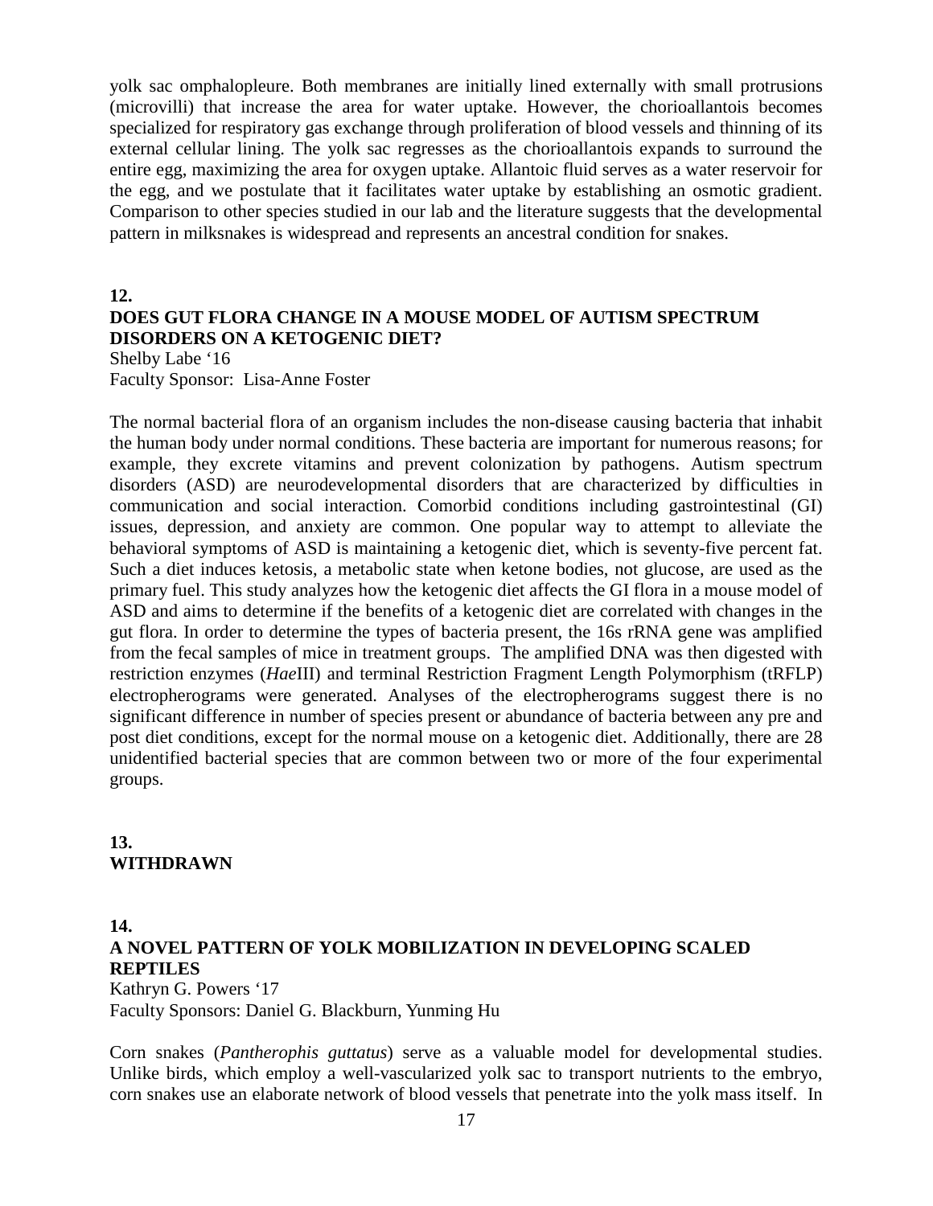yolk sac omphalopleure. Both membranes are initially lined externally with small protrusions (microvilli) that increase the area for water uptake. However, the chorioallantois becomes specialized for respiratory gas exchange through proliferation of blood vessels and thinning of its external cellular lining. The yolk sac regresses as the chorioallantois expands to surround the entire egg, maximizing the area for oxygen uptake. Allantoic fluid serves as a water reservoir for the egg, and we postulate that it facilitates water uptake by establishing an osmotic gradient. Comparison to other species studied in our lab and the literature suggests that the developmental pattern in milksnakes is widespread and represents an ancestral condition for snakes.

**12.**
**DOES GUT FLORA CHANGE IN A MOUSE MODEL OF AUTISM SPECTRUM DISORDERS ON A KETOGENIC DIET?**
Shelby Labe '16
Faculty Sponsor: Lisa-Anne Foster

The normal bacterial flora of an organism includes the non-disease causing bacteria that inhabit the human body under normal conditions. These bacteria are important for numerous reasons; for example, they excrete vitamins and prevent colonization by pathogens. Autism spectrum disorders (ASD) are neurodevelopmental disorders that are characterized by difficulties in communication and social interaction. Comorbid conditions including gastrointestinal (GI) issues, depression, and anxiety are common. One popular way to attempt to alleviate the behavioral symptoms of ASD is maintaining a ketogenic diet, which is seventy-five percent fat. Such a diet induces ketosis, a metabolic state when ketone bodies, not glucose, are used as the primary fuel. This study analyzes how the ketogenic diet affects the GI flora in a mouse model of ASD and aims to determine if the benefits of a ketogenic diet are correlated with changes in the gut flora. In order to determine the types of bacteria present, the 16s rRNA gene was amplified from the fecal samples of mice in treatment groups. The amplified DNA was then digested with restriction enzymes (*Hae*III) and terminal Restriction Fragment Length Polymorphism (tRFLP) electropherograms were generated. Analyses of the electropherograms suggest there is no significant difference in number of species present or abundance of bacteria between any pre and post diet conditions, except for the normal mouse on a ketogenic diet. Additionally, there are 28 unidentified bacterial species that are common between two or more of the four experimental groups.

**13.**
**WITHDRAWN**

**14.**
**A NOVEL PATTERN OF YOLK MOBILIZATION IN DEVELOPING SCALED REPTILES**
Kathryn G. Powers '17
Faculty Sponsors: Daniel G. Blackburn, Yunming Hu

Corn snakes (*Pantherophis guttatus*) serve as a valuable model for developmental studies. Unlike birds, which employ a well-vascularized yolk sac to transport nutrients to the embryo, corn snakes use an elaborate network of blood vessels that penetrate into the yolk mass itself. In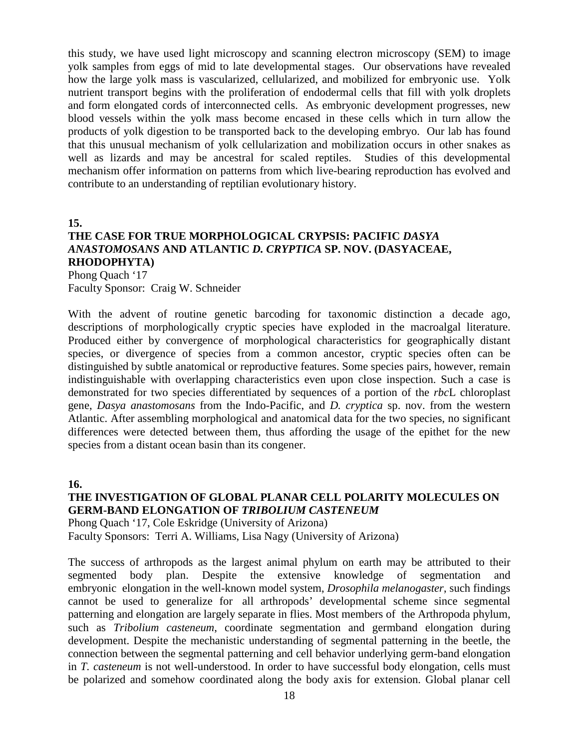this study, we have used light microscopy and scanning electron microscopy (SEM) to image yolk samples from eggs of mid to late developmental stages. Our observations have revealed how the large yolk mass is vascularized, cellularized, and mobilized for embryonic use. Yolk nutrient transport begins with the proliferation of endodermal cells that fill with yolk droplets and form elongated cords of interconnected cells. As embryonic development progresses, new blood vessels within the yolk mass become encased in these cells which in turn allow the products of yolk digestion to be transported back to the developing embryo. Our lab has found that this unusual mechanism of yolk cellularization and mobilization occurs in other snakes as well as lizards and may be ancestral for scaled reptiles. Studies of this developmental mechanism offer information on patterns from which live-bearing reproduction has evolved and contribute to an understanding of reptilian evolutionary history.

**15.**

**THE CASE FOR TRUE MORPHOLOGICAL CRYPSIS: PACIFIC *DASYA ANASTOMOSANS* AND ATLANTIC *D. CRYPTICA* SP. NOV. (DASYACEAE, RHODOPHYTA)**

Phong Quach '17
Faculty Sponsor: Craig W. Schneider

With the advent of routine genetic barcoding for taxonomic distinction a decade ago, descriptions of morphologically cryptic species have exploded in the macroalgal literature. Produced either by convergence of morphological characteristics for geographically distant species, or divergence of species from a common ancestor, cryptic species often can be distinguished by subtle anatomical or reproductive features. Some species pairs, however, remain indistinguishable with overlapping characteristics even upon close inspection. Such a case is demonstrated for two species differentiated by sequences of a portion of the *rbc*L chloroplast gene, *Dasya anastomosans* from the Indo-Pacific, and *D. cryptica* sp. nov. from the western Atlantic. After assembling morphological and anatomical data for the two species, no significant differences were detected between them, thus affording the usage of the epithet for the new species from a distant ocean basin than its congener.

**16.**

**THE INVESTIGATION OF GLOBAL PLANAR CELL POLARITY MOLECULES ON GERM-BAND ELONGATION OF *TRIBOLIUM CASTENEUM***

Phong Quach '17, Cole Eskridge (University of Arizona)
Faculty Sponsors: Terri A. Williams, Lisa Nagy (University of Arizona)

The success of arthropods as the largest animal phylum on earth may be attributed to their segmented body plan. Despite the extensive knowledge of segmentation and embryonic elongation in the well-known model system, *Drosophila melanogaster*, such findings cannot be used to generalize for all arthropods' developmental scheme since segmental patterning and elongation are largely separate in flies. Most members of the Arthropoda phylum, such as *Tribolium casteneum*, coordinate segmentation and germband elongation during development. Despite the mechanistic understanding of segmental patterning in the beetle, the connection between the segmental patterning and cell behavior underlying germ-band elongation in *T. casteneum* is not well-understood. In order to have successful body elongation, cells must be polarized and somehow coordinated along the body axis for extension. Global planar cell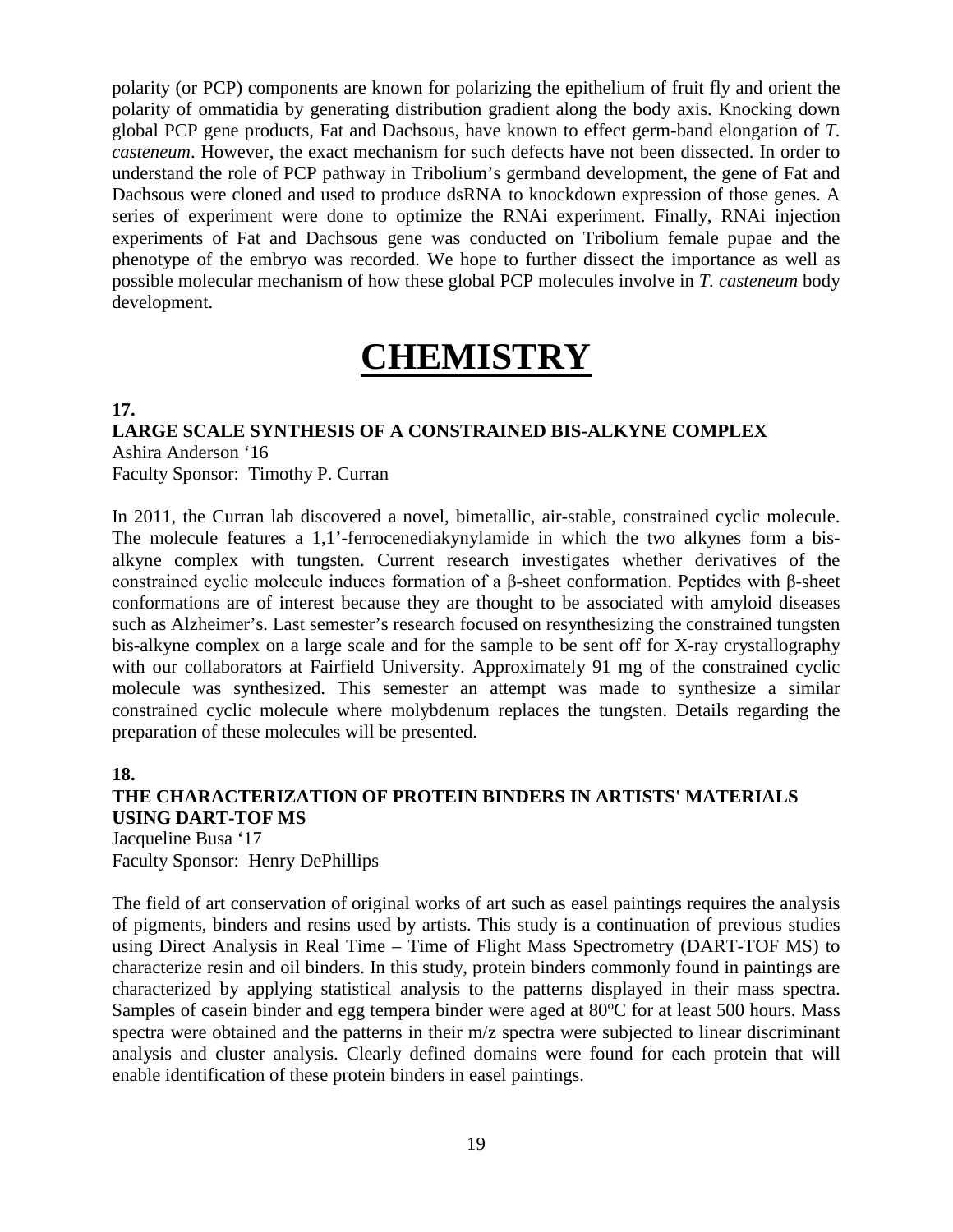polarity (or PCP) components are known for polarizing the epithelium of fruit fly and orient the polarity of ommatidia by generating distribution gradient along the body axis. Knocking down global PCP gene products, Fat and Dachsous, have known to effect germ-band elongation of *T. casteneum*. However, the exact mechanism for such defects have not been dissected. In order to understand the role of PCP pathway in Tribolium's germband development, the gene of Fat and Dachsous were cloned and used to produce dsRNA to knockdown expression of those genes. A series of experiment were done to optimize the RNAi experiment. Finally, RNAi injection experiments of Fat and Dachsous gene was conducted on Tribolium female pupae and the phenotype of the embryo was recorded. We hope to further dissect the importance as well as possible molecular mechanism of how these global PCP molecules involve in *T. casteneum* body development.

# CHEMISTRY

**17.**

### LARGE SCALE SYNTHESIS OF A CONSTRAINED BIS-ALKYNE COMPLEX

Ashira Anderson '16
Faculty Sponsor: Timothy P. Curran

In 2011, the Curran lab discovered a novel, bimetallic, air-stable, constrained cyclic molecule. The molecule features a 1,1'-ferrocenediakynylamide in which the two alkynes form a bis-alkyne complex with tungsten. Current research investigates whether derivatives of the constrained cyclic molecule induces formation of a β-sheet conformation. Peptides with β-sheet conformations are of interest because they are thought to be associated with amyloid diseases such as Alzheimer's. Last semester's research focused on resynthesizing the constrained tungsten bis-alkyne complex on a large scale and for the sample to be sent off for X-ray crystallography with our collaborators at Fairfield University. Approximately 91 mg of the constrained cyclic molecule was synthesized. This semester an attempt was made to synthesize a similar constrained cyclic molecule where molybdenum replaces the tungsten. Details regarding the preparation of these molecules will be presented.

**18.**

### THE CHARACTERIZATION OF PROTEIN BINDERS IN ARTISTS' MATERIALS USING DART-TOF MS

Jacqueline Busa '17
Faculty Sponsor: Henry DePhillips

The field of art conservation of original works of art such as easel paintings requires the analysis of pigments, binders and resins used by artists. This study is a continuation of previous studies using Direct Analysis in Real Time – Time of Flight Mass Spectrometry (DART-TOF MS) to characterize resin and oil binders. In this study, protein binders commonly found in paintings are characterized by applying statistical analysis to the patterns displayed in their mass spectra. Samples of casein binder and egg tempera binder were aged at 80ºC for at least 500 hours. Mass spectra were obtained and the patterns in their m/z spectra were subjected to linear discriminant analysis and cluster analysis. Clearly defined domains were found for each protein that will enable identification of these protein binders in easel paintings.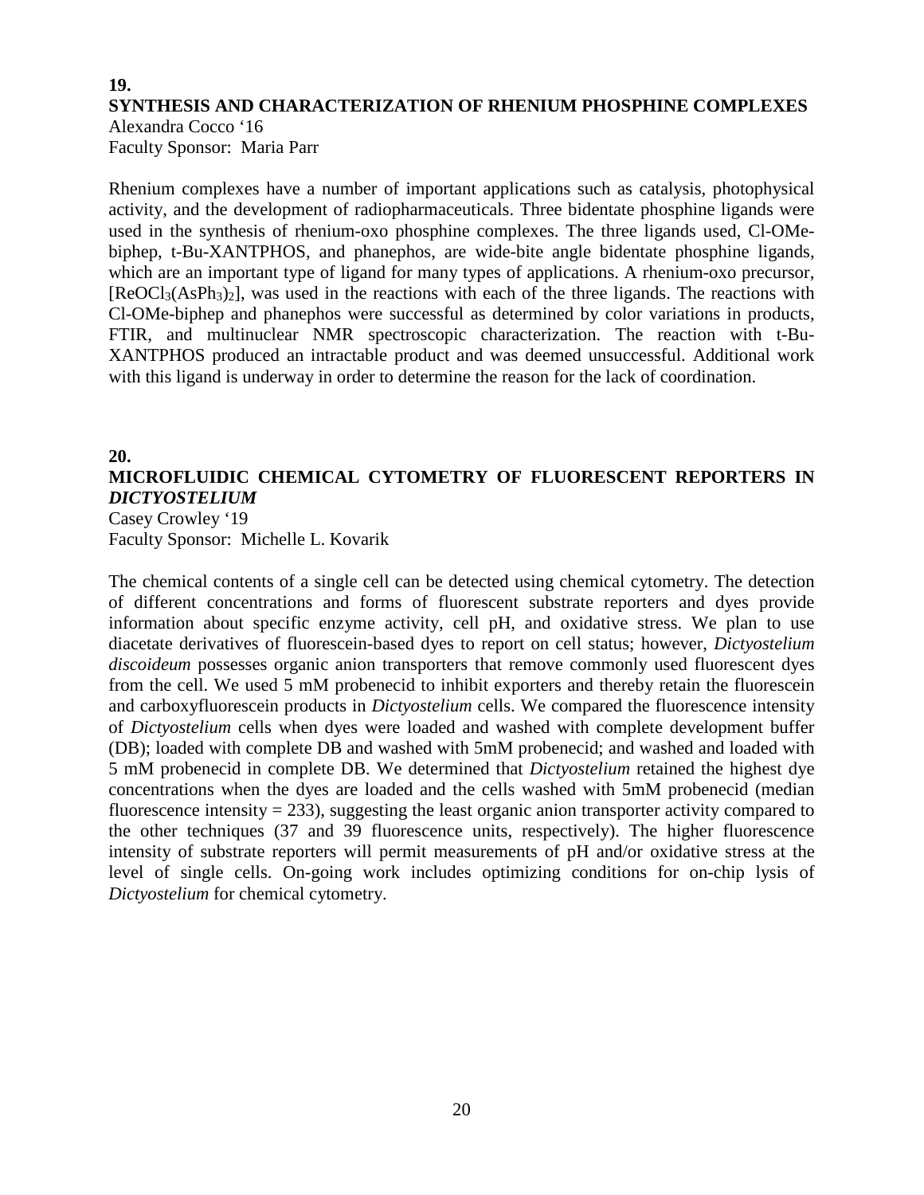**19.**

## SYNTHESIS AND CHARACTERIZATION OF RHENIUM PHOSPHINE COMPLEXES

Alexandra Cocco '16
Faculty Sponsor: Maria Parr

Rhenium complexes have a number of important applications such as catalysis, photophysical activity, and the development of radiopharmaceuticals. Three bidentate phosphine ligands were used in the synthesis of rhenium-oxo phosphine complexes. The three ligands used, Cl-OMe-biphep, t-Bu-XANTPHOS, and phanephos, are wide-bite angle bidentate phosphine ligands, which are an important type of ligand for many types of applications. A rhenium-oxo precursor, $[ReOCl_3(AsPh_3)_2]$, was used in the reactions with each of the three ligands. The reactions with Cl-OMe-biphep and phanephos were successful as determined by color variations in products, FTIR, and multinuclear NMR spectroscopic characterization. The reaction with t-Bu-XANTPHOS produced an intractable product and was deemed unsuccessful. Additional work with this ligand is underway in order to determine the reason for the lack of coordination.

**20.**

## MICROFLUIDIC CHEMICAL CYTOMETRY OF FLUORESCENT REPORTERS IN *DICTYOSTELIUM*

Casey Crowley '19
Faculty Sponsor: Michelle L. Kovarik

The chemical contents of a single cell can be detected using chemical cytometry. The detection of different concentrations and forms of fluorescent substrate reporters and dyes provide information about specific enzyme activity, cell pH, and oxidative stress. We plan to use diacetate derivatives of fluorescein-based dyes to report on cell status; however, *Dictyostelium discoideum* possesses organic anion transporters that remove commonly used fluorescent dyes from the cell. We used 5 mM probenecid to inhibit exporters and thereby retain the fluorescein and carboxyfluorescein products in *Dictyostelium* cells. We compared the fluorescence intensity of *Dictyostelium* cells when dyes were loaded and washed with complete development buffer (DB); loaded with complete DB and washed with 5mM probenecid; and washed and loaded with 5 mM probenecid in complete DB. We determined that *Dictyostelium* retained the highest dye concentrations when the dyes are loaded and the cells washed with 5mM probenecid (median fluorescence intensity = 233), suggesting the least organic anion transporter activity compared to the other techniques (37 and 39 fluorescence units, respectively). The higher fluorescence intensity of substrate reporters will permit measurements of pH and/or oxidative stress at the level of single cells. On-going work includes optimizing conditions for on-chip lysis of *Dictyostelium* for chemical cytometry.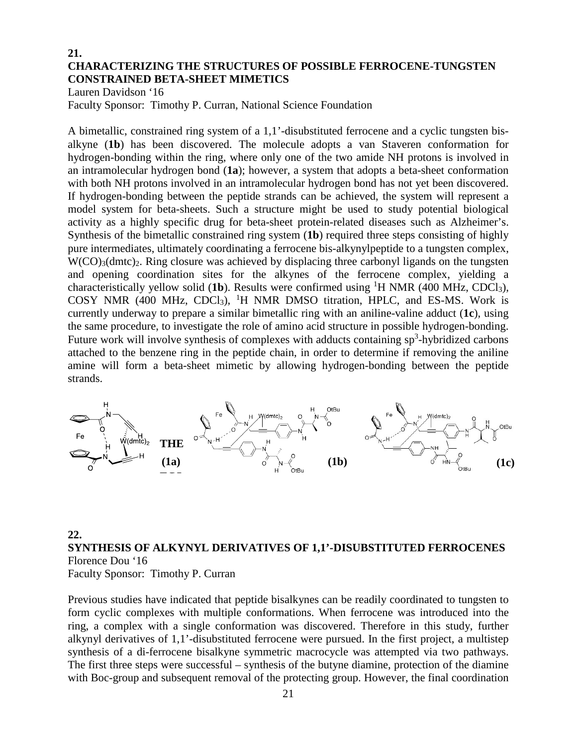**21.**

## CHARACTERIZING THE STRUCTURES OF POSSIBLE FERROCENE-TUNGSTEN CONSTRAINED BETA-SHEET MIMETICS

Lauren Davidson '16
Faculty Sponsor: Timothy P. Curran, National Science Foundation

A bimetallic, constrained ring system of a 1,1'-disubstituted ferrocene and a cyclic tungsten bis-alkyne (**1b**) has been discovered. The molecule adopts a van Staveren conformation for hydrogen-bonding within the ring, where only one of the two amide NH protons is involved in an intramolecular hydrogen bond (**1a**); however, a system that adopts a beta-sheet conformation with both NH protons involved in an intramolecular hydrogen bond has not yet been discovered. If hydrogen-bonding between the peptide strands can be achieved, the system will represent a model system for beta-sheets. Such a structure might be used to study potential biological activity as a highly specific drug for beta-sheet protein-related diseases such as Alzheimer's. Synthesis of the bimetallic constrained ring system (**1b**) required three steps consisting of highly pure intermediates, ultimately coordinating a ferrocene bis-alkynylpeptide to a tungsten complex, $W(CO)_3(dmtc)_2$. Ring closure was achieved by displacing three carbonyl ligands on the tungsten and opening coordination sites for the alkynes of the ferrocene complex, yielding a characteristically yellow solid (**1b**). Results were confirmed using $^1H$ NMR (400 MHz, $CDCl_3$), COSY NMR (400 MHz, $CDCl_3$), $^1H$ NMR DMSO titration, HPLC, and ES-MS. Work is currently underway to prepare a similar bimetallic ring with an aniline-valine adduct (**1c**), using the same procedure, to investigate the role of amino acid structure in possible hydrogen-bonding. Future work will involve synthesis of complexes with adducts containing $sp^3$-hybridized carbons attached to the benzene ring in the peptide chain, in order to determine if removing the aniline amine will form a beta-sheet mimetic by allowing hydrogen-bonding between the peptide strands.

**(1a)** **(1b)** **(1c)**

**22.**

## SYNTHESIS OF ALKYNYL DERIVATIVES OF 1,1'-DISUBSTITUTED FERROCENES

Florence Dou '16
Faculty Sponsor: Timothy P. Curran

Previous studies have indicated that peptide bisalkynes can be readily coordinated to tungsten to form cyclic complexes with multiple conformations. When ferrocene was introduced into the ring, a complex with a single conformation was discovered. Therefore in this study, further alkynyl derivatives of 1,1'-disubstituted ferrocene were pursued. In the first project, a multistep synthesis of a di-ferrocene bisalkyne symmetric macrocycle was attempted via two pathways. The first three steps were successful – synthesis of the butyne diamine, protection of the diamine with Boc-group and subsequent removal of the protecting group. However, the final coordination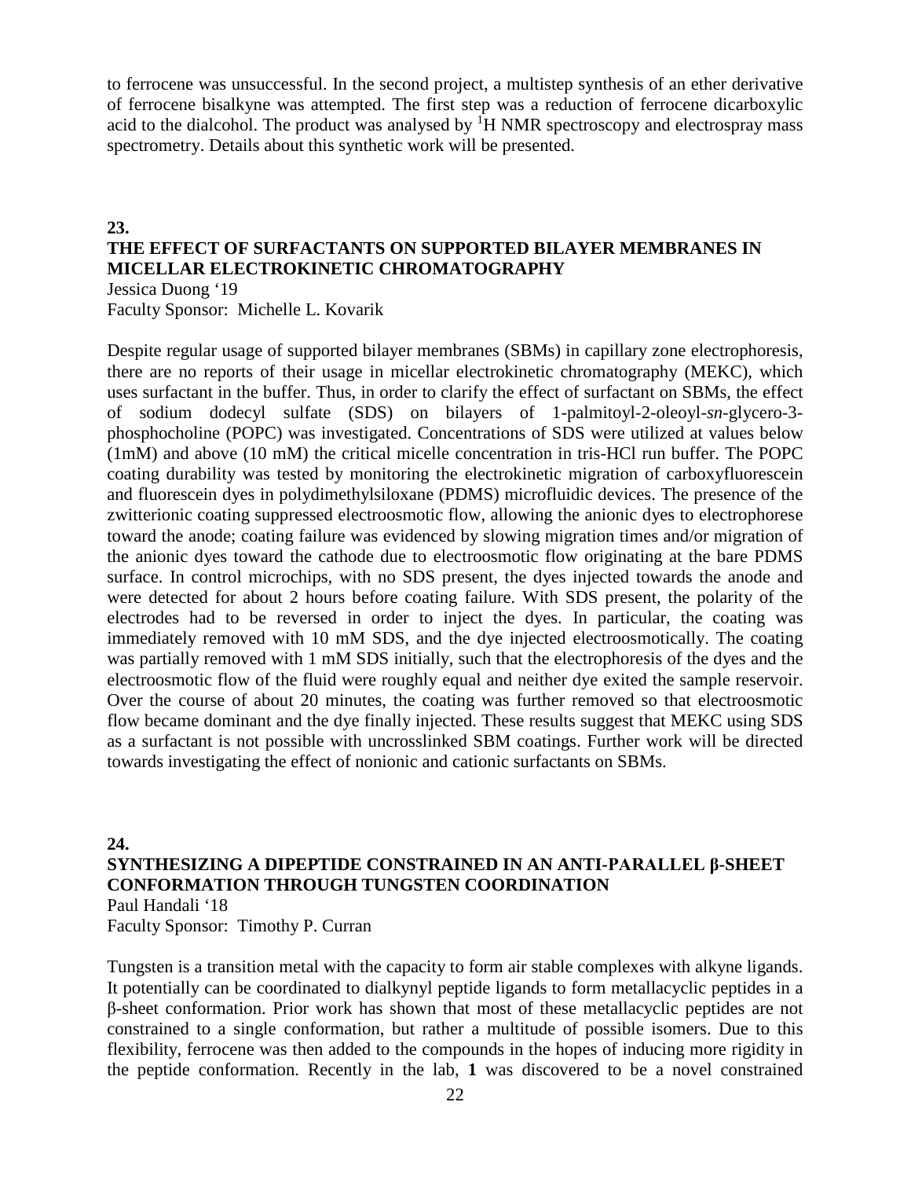to ferrocene was unsuccessful. In the second project, a multistep synthesis of an ether derivative of ferrocene bisalkyne was attempted. The first step was a reduction of ferrocene dicarboxylic acid to the dialcohol. The product was analysed by $^1$H NMR spectroscopy and electrospray mass spectrometry. Details about this synthetic work will be presented.

**23.**

## THE EFFECT OF SURFACTANTS ON SUPPORTED BILAYER MEMBRANES IN MICELLAR ELECTROKINETIC CHROMATOGRAPHY

Jessica Duong '19
Faculty Sponsor: Michelle L. Kovarik

Despite regular usage of supported bilayer membranes (SBMs) in capillary zone electrophoresis, there are no reports of their usage in micellar electrokinetic chromatography (MEKC), which uses surfactant in the buffer. Thus, in order to clarify the effect of surfactant on SBMs, the effect of sodium dodecyl sulfate (SDS) on bilayers of 1-palmitoyl-2-oleoyl-*sn*-glycero-3-phosphocholine (POPC) was investigated. Concentrations of SDS were utilized at values below (1mM) and above (10 mM) the critical micelle concentration in tris-HCl run buffer. The POPC coating durability was tested by monitoring the electrokinetic migration of carboxyfluorescein and fluorescein dyes in polydimethylsiloxane (PDMS) microfluidic devices. The presence of the zwitterionic coating suppressed electroosmotic flow, allowing the anionic dyes to electrophorese toward the anode; coating failure was evidenced by slowing migration times and/or migration of the anionic dyes toward the cathode due to electroosmotic flow originating at the bare PDMS surface. In control microchips, with no SDS present, the dyes injected towards the anode and were detected for about 2 hours before coating failure. With SDS present, the polarity of the electrodes had to be reversed in order to inject the dyes. In particular, the coating was immediately removed with 10 mM SDS, and the dye injected electroosmotically. The coating was partially removed with 1 mM SDS initially, such that the electrophoresis of the dyes and the electroosmotic flow of the fluid were roughly equal and neither dye exited the sample reservoir. Over the course of about 20 minutes, the coating was further removed so that electroosmotic flow became dominant and the dye finally injected. These results suggest that MEKC using SDS as a surfactant is not possible with uncrosslinked SBM coatings. Further work will be directed towards investigating the effect of nonionic and cationic surfactants on SBMs.

**24.**

## SYNTHESIZING A DIPEPTIDE CONSTRAINED IN AN ANTI-PARALLEL β-SHEET CONFORMATION THROUGH TUNGSTEN COORDINATION

Paul Handali '18
Faculty Sponsor: Timothy P. Curran

Tungsten is a transition metal with the capacity to form air stable complexes with alkyne ligands. It potentially can be coordinated to dialkynyl peptide ligands to form metallacyclic peptides in a β-sheet conformation. Prior work has shown that most of these metallacyclic peptides are not constrained to a single conformation, but rather a multitude of possible isomers. Due to this flexibility, ferrocene was then added to the compounds in the hopes of inducing more rigidity in the peptide conformation. Recently in the lab, **1** was discovered to be a novel constrained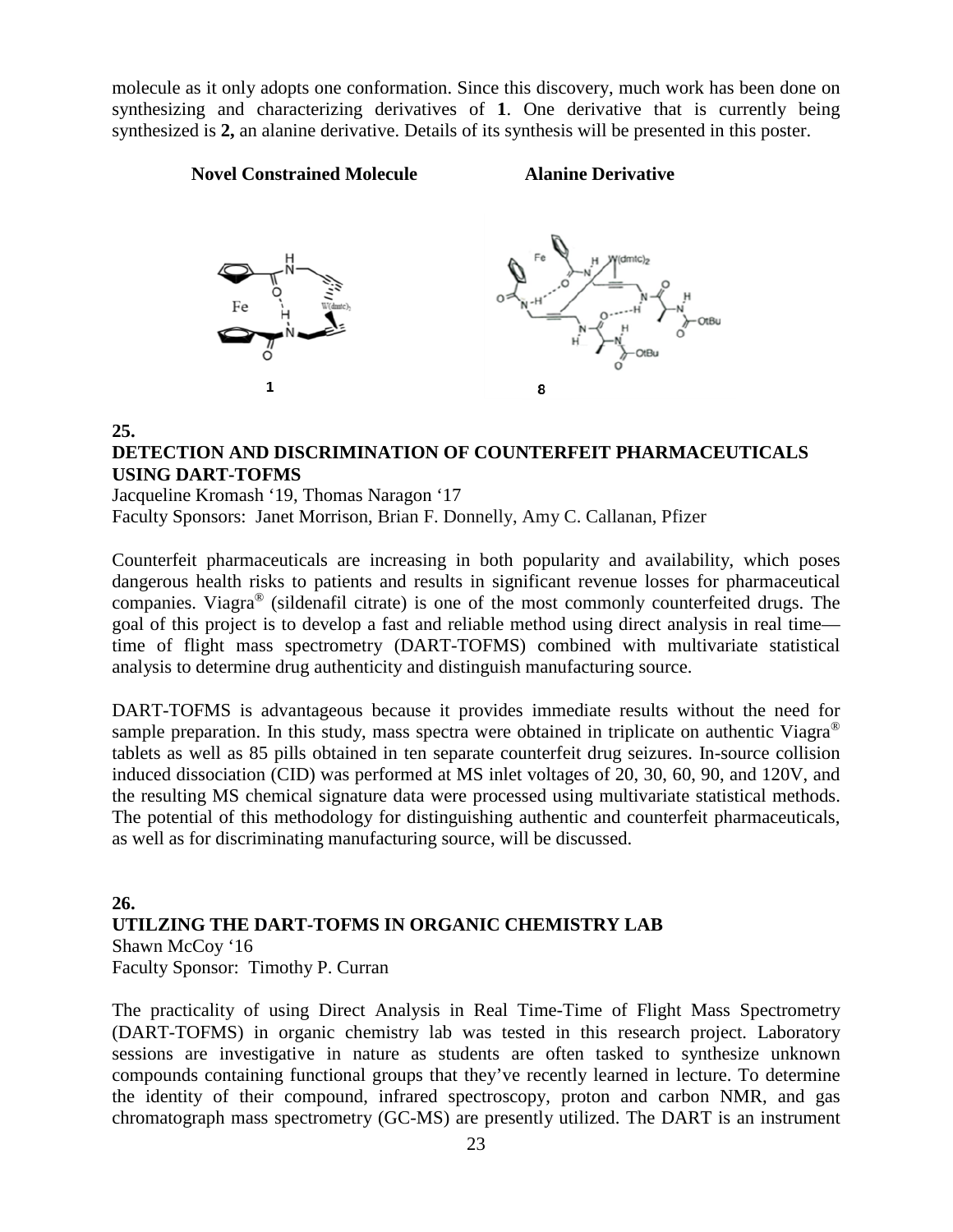molecule as it only adopts one conformation. Since this discovery, much work has been done on synthesizing and characterizing derivatives of **1**. One derivative that is currently being synthesized is **2,** an alanine derivative. Details of its synthesis will be presented in this poster.

**Novel Constrained Molecule** **Alanine Derivative**

1 8

**25.**

**DETECTION AND DISCRIMINATION OF COUNTERFEIT PHARMACEUTICALS USING DART-TOFMS**

Jacqueline Kromash '19, Thomas Naragon '17

Faculty Sponsors: Janet Morrison, Brian F. Donnelly, Amy C. Callanan, Pfizer

Counterfeit pharmaceuticals are increasing in both popularity and availability, which poses dangerous health risks to patients and results in significant revenue losses for pharmaceutical companies. Viagra® (sildenafil citrate) is one of the most commonly counterfeited drugs. The goal of this project is to develop a fast and reliable method using direct analysis in real time—time of flight mass spectrometry (DART-TOFMS) combined with multivariate statistical analysis to determine drug authenticity and distinguish manufacturing source.

DART-TOFMS is advantageous because it provides immediate results without the need for sample preparation. In this study, mass spectra were obtained in triplicate on authentic Viagra® tablets as well as 85 pills obtained in ten separate counterfeit drug seizures. In-source collision induced dissociation (CID) was performed at MS inlet voltages of 20, 30, 60, 90, and 120V, and the resulting MS chemical signature data were processed using multivariate statistical methods. The potential of this methodology for distinguishing authentic and counterfeit pharmaceuticals, as well as for discriminating manufacturing source, will be discussed.

**26.**

**UTILZING THE DART-TOFMS IN ORGANIC CHEMISTRY LAB**

Shawn McCoy '16

Faculty Sponsor: Timothy P. Curran

The practicality of using Direct Analysis in Real Time-Time of Flight Mass Spectrometry (DART-TOFMS) in organic chemistry lab was tested in this research project. Laboratory sessions are investigative in nature as students are often tasked to synthesize unknown compounds containing functional groups that they've recently learned in lecture. To determine the identity of their compound, infrared spectroscopy, proton and carbon NMR, and gas chromatograph mass spectrometry (GC-MS) are presently utilized. The DART is an instrument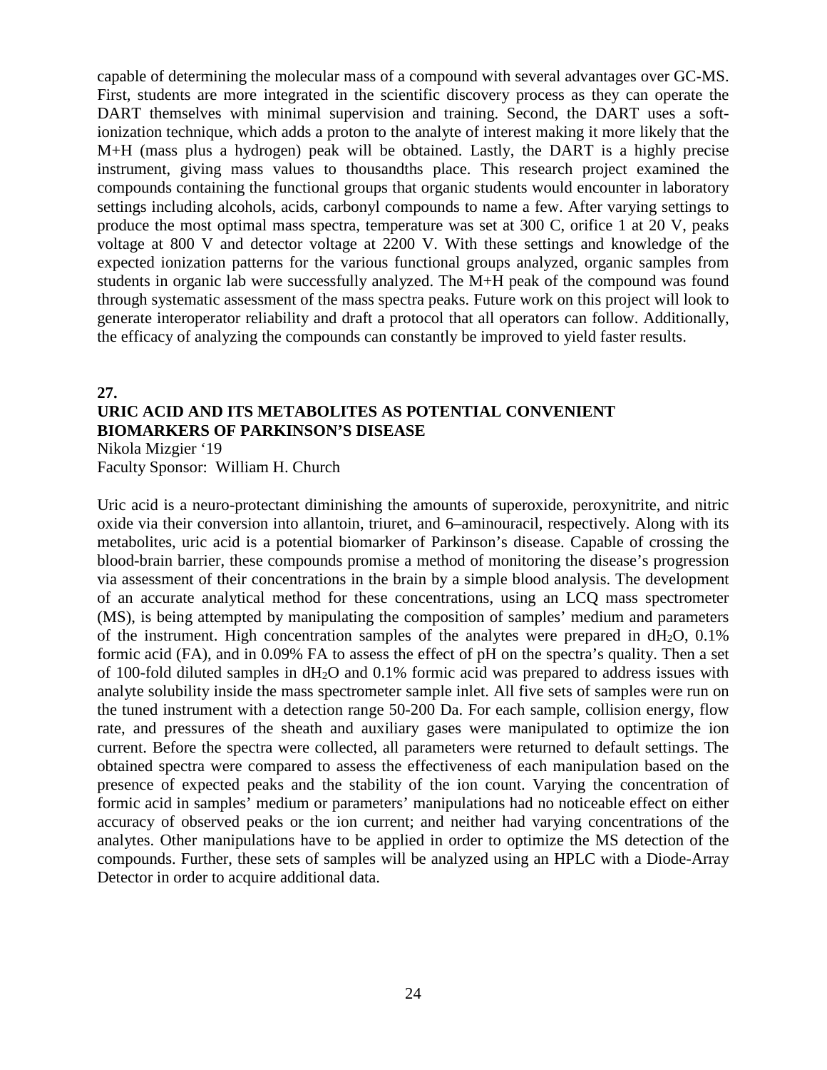capable of determining the molecular mass of a compound with several advantages over GC-MS. First, students are more integrated in the scientific discovery process as they can operate the DART themselves with minimal supervision and training. Second, the DART uses a soft-ionization technique, which adds a proton to the analyte of interest making it more likely that the M+H (mass plus a hydrogen) peak will be obtained. Lastly, the DART is a highly precise instrument, giving mass values to thousandths place. This research project examined the compounds containing the functional groups that organic students would encounter in laboratory settings including alcohols, acids, carbonyl compounds to name a few. After varying settings to produce the most optimal mass spectra, temperature was set at 300 C, orifice 1 at 20 V, peaks voltage at 800 V and detector voltage at 2200 V. With these settings and knowledge of the expected ionization patterns for the various functional groups analyzed, organic samples from students in organic lab were successfully analyzed. The M+H peak of the compound was found through systematic assessment of the mass spectra peaks. Future work on this project will look to generate interoperator reliability and draft a protocol that all operators can follow. Additionally, the efficacy of analyzing the compounds can constantly be improved to yield faster results.

**27.**

**URIC ACID AND ITS METABOLITES AS POTENTIAL CONVENIENT BIOMARKERS OF PARKINSON'S DISEASE**

Nikola Mizgier '19
Faculty Sponsor: William H. Church

Uric acid is a neuro-protectant diminishing the amounts of superoxide, peroxynitrite, and nitric oxide via their conversion into allantoin, triuret, and 6–aminouracil, respectively. Along with its metabolites, uric acid is a potential biomarker of Parkinson's disease. Capable of crossing the blood-brain barrier, these compounds promise a method of monitoring the disease's progression via assessment of their concentrations in the brain by a simple blood analysis. The development of an accurate analytical method for these concentrations, using an LCQ mass spectrometer (MS), is being attempted by manipulating the composition of samples' medium and parameters of the instrument. High concentration samples of the analytes were prepared in $dH_2O$, 0.1% formic acid (FA), and in 0.09% FA to assess the effect of pH on the spectra's quality. Then a set of 100-fold diluted samples in $dH_2O$ and 0.1% formic acid was prepared to address issues with analyte solubility inside the mass spectrometer sample inlet. All five sets of samples were run on the tuned instrument with a detection range 50-200 Da. For each sample, collision energy, flow rate, and pressures of the sheath and auxiliary gases were manipulated to optimize the ion current. Before the spectra were collected, all parameters were returned to default settings. The obtained spectra were compared to assess the effectiveness of each manipulation based on the presence of expected peaks and the stability of the ion count. Varying the concentration of formic acid in samples' medium or parameters' manipulations had no noticeable effect on either accuracy of observed peaks or the ion current; and neither had varying concentrations of the analytes. Other manipulations have to be applied in order to optimize the MS detection of the compounds. Further, these sets of samples will be analyzed using an HPLC with a Diode-Array Detector in order to acquire additional data.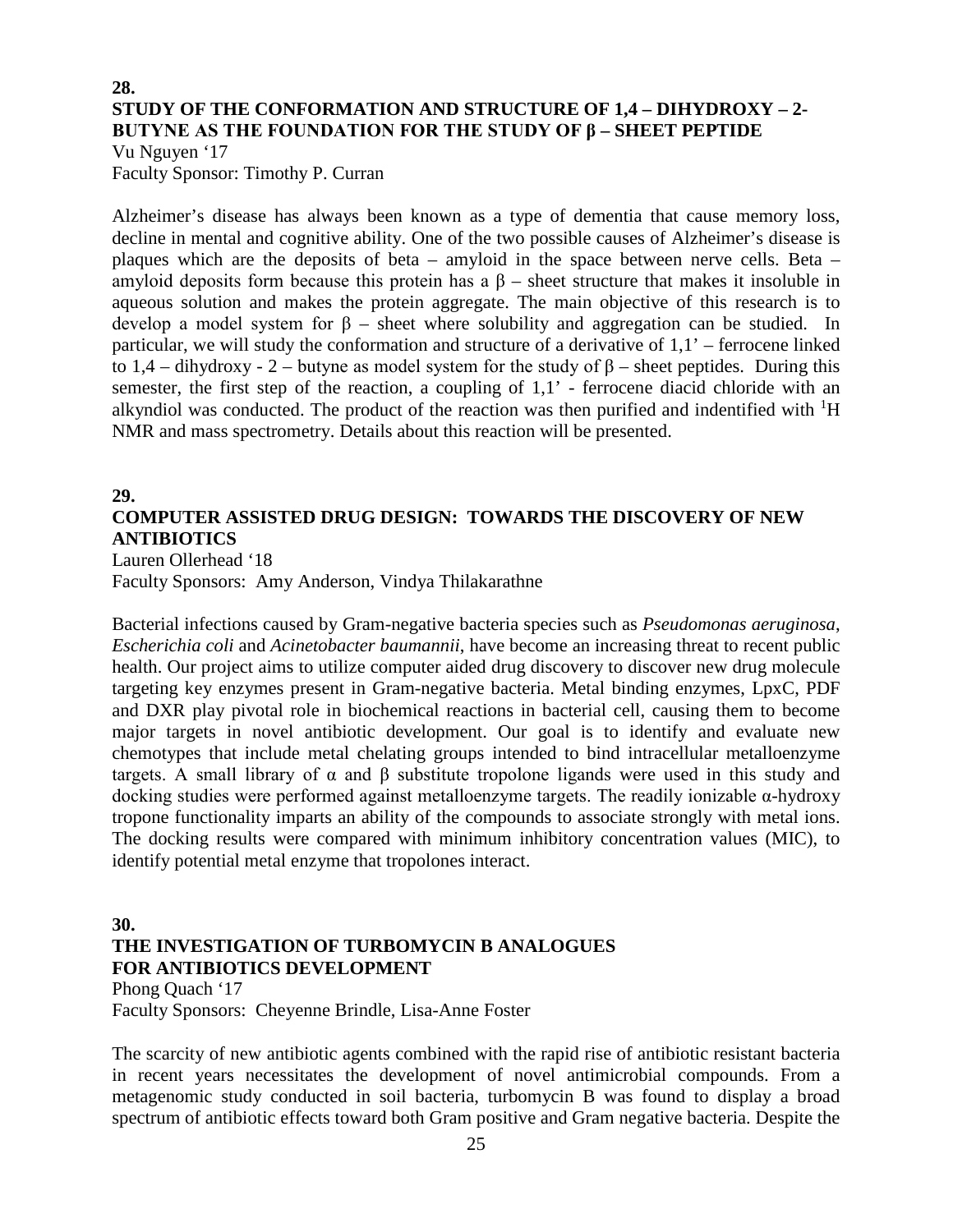**28.**

## STUDY OF THE CONFORMATION AND STRUCTURE OF 1,4 – DIHYDROXY – 2-BUTYNE AS THE FOUNDATION FOR THE STUDY OF β – SHEET PEPTIDE

Vu Nguyen '17
Faculty Sponsor: Timothy P. Curran

Alzheimer's disease has always been known as a type of dementia that cause memory loss, decline in mental and cognitive ability. One of the two possible causes of Alzheimer's disease is plaques which are the deposits of beta – amyloid in the space between nerve cells. Beta – amyloid deposits form because this protein has a β – sheet structure that makes it insoluble in aqueous solution and makes the protein aggregate. The main objective of this research is to develop a model system for β – sheet where solubility and aggregation can be studied. In particular, we will study the conformation and structure of a derivative of 1,1' – ferrocene linked to 1,4 – dihydroxy - 2 – butyne as model system for the study of β – sheet peptides. During this semester, the first step of the reaction, a coupling of 1,1' - ferrocene diacid chloride with an alkyndiol was conducted. The product of the reaction was then purified and indentified with $^{1}$H NMR and mass spectrometry. Details about this reaction will be presented.

**29.**

## COMPUTER ASSISTED DRUG DESIGN: TOWARDS THE DISCOVERY OF NEW ANTIBIOTICS

Lauren Ollerhead '18
Faculty Sponsors: Amy Anderson, Vindya Thilakarathne

Bacterial infections caused by Gram-negative bacteria species such as *Pseudomonas aeruginosa*, *Escherichia coli* and *Acinetobacter baumannii*, have become an increasing threat to recent public health. Our project aims to utilize computer aided drug discovery to discover new drug molecule targeting key enzymes present in Gram-negative bacteria. Metal binding enzymes, LpxC, PDF and DXR play pivotal role in biochemical reactions in bacterial cell, causing them to become major targets in novel antibiotic development. Our goal is to identify and evaluate new chemotypes that include metal chelating groups intended to bind intracellular metalloenzyme targets. A small library of α and β substitute tropolone ligands were used in this study and docking studies were performed against metalloenzyme targets. The readily ionizable α-hydroxy tropone functionality imparts an ability of the compounds to associate strongly with metal ions. The docking results were compared with minimum inhibitory concentration values (MIC), to identify potential metal enzyme that tropolones interact.

**30.**

## THE INVESTIGATION OF TURBOMYCIN B ANALOGUES FOR ANTIBIOTICS DEVELOPMENT

Phong Quach '17
Faculty Sponsors: Cheyenne Brindle, Lisa-Anne Foster

The scarcity of new antibiotic agents combined with the rapid rise of antibiotic resistant bacteria in recent years necessitates the development of novel antimicrobial compounds. From a metagenomic study conducted in soil bacteria, turbomycin B was found to display a broad spectrum of antibiotic effects toward both Gram positive and Gram negative bacteria. Despite the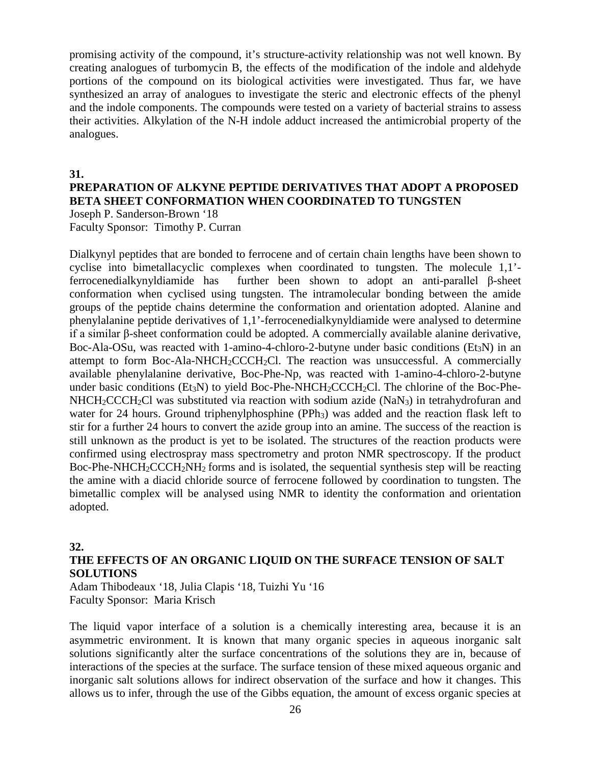promising activity of the compound, it's structure-activity relationship was not well known. By creating analogues of turbomycin B, the effects of the modification of the indole and aldehyde portions of the compound on its biological activities were investigated. Thus far, we have synthesized an array of analogues to investigate the steric and electronic effects of the phenyl and the indole components. The compounds were tested on a variety of bacterial strains to assess their activities. Alkylation of the N-H indole adduct increased the antimicrobial property of the analogues.

**31.**

## PREPARATION OF ALKYNE PEPTIDE DERIVATIVES THAT ADOPT A PROPOSED BETA SHEET CONFORMATION WHEN COORDINATED TO TUNGSTEN

Joseph P. Sanderson-Brown '18
Faculty Sponsor: Timothy P. Curran

Dialkynyl peptides that are bonded to ferrocene and of certain chain lengths have been shown to cyclise into bimetallacyclic complexes when coordinated to tungsten. The molecule 1,1'-ferrocenedialkynyldiamide has further been shown to adopt an anti-parallel β-sheet conformation when cyclised using tungsten. The intramolecular bonding between the amide groups of the peptide chains determine the conformation and orientation adopted. Alanine and phenylalanine peptide derivatives of 1,1'-ferrocenedialkynyldiamide were analysed to determine if a similar β-sheet conformation could be adopted. A commercially available alanine derivative, Boc-Ala-OSu, was reacted with 1-amino-4-chloro-2-butyne under basic conditions ($Et_3N$) in an attempt to form Boc-Ala-$NHCH_2CCCH_2Cl$. The reaction was unsuccessful. A commercially available phenylalanine derivative, Boc-Phe-Np, was reacted with 1-amino-4-chloro-2-butyne under basic conditions ($Et_3N$) to yield Boc-Phe-$NHCH_2CCCH_2Cl$. The chlorine of the Boc-Phe-$NHCH_2CCCH_2Cl$ was substituted via reaction with sodium azide ($NaN_3$) in tetrahydrofuran and water for 24 hours. Ground triphenylphosphine ($PPh_3$) was added and the reaction flask left to stir for a further 24 hours to convert the azide group into an amine. The success of the reaction is still unknown as the product is yet to be isolated. The structures of the reaction products were confirmed using electrospray mass spectrometry and proton NMR spectroscopy. If the product Boc-Phe-$NHCH_2CCCH_2NH_2$ forms and is isolated, the sequential synthesis step will be reacting the amine with a diacid chloride source of ferrocene followed by coordination to tungsten. The bimetallic complex will be analysed using NMR to identity the conformation and orientation adopted.

**32.**

## THE EFFECTS OF AN ORGANIC LIQUID ON THE SURFACE TENSION OF SALT SOLUTIONS

Adam Thibodeaux '18, Julia Clapis '18, Tuizhi Yu '16
Faculty Sponsor: Maria Krisch

The liquid vapor interface of a solution is a chemically interesting area, because it is an asymmetric environment. It is known that many organic species in aqueous inorganic salt solutions significantly alter the surface concentrations of the solutions they are in, because of interactions of the species at the surface. The surface tension of these mixed aqueous organic and inorganic salt solutions allows for indirect observation of the surface and how it changes. This allows us to infer, through the use of the Gibbs equation, the amount of excess organic species at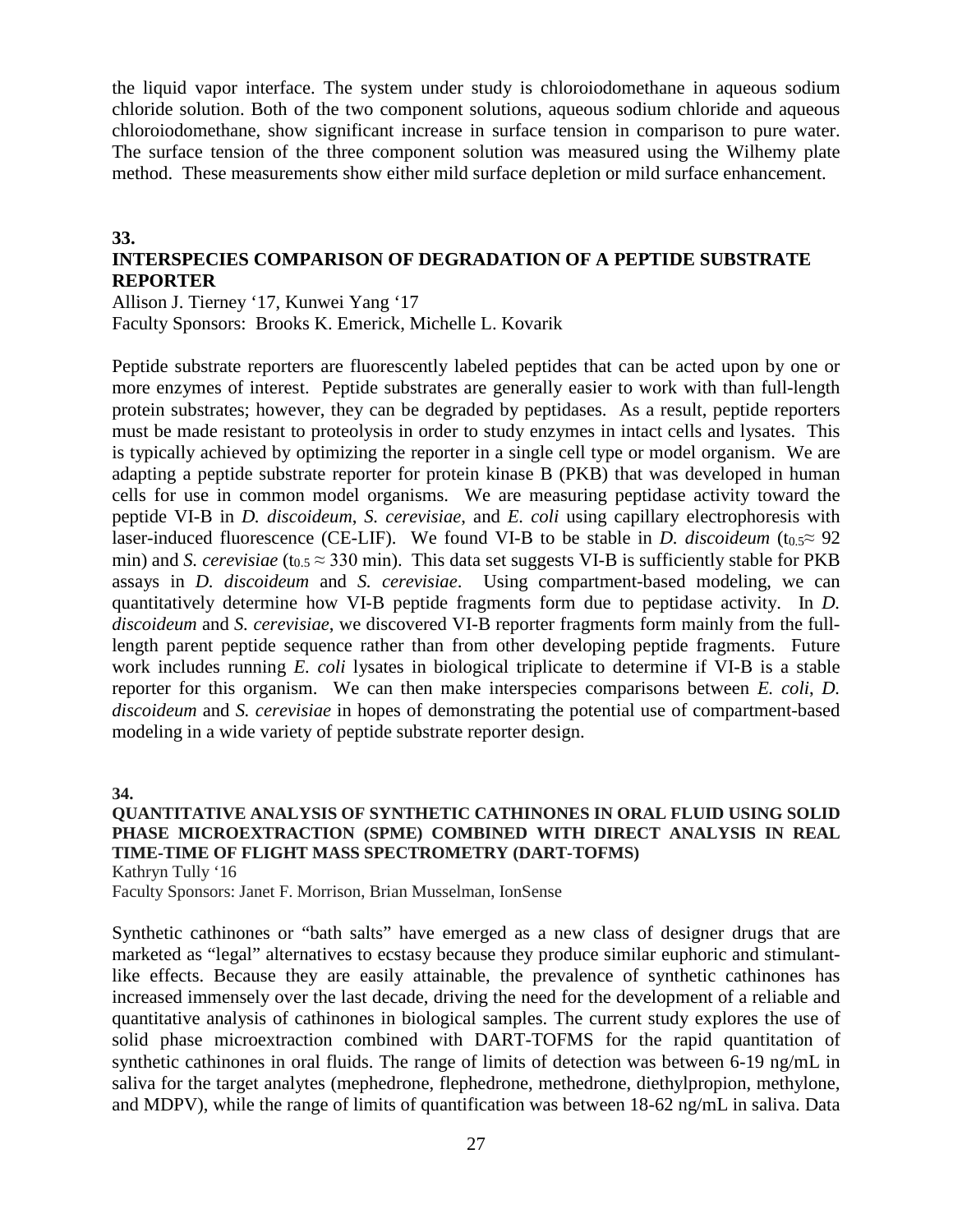the liquid vapor interface. The system under study is chloroiodomethane in aqueous sodium chloride solution. Both of the two component solutions, aqueous sodium chloride and aqueous chloroiodomethane, show significant increase in surface tension in comparison to pure water. The surface tension of the three component solution was measured using the Wilhemy plate method. These measurements show either mild surface depletion or mild surface enhancement.

**33.**

**INTERSPECIES COMPARISON OF DEGRADATION OF A PEPTIDE SUBSTRATE REPORTER**

Allison J. Tierney '17, Kunwei Yang '17
Faculty Sponsors: Brooks K. Emerick, Michelle L. Kovarik

Peptide substrate reporters are fluorescently labeled peptides that can be acted upon by one or more enzymes of interest. Peptide substrates are generally easier to work with than full-length protein substrates; however, they can be degraded by peptidases. As a result, peptide reporters must be made resistant to proteolysis in order to study enzymes in intact cells and lysates. This is typically achieved by optimizing the reporter in a single cell type or model organism. We are adapting a peptide substrate reporter for protein kinase B (PKB) that was developed in human cells for use in common model organisms. We are measuring peptidase activity toward the peptide VI-B in *D. discoideum*, *S. cerevisiae*, and *E. coli* using capillary electrophoresis with laser-induced fluorescence (CE-LIF). We found VI-B to be stable in *D. discoideum* ($t_{0.5} \approx 92$ min) and *S. cerevisiae* ($t_{0.5} \approx 330$ min). This data set suggests VI-B is sufficiently stable for PKB assays in *D. discoideum* and *S. cerevisiae*. Using compartment-based modeling, we can quantitatively determine how VI-B peptide fragments form due to peptidase activity. In *D. discoideum* and *S. cerevisiae*, we discovered VI-B reporter fragments form mainly from the full-length parent peptide sequence rather than from other developing peptide fragments. Future work includes running *E. coli* lysates in biological triplicate to determine if VI-B is a stable reporter for this organism. We can then make interspecies comparisons between *E. coli*, *D. discoideum* and *S. cerevisiae* in hopes of demonstrating the potential use of compartment-based modeling in a wide variety of peptide substrate reporter design.

**34.**

**QUANTITATIVE ANALYSIS OF SYNTHETIC CATHINONES IN ORAL FLUID USING SOLID PHASE MICROEXTRACTION (SPME) COMBINED WITH DIRECT ANALYSIS IN REAL TIME-TIME OF FLIGHT MASS SPECTROMETRY (DART-TOFMS)**

Kathryn Tully '16
Faculty Sponsors: Janet F. Morrison, Brian Musselman, IonSense

Synthetic cathinones or "bath salts" have emerged as a new class of designer drugs that are marketed as "legal" alternatives to ecstasy because they produce similar euphoric and stimulant-like effects. Because they are easily attainable, the prevalence of synthetic cathinones has increased immensely over the last decade, driving the need for the development of a reliable and quantitative analysis of cathinones in biological samples. The current study explores the use of solid phase microextraction combined with DART-TOFMS for the rapid quantitation of synthetic cathinones in oral fluids. The range of limits of detection was between 6-19 ng/mL in saliva for the target analytes (mephedrone, flephedrone, methedrone, diethylpropion, methylone, and MDPV), while the range of limits of quantification was between 18-62 ng/mL in saliva. Data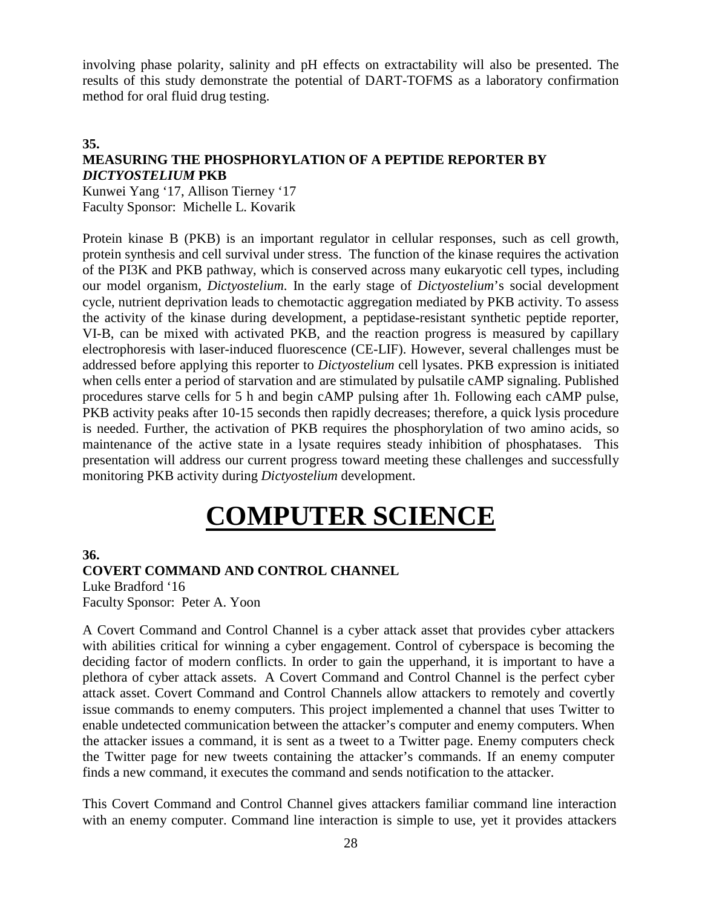involving phase polarity, salinity and pH effects on extractability will also be presented. The results of this study demonstrate the potential of DART-TOFMS as a laboratory confirmation method for oral fluid drug testing.

**35.**
**MEASURING THE PHOSPHORYLATION OF A PEPTIDE REPORTER BY *DICTYOSTELIUM* PKB**
Kunwei Yang '17, Allison Tierney '17
Faculty Sponsor: Michelle L. Kovarik

Protein kinase B (PKB) is an important regulator in cellular responses, such as cell growth, protein synthesis and cell survival under stress. The function of the kinase requires the activation of the PI3K and PKB pathway, which is conserved across many eukaryotic cell types, including our model organism, *Dictyostelium*. In the early stage of *Dictyostelium*'s social development cycle, nutrient deprivation leads to chemotactic aggregation mediated by PKB activity. To assess the activity of the kinase during development, a peptidase-resistant synthetic peptide reporter, VI-B, can be mixed with activated PKB, and the reaction progress is measured by capillary electrophoresis with laser-induced fluorescence (CE-LIF). However, several challenges must be addressed before applying this reporter to *Dictyostelium* cell lysates. PKB expression is initiated when cells enter a period of starvation and are stimulated by pulsatile cAMP signaling. Published procedures starve cells for 5 h and begin cAMP pulsing after 1h. Following each cAMP pulse, PKB activity peaks after 10-15 seconds then rapidly decreases; therefore, a quick lysis procedure is needed. Further, the activation of PKB requires the phosphorylation of two amino acids, so maintenance of the active state in a lysate requires steady inhibition of phosphatases. This presentation will address our current progress toward meeting these challenges and successfully monitoring PKB activity during *Dictyostelium* development.

# COMPUTER SCIENCE

**36.**
**COVERT COMMAND AND CONTROL CHANNEL**
Luke Bradford '16
Faculty Sponsor: Peter A. Yoon

A Covert Command and Control Channel is a cyber attack asset that provides cyber attackers with abilities critical for winning a cyber engagement. Control of cyberspace is becoming the deciding factor of modern conflicts. In order to gain the upperhand, it is important to have a plethora of cyber attack assets. A Covert Command and Control Channel is the perfect cyber attack asset. Covert Command and Control Channels allow attackers to remotely and covertly issue commands to enemy computers. This project implemented a channel that uses Twitter to enable undetected communication between the attacker's computer and enemy computers. When the attacker issues a command, it is sent as a tweet to a Twitter page. Enemy computers check the Twitter page for new tweets containing the attacker's commands. If an enemy computer finds a new command, it executes the command and sends notification to the attacker.

This Covert Command and Control Channel gives attackers familiar command line interaction with an enemy computer. Command line interaction is simple to use, yet it provides attackers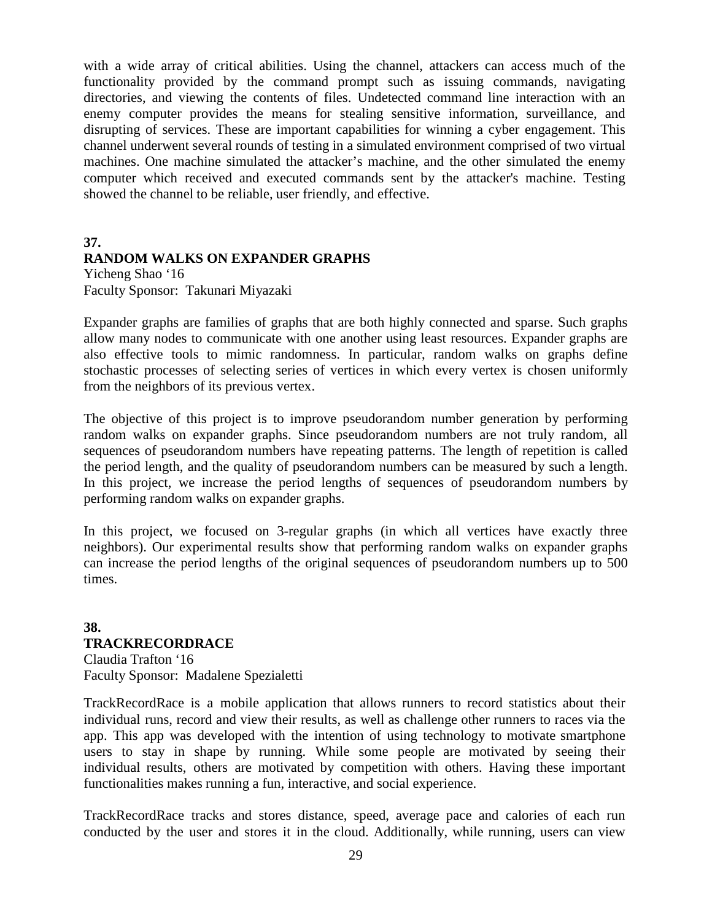with a wide array of critical abilities. Using the channel, attackers can access much of the functionality provided by the command prompt such as issuing commands, navigating directories, and viewing the contents of files. Undetected command line interaction with an enemy computer provides the means for stealing sensitive information, surveillance, and disrupting of services. These are important capabilities for winning a cyber engagement. This channel underwent several rounds of testing in a simulated environment comprised of two virtual machines. One machine simulated the attacker's machine, and the other simulated the enemy computer which received and executed commands sent by the attacker's machine. Testing showed the channel to be reliable, user friendly, and effective.

**37.**

**RANDOM WALKS ON EXPANDER GRAPHS**

Yicheng Shao '16
Faculty Sponsor: Takunari Miyazaki

Expander graphs are families of graphs that are both highly connected and sparse. Such graphs allow many nodes to communicate with one another using least resources. Expander graphs are also effective tools to mimic randomness. In particular, random walks on graphs define stochastic processes of selecting series of vertices in which every vertex is chosen uniformly from the neighbors of its previous vertex.

The objective of this project is to improve pseudorandom number generation by performing random walks on expander graphs. Since pseudorandom numbers are not truly random, all sequences of pseudorandom numbers have repeating patterns. The length of repetition is called the period length, and the quality of pseudorandom numbers can be measured by such a length. In this project, we increase the period lengths of sequences of pseudorandom numbers by performing random walks on expander graphs.

In this project, we focused on 3-regular graphs (in which all vertices have exactly three neighbors). Our experimental results show that performing random walks on expander graphs can increase the period lengths of the original sequences of pseudorandom numbers up to 500 times.

**38.**

**TRACKRECORDRACE**

Claudia Trafton '16
Faculty Sponsor: Madalene Spezialetti

TrackRecordRace is a mobile application that allows runners to record statistics about their individual runs, record and view their results, as well as challenge other runners to races via the app. This app was developed with the intention of using technology to motivate smartphone users to stay in shape by running. While some people are motivated by seeing their individual results, others are motivated by competition with others. Having these important functionalities makes running a fun, interactive, and social experience.

TrackRecordRace tracks and stores distance, speed, average pace and calories of each run conducted by the user and stores it in the cloud. Additionally, while running, users can view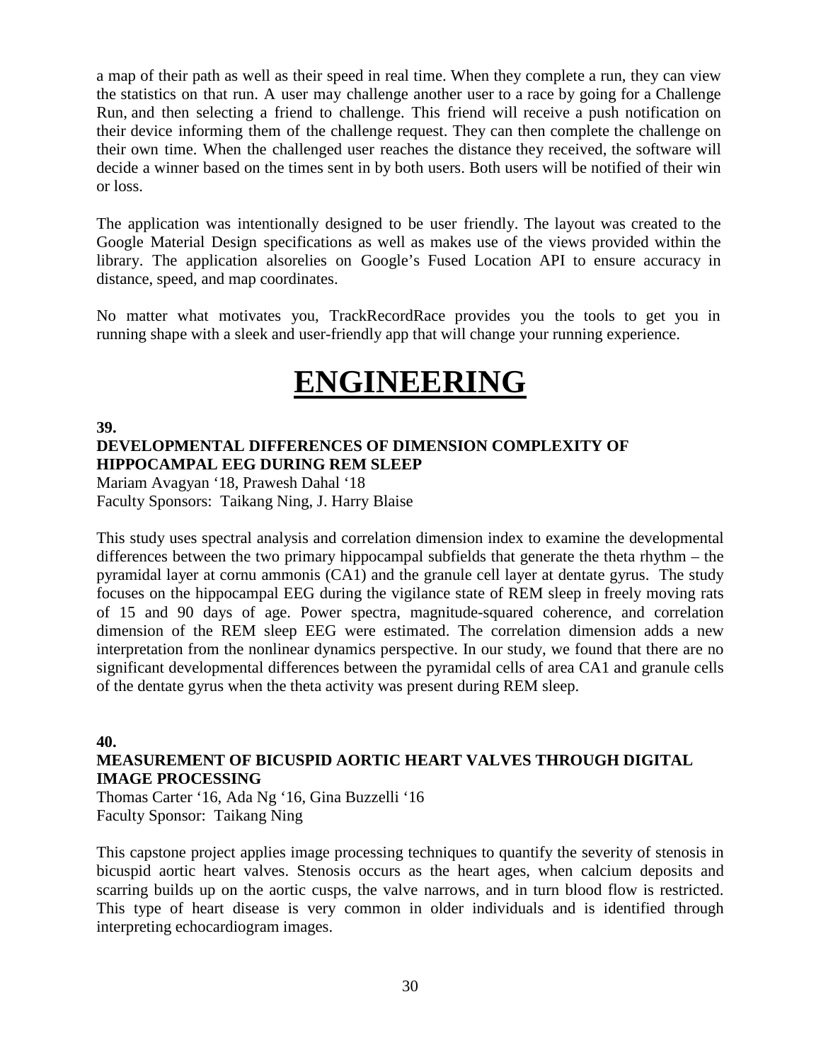a map of their path as well as their speed in real time. When they complete a run, they can view the statistics on that run. A user may challenge another user to a race by going for a Challenge Run, and then selecting a friend to challenge. This friend will receive a push notification on their device informing them of the challenge request. They can then complete the challenge on their own time. When the challenged user reaches the distance they received, the software will decide a winner based on the times sent in by both users. Both users will be notified of their win or loss.

The application was intentionally designed to be user friendly. The layout was created to the Google Material Design specifications as well as makes use of the views provided within the library. The application alsorelies on Google's Fused Location API to ensure accuracy in distance, speed, and map coordinates.

No matter what motivates you, TrackRecordRace provides you the tools to get you in running shape with a sleek and user-friendly app that will change your running experience.

# ENGINEERING

**39.**

### DEVELOPMENTAL DIFFERENCES OF DIMENSION COMPLEXITY OF HIPPOCAMPAL EEG DURING REM SLEEP

Mariam Avagyan '18, Prawesh Dahal '18
Faculty Sponsors: Taikang Ning, J. Harry Blaise

This study uses spectral analysis and correlation dimension index to examine the developmental differences between the two primary hippocampal subfields that generate the theta rhythm – the pyramidal layer at cornu ammonis (CA1) and the granule cell layer at dentate gyrus. The study focuses on the hippocampal EEG during the vigilance state of REM sleep in freely moving rats of 15 and 90 days of age. Power spectra, magnitude-squared coherence, and correlation dimension of the REM sleep EEG were estimated. The correlation dimension adds a new interpretation from the nonlinear dynamics perspective. In our study, we found that there are no significant developmental differences between the pyramidal cells of area CA1 and granule cells of the dentate gyrus when the theta activity was present during REM sleep.

**40.**

### MEASUREMENT OF BICUSPID AORTIC HEART VALVES THROUGH DIGITAL IMAGE PROCESSING

Thomas Carter '16, Ada Ng '16, Gina Buzzelli '16
Faculty Sponsor: Taikang Ning

This capstone project applies image processing techniques to quantify the severity of stenosis in bicuspid aortic heart valves. Stenosis occurs as the heart ages, when calcium deposits and scarring builds up on the aortic cusps, the valve narrows, and in turn blood flow is restricted. This type of heart disease is very common in older individuals and is identified through interpreting echocardiogram images.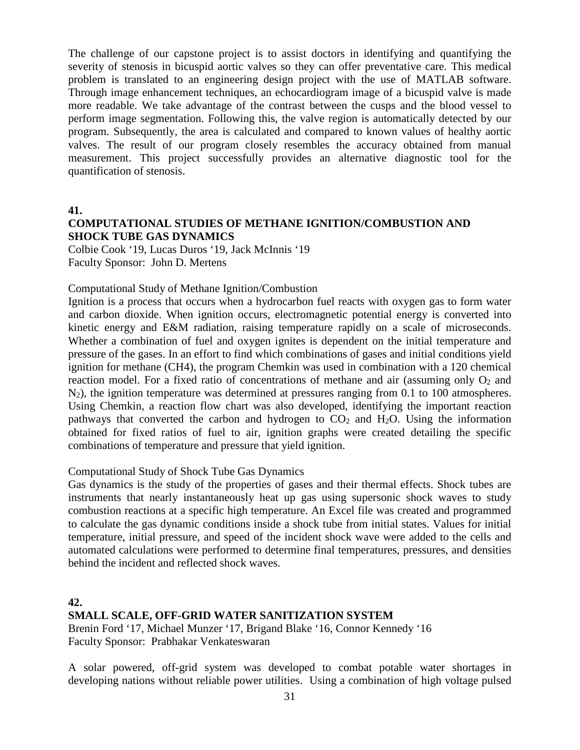The challenge of our capstone project is to assist doctors in identifying and quantifying the severity of stenosis in bicuspid aortic valves so they can offer preventative care. This medical problem is translated to an engineering design project with the use of MATLAB software. Through image enhancement techniques, an echocardiogram image of a bicuspid valve is made more readable. We take advantage of the contrast between the cusps and the blood vessel to perform image segmentation. Following this, the valve region is automatically detected by our program. Subsequently, the area is calculated and compared to known values of healthy aortic valves. The result of our program closely resembles the accuracy obtained from manual measurement. This project successfully provides an alternative diagnostic tool for the quantification of stenosis.

**41.**

**COMPUTATIONAL STUDIES OF METHANE IGNITION/COMBUSTION AND SHOCK TUBE GAS DYNAMICS**

Colbie Cook '19, Lucas Duros '19, Jack McInnis '19
Faculty Sponsor: John D. Mertens

Computational Study of Methane Ignition/Combustion

Ignition is a process that occurs when a hydrocarbon fuel reacts with oxygen gas to form water and carbon dioxide. When ignition occurs, electromagnetic potential energy is converted into kinetic energy and E&M radiation, raising temperature rapidly on a scale of microseconds. Whether a combination of fuel and oxygen ignites is dependent on the initial temperature and pressure of the gases. In an effort to find which combinations of gases and initial conditions yield ignition for methane (CH4), the program Chemkin was used in combination with a 120 chemical reaction model. For a fixed ratio of concentrations of methane and air (assuming only $O_2$ and $N_2$), the ignition temperature was determined at pressures ranging from 0.1 to 100 atmospheres. Using Chemkin, a reaction flow chart was also developed, identifying the important reaction pathways that converted the carbon and hydrogen to $CO_2$ and $H_2O$. Using the information obtained for fixed ratios of fuel to air, ignition graphs were created detailing the specific combinations of temperature and pressure that yield ignition.

Computational Study of Shock Tube Gas Dynamics

Gas dynamics is the study of the properties of gases and their thermal effects. Shock tubes are instruments that nearly instantaneously heat up gas using supersonic shock waves to study combustion reactions at a specific high temperature. An Excel file was created and programmed to calculate the gas dynamic conditions inside a shock tube from initial states. Values for initial temperature, initial pressure, and speed of the incident shock wave were added to the cells and automated calculations were performed to determine final temperatures, pressures, and densities behind the incident and reflected shock waves.

**42.**

**SMALL SCALE, OFF-GRID WATER SANITIZATION SYSTEM**

Brenin Ford '17, Michael Munzer '17, Brigand Blake '16, Connor Kennedy '16
Faculty Sponsor: Prabhakar Venkateswaran

A solar powered, off-grid system was developed to combat potable water shortages in developing nations without reliable power utilities. Using a combination of high voltage pulsed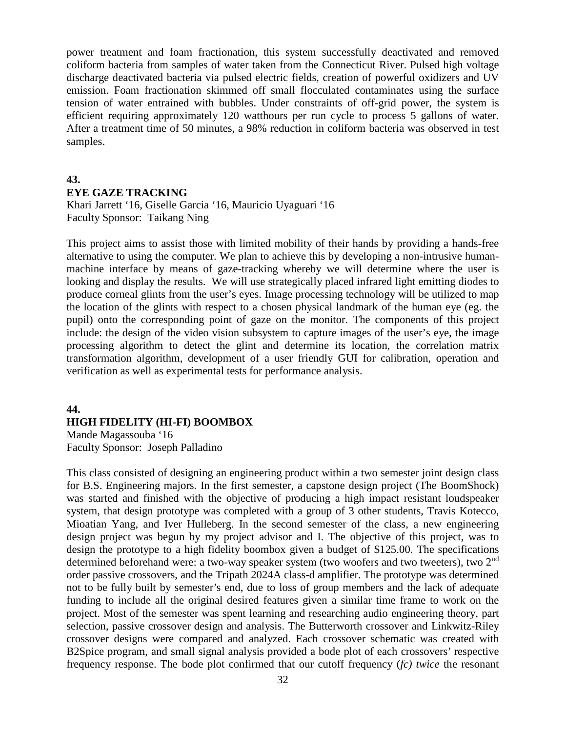power treatment and foam fractionation, this system successfully deactivated and removed coliform bacteria from samples of water taken from the Connecticut River. Pulsed high voltage discharge deactivated bacteria via pulsed electric fields, creation of powerful oxidizers and UV emission. Foam fractionation skimmed off small flocculated contaminates using the surface tension of water entrained with bubbles. Under constraints of off-grid power, the system is efficient requiring approximately 120 watthours per run cycle to process 5 gallons of water. After a treatment time of 50 minutes, a 98% reduction in coliform bacteria was observed in test samples.

**43.**
**EYE GAZE TRACKING**
Khari Jarrett '16, Giselle Garcia '16, Mauricio Uyaguari '16
Faculty Sponsor: Taikang Ning

This project aims to assist those with limited mobility of their hands by providing a hands-free alternative to using the computer. We plan to achieve this by developing a non-intrusive human-machine interface by means of gaze-tracking whereby we will determine where the user is looking and display the results. We will use strategically placed infrared light emitting diodes to produce corneal glints from the user's eyes. Image processing technology will be utilized to map the location of the glints with respect to a chosen physical landmark of the human eye (eg. the pupil) onto the corresponding point of gaze on the monitor. The components of this project include: the design of the video vision subsystem to capture images of the user's eye, the image processing algorithm to detect the glint and determine its location, the correlation matrix transformation algorithm, development of a user friendly GUI for calibration, operation and verification as well as experimental tests for performance analysis.

**44.**
**HIGH FIDELITY (HI-FI) BOOMBOX**
Mande Magassouba '16
Faculty Sponsor: Joseph Palladino

This class consisted of designing an engineering product within a two semester joint design class for B.S. Engineering majors. In the first semester, a capstone design project (The BoomShock) was started and finished with the objective of producing a high impact resistant loudspeaker system, that design prototype was completed with a group of 3 other students, Travis Kotecco, Mioatian Yang, and Iver Hulleberg. In the second semester of the class, a new engineering design project was begun by my project advisor and I. The objective of this project, was to design the prototype to a high fidelity boombox given a budget of $125.00. The specifications determined beforehand were: a two-way speaker system (two woofers and two tweeters), two 2nd order passive crossovers, and the Tripath 2024A class-d amplifier. The prototype was determined not to be fully built by semester's end, due to loss of group members and the lack of adequate funding to include all the original desired features given a similar time frame to work on the project. Most of the semester was spent learning and researching audio engineering theory, part selection, passive crossover design and analysis. The Butterworth crossover and Linkwitz-Riley crossover designs were compared and analyzed. Each crossover schematic was created with B2Spice program, and small signal analysis provided a bode plot of each crossovers' respective frequency response. The bode plot confirmed that our cutoff frequency (*fc) twice* the resonant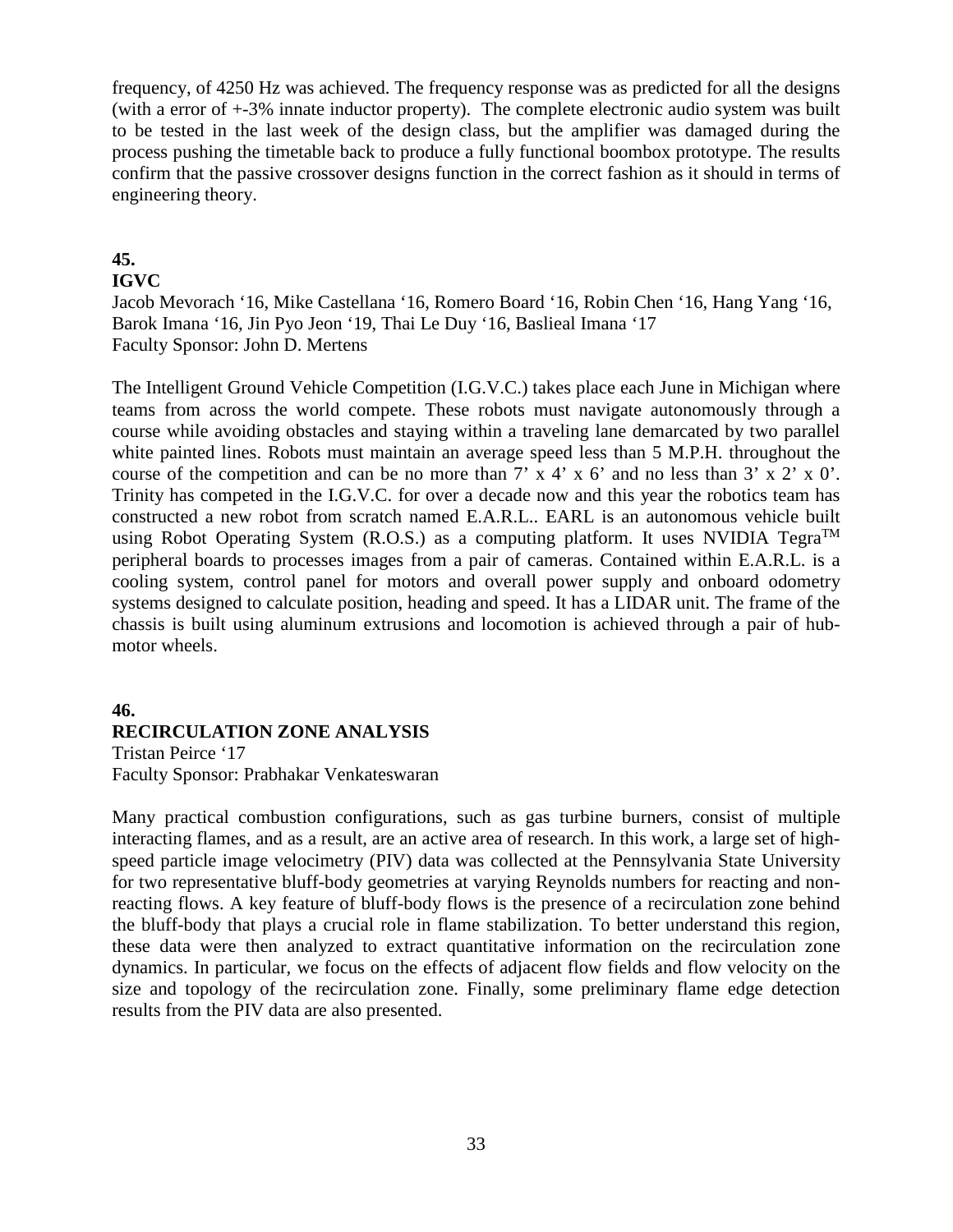frequency, of 4250 Hz was achieved. The frequency response was as predicted for all the designs (with a error of +-3% innate inductor property). The complete electronic audio system was built to be tested in the last week of the design class, but the amplifier was damaged during the process pushing the timetable back to produce a fully functional boombox prototype. The results confirm that the passive crossover designs function in the correct fashion as it should in terms of engineering theory.

**45.**
**IGVC**

Jacob Mevorach ‘16, Mike Castellana ‘16, Romero Board ‘16, Robin Chen ‘16, Hang Yang ‘16, Barok Imana ‘16, Jin Pyo Jeon ‘19, Thai Le Duy ‘16, Baslieal Imana ‘17
Faculty Sponsor: John D. Mertens

The Intelligent Ground Vehicle Competition (I.G.V.C.) takes place each June in Michigan where teams from across the world compete. These robots must navigate autonomously through a course while avoiding obstacles and staying within a traveling lane demarcated by two parallel white painted lines. Robots must maintain an average speed less than 5 M.P.H. throughout the course of the competition and can be no more than 7’ x 4’ x 6’ and no less than 3’ x 2’ x 0’. Trinity has competed in the I.G.V.C. for over a decade now and this year the robotics team has constructed a new robot from scratch named E.A.R.L.. EARL is an autonomous vehicle built using Robot Operating System (R.O.S.) as a computing platform. It uses NVIDIA Tegra™ peripheral boards to processes images from a pair of cameras. Contained within E.A.R.L. is a cooling system, control panel for motors and overall power supply and onboard odometry systems designed to calculate position, heading and speed. It has a LIDAR unit. The frame of the chassis is built using aluminum extrusions and locomotion is achieved through a pair of hub-motor wheels.

**46.**
**RECIRCULATION ZONE ANALYSIS**

Tristan Peirce ‘17
Faculty Sponsor: Prabhakar Venkateswaran

Many practical combustion configurations, such as gas turbine burners, consist of multiple interacting flames, and as a result, are an active area of research. In this work, a large set of high-speed particle image velocimetry (PIV) data was collected at the Pennsylvania State University for two representative bluff-body geometries at varying Reynolds numbers for reacting and non-reacting flows. A key feature of bluff-body flows is the presence of a recirculation zone behind the bluff-body that plays a crucial role in flame stabilization. To better understand this region, these data were then analyzed to extract quantitative information on the recirculation zone dynamics. In particular, we focus on the effects of adjacent flow fields and flow velocity on the size and topology of the recirculation zone. Finally, some preliminary flame edge detection results from the PIV data are also presented.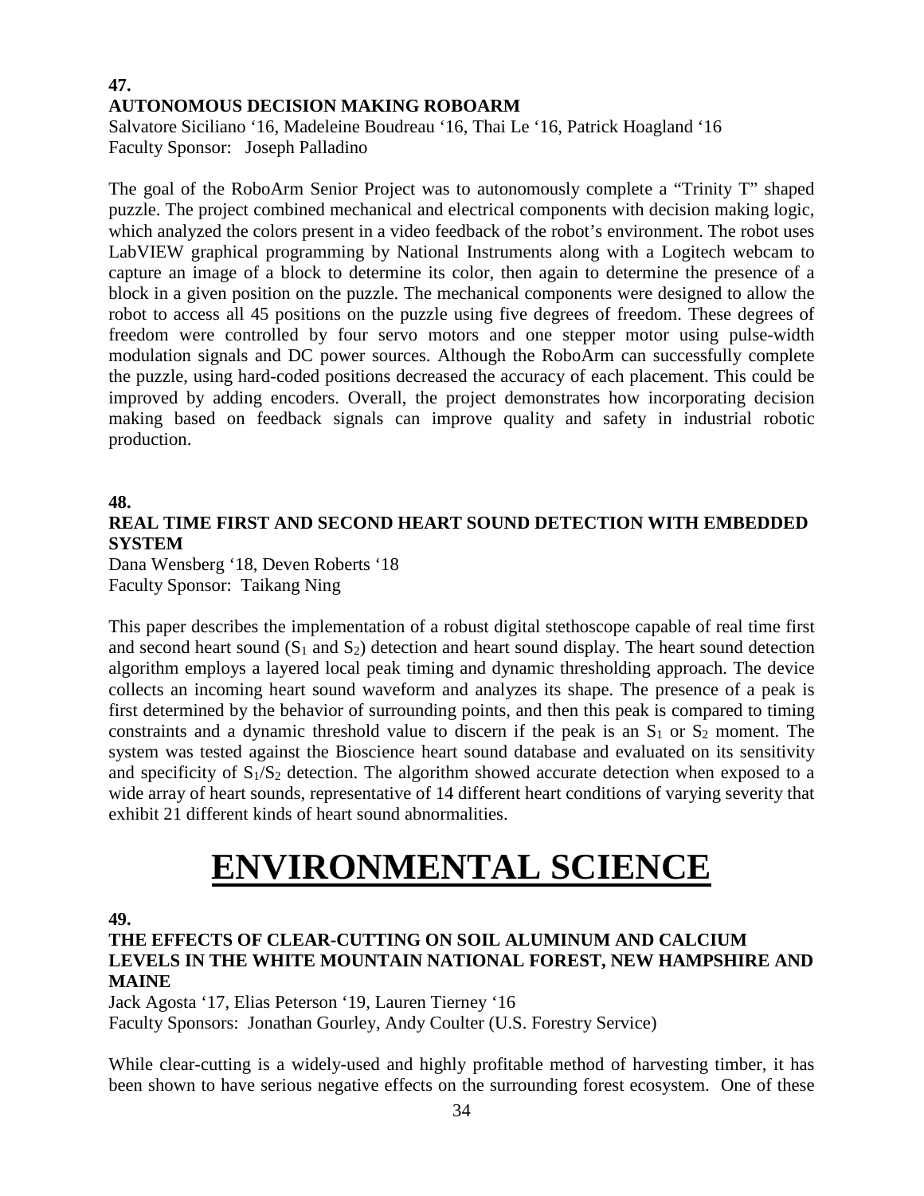**47.**

**AUTONOMOUS DECISION MAKING ROBOARM**

Salvatore Siciliano '16, Madeleine Boudreau '16, Thai Le '16, Patrick Hoagland '16
Faculty Sponsor: Joseph Palladino

The goal of the RoboArm Senior Project was to autonomously complete a "Trinity T" shaped puzzle. The project combined mechanical and electrical components with decision making logic, which analyzed the colors present in a video feedback of the robot's environment. The robot uses LabVIEW graphical programming by National Instruments along with a Logitech webcam to capture an image of a block to determine its color, then again to determine the presence of a block in a given position on the puzzle. The mechanical components were designed to allow the robot to access all 45 positions on the puzzle using five degrees of freedom. These degrees of freedom were controlled by four servo motors and one stepper motor using pulse-width modulation signals and DC power sources. Although the RoboArm can successfully complete the puzzle, using hard-coded positions decreased the accuracy of each placement. This could be improved by adding encoders. Overall, the project demonstrates how incorporating decision making based on feedback signals can improve quality and safety in industrial robotic production.

**48.**

**REAL TIME FIRST AND SECOND HEART SOUND DETECTION WITH EMBEDDED SYSTEM**

Dana Wensberg '18, Deven Roberts '18
Faculty Sponsor: Taikang Ning

This paper describes the implementation of a robust digital stethoscope capable of real time first and second heart sound ($S_1$ and $S_2$) detection and heart sound display. The heart sound detection algorithm employs a layered local peak timing and dynamic thresholding approach. The device collects an incoming heart sound waveform and analyzes its shape. The presence of a peak is first determined by the behavior of surrounding points, and then this peak is compared to timing constraints and a dynamic threshold value to discern if the peak is an $S_1$ or $S_2$ moment. The system was tested against the Bioscience heart sound database and evaluated on its sensitivity and specificity of $S_1/S_2$ detection. The algorithm showed accurate detection when exposed to a wide array of heart sounds, representative of 14 different heart conditions of varying severity that exhibit 21 different kinds of heart sound abnormalities.

# ENVIRONMENTAL SCIENCE

**49.**

**THE EFFECTS OF CLEAR-CUTTING ON SOIL ALUMINUM AND CALCIUM LEVELS IN THE WHITE MOUNTAIN NATIONAL FOREST, NEW HAMPSHIRE AND MAINE**

Jack Agosta '17, Elias Peterson '19, Lauren Tierney '16
Faculty Sponsors: Jonathan Gourley, Andy Coulter (U.S. Forestry Service)

While clear-cutting is a widely-used and highly profitable method of harvesting timber, it has been shown to have serious negative effects on the surrounding forest ecosystem. One of these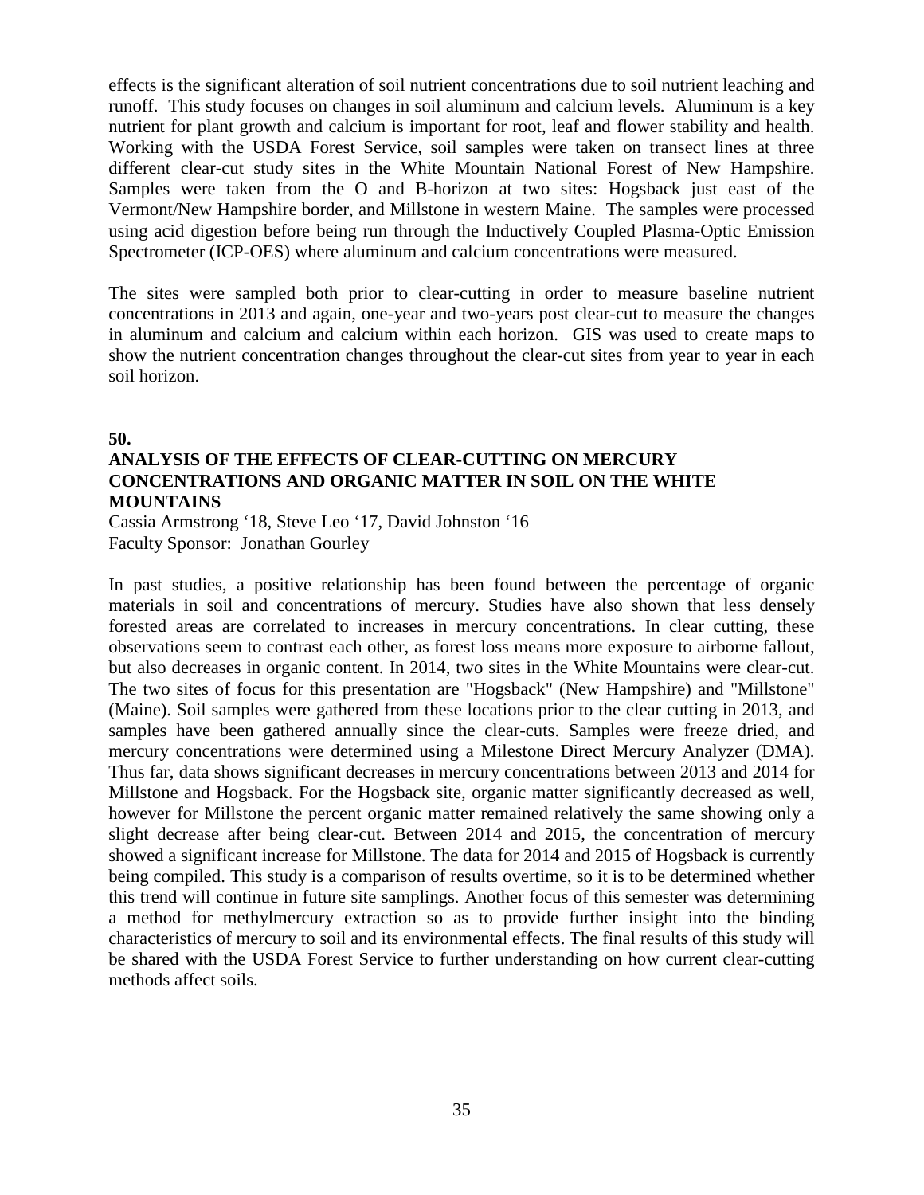effects is the significant alteration of soil nutrient concentrations due to soil nutrient leaching and runoff. This study focuses on changes in soil aluminum and calcium levels. Aluminum is a key nutrient for plant growth and calcium is important for root, leaf and flower stability and health. Working with the USDA Forest Service, soil samples were taken on transect lines at three different clear-cut study sites in the White Mountain National Forest of New Hampshire. Samples were taken from the O and B-horizon at two sites: Hogsback just east of the Vermont/New Hampshire border, and Millstone in western Maine. The samples were processed using acid digestion before being run through the Inductively Coupled Plasma-Optic Emission Spectrometer (ICP-OES) where aluminum and calcium concentrations were measured.

The sites were sampled both prior to clear-cutting in order to measure baseline nutrient concentrations in 2013 and again, one-year and two-years post clear-cut to measure the changes in aluminum and calcium and calcium within each horizon. GIS was used to create maps to show the nutrient concentration changes throughout the clear-cut sites from year to year in each soil horizon.

**50.**

### ANALYSIS OF THE EFFECTS OF CLEAR-CUTTING ON MERCURY CONCENTRATIONS AND ORGANIC MATTER IN SOIL ON THE WHITE MOUNTAINS

Cassia Armstrong '18, Steve Leo '17, David Johnston '16
Faculty Sponsor: Jonathan Gourley

In past studies, a positive relationship has been found between the percentage of organic materials in soil and concentrations of mercury. Studies have also shown that less densely forested areas are correlated to increases in mercury concentrations. In clear cutting, these observations seem to contrast each other, as forest loss means more exposure to airborne fallout, but also decreases in organic content. In 2014, two sites in the White Mountains were clear-cut. The two sites of focus for this presentation are "Hogsback" (New Hampshire) and "Millstone" (Maine). Soil samples were gathered from these locations prior to the clear cutting in 2013, and samples have been gathered annually since the clear-cuts. Samples were freeze dried, and mercury concentrations were determined using a Milestone Direct Mercury Analyzer (DMA). Thus far, data shows significant decreases in mercury concentrations between 2013 and 2014 for Millstone and Hogsback. For the Hogsback site, organic matter significantly decreased as well, however for Millstone the percent organic matter remained relatively the same showing only a slight decrease after being clear-cut. Between 2014 and 2015, the concentration of mercury showed a significant increase for Millstone. The data for 2014 and 2015 of Hogsback is currently being compiled. This study is a comparison of results overtime, so it is to be determined whether this trend will continue in future site samplings. Another focus of this semester was determining a method for methylmercury extraction so as to provide further insight into the binding characteristics of mercury to soil and its environmental effects. The final results of this study will be shared with the USDA Forest Service to further understanding on how current clear-cutting methods affect soils.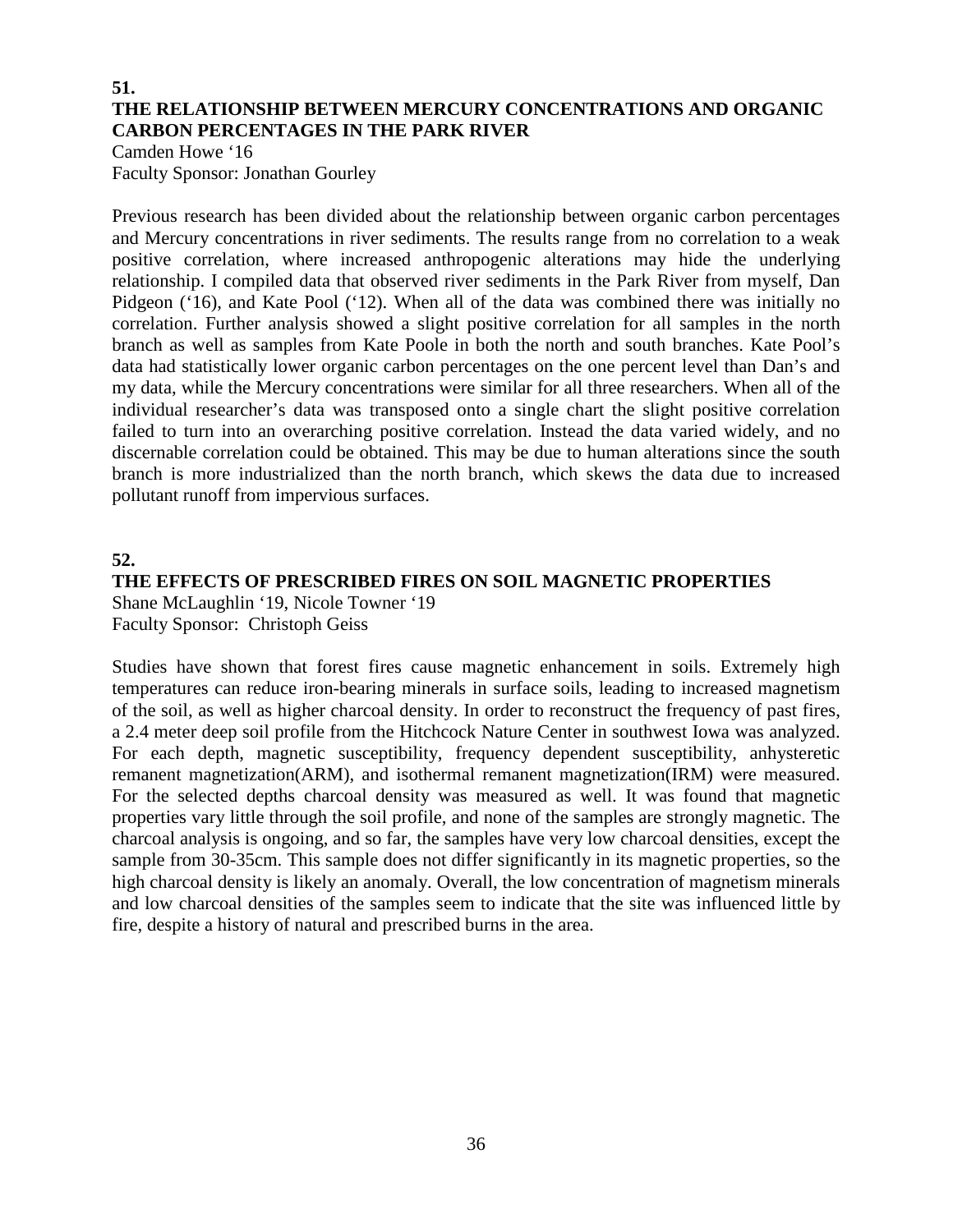**51.**

### THE RELATIONSHIP BETWEEN MERCURY CONCENTRATIONS AND ORGANIC CARBON PERCENTAGES IN THE PARK RIVER

Camden Howe '16
Faculty Sponsor: Jonathan Gourley

Previous research has been divided about the relationship between organic carbon percentages and Mercury concentrations in river sediments. The results range from no correlation to a weak positive correlation, where increased anthropogenic alterations may hide the underlying relationship. I compiled data that observed river sediments in the Park River from myself, Dan Pidgeon ('16), and Kate Pool ('12). When all of the data was combined there was initially no correlation. Further analysis showed a slight positive correlation for all samples in the north branch as well as samples from Kate Poole in both the north and south branches. Kate Pool's data had statistically lower organic carbon percentages on the one percent level than Dan's and my data, while the Mercury concentrations were similar for all three researchers. When all of the individual researcher's data was transposed onto a single chart the slight positive correlation failed to turn into an overarching positive correlation. Instead the data varied widely, and no discernable correlation could be obtained. This may be due to human alterations since the south branch is more industrialized than the north branch, which skews the data due to increased pollutant runoff from impervious surfaces.

**52.**

### THE EFFECTS OF PRESCRIBED FIRES ON SOIL MAGNETIC PROPERTIES

Shane McLaughlin '19, Nicole Towner '19
Faculty Sponsor: Christoph Geiss

Studies have shown that forest fires cause magnetic enhancement in soils. Extremely high temperatures can reduce iron-bearing minerals in surface soils, leading to increased magnetism of the soil, as well as higher charcoal density. In order to reconstruct the frequency of past fires, a 2.4 meter deep soil profile from the Hitchcock Nature Center in southwest Iowa was analyzed. For each depth, magnetic susceptibility, frequency dependent susceptibility, anhysteretic remanent magnetization(ARM), and isothermal remanent magnetization(IRM) were measured. For the selected depths charcoal density was measured as well. It was found that magnetic properties vary little through the soil profile, and none of the samples are strongly magnetic. The charcoal analysis is ongoing, and so far, the samples have very low charcoal densities, except the sample from 30-35cm. This sample does not differ significantly in its magnetic properties, so the high charcoal density is likely an anomaly. Overall, the low concentration of magnetism minerals and low charcoal densities of the samples seem to indicate that the site was influenced little by fire, despite a history of natural and prescribed burns in the area.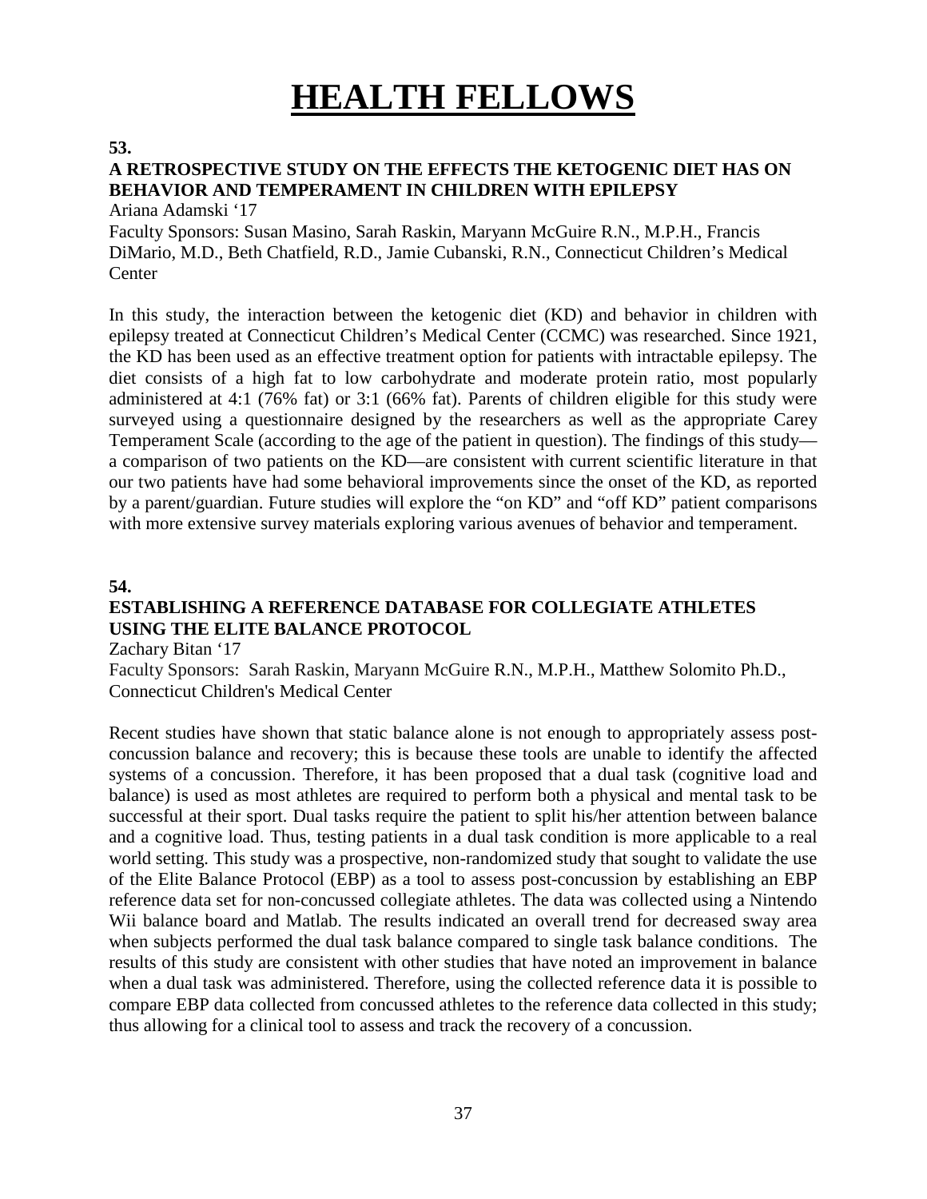# HEALTH FELLOWS

**53.**

**A RETROSPECTIVE STUDY ON THE EFFECTS THE KETOGENIC DIET HAS ON BEHAVIOR AND TEMPERAMENT IN CHILDREN WITH EPILEPSY**

Ariana Adamski '17

Faculty Sponsors: Susan Masino, Sarah Raskin, Maryann McGuire R.N., M.P.H., Francis DiMario, M.D., Beth Chatfield, R.D., Jamie Cubanski, R.N., Connecticut Children's Medical Center

In this study, the interaction between the ketogenic diet (KD) and behavior in children with epilepsy treated at Connecticut Children's Medical Center (CCMC) was researched. Since 1921, the KD has been used as an effective treatment option for patients with intractable epilepsy. The diet consists of a high fat to low carbohydrate and moderate protein ratio, most popularly administered at 4:1 (76% fat) or 3:1 (66% fat). Parents of children eligible for this study were surveyed using a questionnaire designed by the researchers as well as the appropriate Carey Temperament Scale (according to the age of the patient in question). The findings of this study—a comparison of two patients on the KD—are consistent with current scientific literature in that our two patients have had some behavioral improvements since the onset of the KD, as reported by a parent/guardian. Future studies will explore the "on KD" and "off KD" patient comparisons with more extensive survey materials exploring various avenues of behavior and temperament.

**54.**

**ESTABLISHING A REFERENCE DATABASE FOR COLLEGIATE ATHLETES USING THE ELITE BALANCE PROTOCOL**

Zachary Bitan '17

Faculty Sponsors: Sarah Raskin, Maryann McGuire R.N., M.P.H., Matthew Solomito Ph.D., Connecticut Children's Medical Center

Recent studies have shown that static balance alone is not enough to appropriately assess post-concussion balance and recovery; this is because these tools are unable to identify the affected systems of a concussion. Therefore, it has been proposed that a dual task (cognitive load and balance) is used as most athletes are required to perform both a physical and mental task to be successful at their sport. Dual tasks require the patient to split his/her attention between balance and a cognitive load. Thus, testing patients in a dual task condition is more applicable to a real world setting. This study was a prospective, non-randomized study that sought to validate the use of the Elite Balance Protocol (EBP) as a tool to assess post-concussion by establishing an EBP reference data set for non-concussed collegiate athletes. The data was collected using a Nintendo Wii balance board and Matlab. The results indicated an overall trend for decreased sway area when subjects performed the dual task balance compared to single task balance conditions. The results of this study are consistent with other studies that have noted an improvement in balance when a dual task was administered. Therefore, using the collected reference data it is possible to compare EBP data collected from concussed athletes to the reference data collected in this study; thus allowing for a clinical tool to assess and track the recovery of a concussion.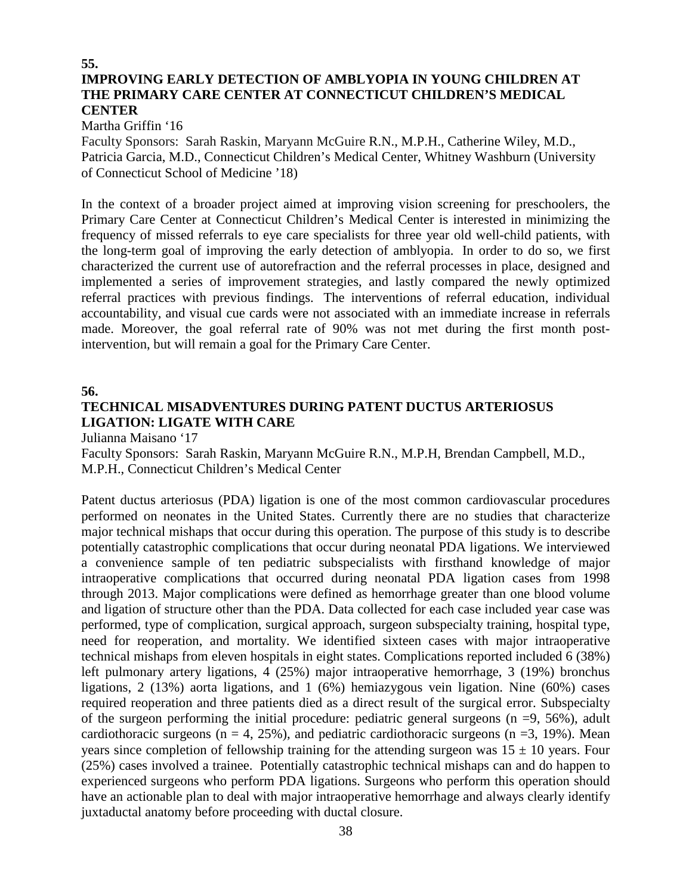**55.**

### IMPROVING EARLY DETECTION OF AMBLYOPIA IN YOUNG CHILDREN AT THE PRIMARY CARE CENTER AT CONNECTICUT CHILDREN'S MEDICAL CENTER

Martha Griffin '16

Faculty Sponsors: Sarah Raskin, Maryann McGuire R.N., M.P.H., Catherine Wiley, M.D., Patricia Garcia, M.D., Connecticut Children's Medical Center, Whitney Washburn (University of Connecticut School of Medicine '18)

In the context of a broader project aimed at improving vision screening for preschoolers, the Primary Care Center at Connecticut Children's Medical Center is interested in minimizing the frequency of missed referrals to eye care specialists for three year old well-child patients, with the long-term goal of improving the early detection of amblyopia. In order to do so, we first characterized the current use of autorefraction and the referral processes in place, designed and implemented a series of improvement strategies, and lastly compared the newly optimized referral practices with previous findings. The interventions of referral education, individual accountability, and visual cue cards were not associated with an immediate increase in referrals made. Moreover, the goal referral rate of 90% was not met during the first month post-intervention, but will remain a goal for the Primary Care Center.

**56.**

### TECHNICAL MISADVENTURES DURING PATENT DUCTUS ARTERIOSUS LIGATION: LIGATE WITH CARE

Julianna Maisano '17

Faculty Sponsors: Sarah Raskin, Maryann McGuire R.N., M.P.H, Brendan Campbell, M.D., M.P.H., Connecticut Children's Medical Center

Patent ductus arteriosus (PDA) ligation is one of the most common cardiovascular procedures performed on neonates in the United States. Currently there are no studies that characterize major technical mishaps that occur during this operation. The purpose of this study is to describe potentially catastrophic complications that occur during neonatal PDA ligations. We interviewed a convenience sample of ten pediatric subspecialists with firsthand knowledge of major intraoperative complications that occurred during neonatal PDA ligation cases from 1998 through 2013. Major complications were defined as hemorrhage greater than one blood volume and ligation of structure other than the PDA. Data collected for each case included year case was performed, type of complication, surgical approach, surgeon subspecialty training, hospital type, need for reoperation, and mortality. We identified sixteen cases with major intraoperative technical mishaps from eleven hospitals in eight states. Complications reported included 6 (38%) left pulmonary artery ligations, 4 (25%) major intraoperative hemorrhage, 3 (19%) bronchus ligations, 2 (13%) aorta ligations, and 1 (6%) hemiazygous vein ligation. Nine (60%) cases required reoperation and three patients died as a direct result of the surgical error. Subspecialty of the surgeon performing the initial procedure: pediatric general surgeons ($n = 9$, 56%), adult cardiothoracic surgeons ($n = 4$, 25%), and pediatric cardiothoracic surgeons ($n = 3$, 19%). Mean years since completion of fellowship training for the attending surgeon was $15 \pm 10$ years. Four (25%) cases involved a trainee. Potentially catastrophic technical mishaps can and do happen to experienced surgeons who perform PDA ligations. Surgeons who perform this operation should have an actionable plan to deal with major intraoperative hemorrhage and always clearly identify juxtaductal anatomy before proceeding with ductal closure.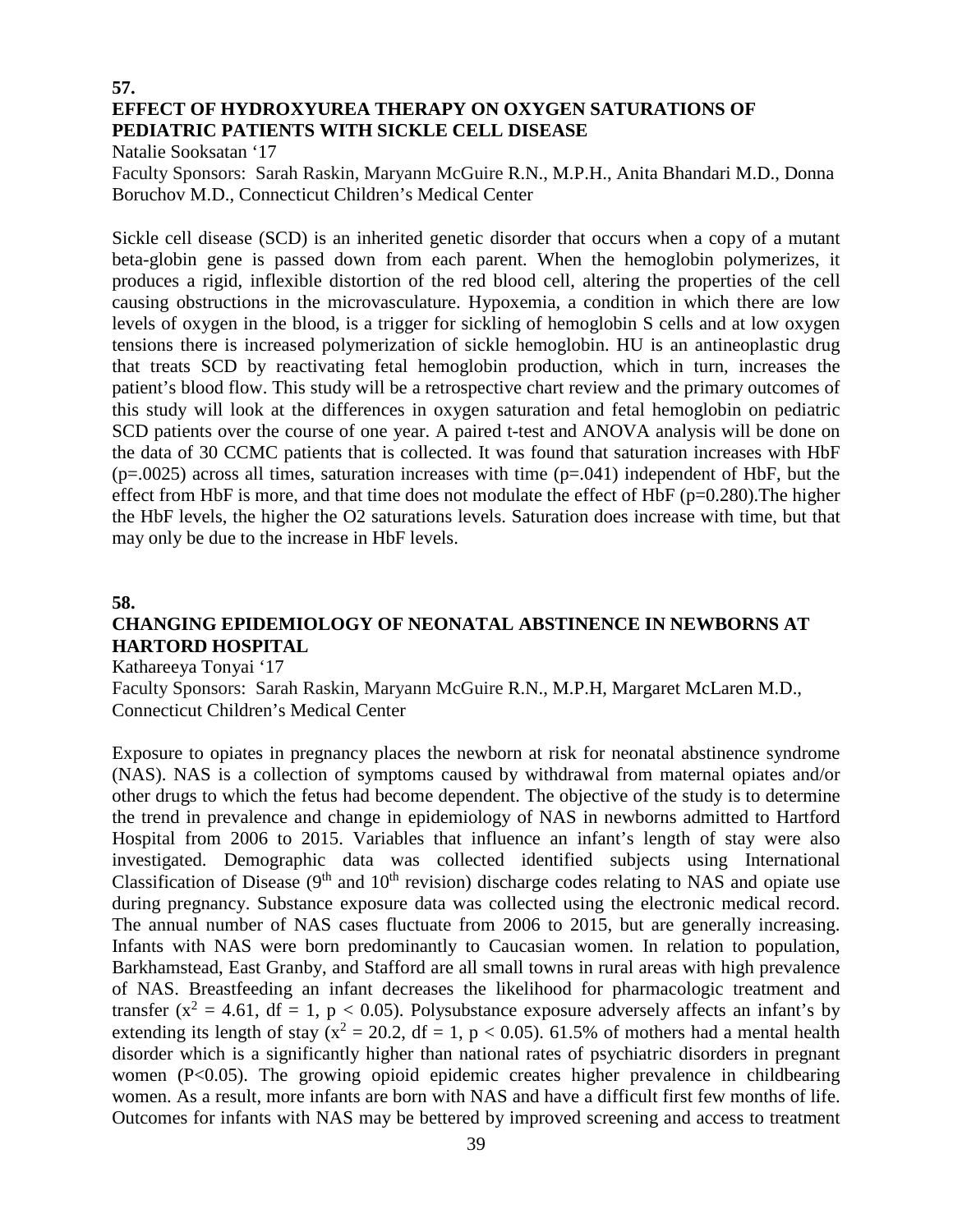**57.**

## EFFECT OF HYDROXYUREA THERAPY ON OXYGEN SATURATIONS OF PEDIATRIC PATIENTS WITH SICKLE CELL DISEASE

Natalie Sooksatan '17

Faculty Sponsors: Sarah Raskin, Maryann McGuire R.N., M.P.H., Anita Bhandari M.D., Donna Boruchov M.D., Connecticut Children's Medical Center

Sickle cell disease (SCD) is an inherited genetic disorder that occurs when a copy of a mutant beta-globin gene is passed down from each parent. When the hemoglobin polymerizes, it produces a rigid, inflexible distortion of the red blood cell, altering the properties of the cell causing obstructions in the microvasculature. Hypoxemia, a condition in which there are low levels of oxygen in the blood, is a trigger for sickling of hemoglobin S cells and at low oxygen tensions there is increased polymerization of sickle hemoglobin. HU is an antineoplastic drug that treats SCD by reactivating fetal hemoglobin production, which in turn, increases the patient's blood flow. This study will be a retrospective chart review and the primary outcomes of this study will look at the differences in oxygen saturation and fetal hemoglobin on pediatric SCD patients over the course of one year. A paired t-test and ANOVA analysis will be done on the data of 30 CCMC patients that is collected. It was found that saturation increases with HbF ($p=.0025$) across all times, saturation increases with time ($p=.041$) independent of HbF, but the effect from HbF is more, and that time does not modulate the effect of HbF ($p=0.280$).The higher the HbF levels, the higher the O2 saturations levels. Saturation does increase with time, but that may only be due to the increase in HbF levels.

**58.**

## CHANGING EPIDEMIOLOGY OF NEONATAL ABSTINENCE IN NEWBORNS AT HARTORD HOSPITAL

Kathareeya Tonyai '17

Faculty Sponsors: Sarah Raskin, Maryann McGuire R.N., M.P.H, Margaret McLaren M.D., Connecticut Children's Medical Center

Exposure to opiates in pregnancy places the newborn at risk for neonatal abstinence syndrome (NAS). NAS is a collection of symptoms caused by withdrawal from maternal opiates and/or other drugs to which the fetus had become dependent. The objective of the study is to determine the trend in prevalence and change in epidemiology of NAS in newborns admitted to Hartford Hospital from 2006 to 2015. Variables that influence an infant's length of stay were also investigated. Demographic data was collected identified subjects using International Classification of Disease (9th and 10th revision) discharge codes relating to NAS and opiate use during pregnancy. Substance exposure data was collected using the electronic medical record. The annual number of NAS cases fluctuate from 2006 to 2015, but are generally increasing. Infants with NAS were born predominantly to Caucasian women. In relation to population, Barkhamstead, East Granby, and Stafford are all small towns in rural areas with high prevalence of NAS. Breastfeeding an infant decreases the likelihood for pharmacologic treatment and transfer ($x^2 = 4.61$, df = 1, $p < 0.05$). Polysubstance exposure adversely affects an infant's by extending its length of stay ($x^2 = 20.2$, df = 1, $p < 0.05$). 61.5% of mothers had a mental health disorder which is a significantly higher than national rates of psychiatric disorders in pregnant women ($P<0.05$). The growing opioid epidemic creates higher prevalence in childbearing women. As a result, more infants are born with NAS and have a difficult first few months of life. Outcomes for infants with NAS may be bettered by improved screening and access to treatment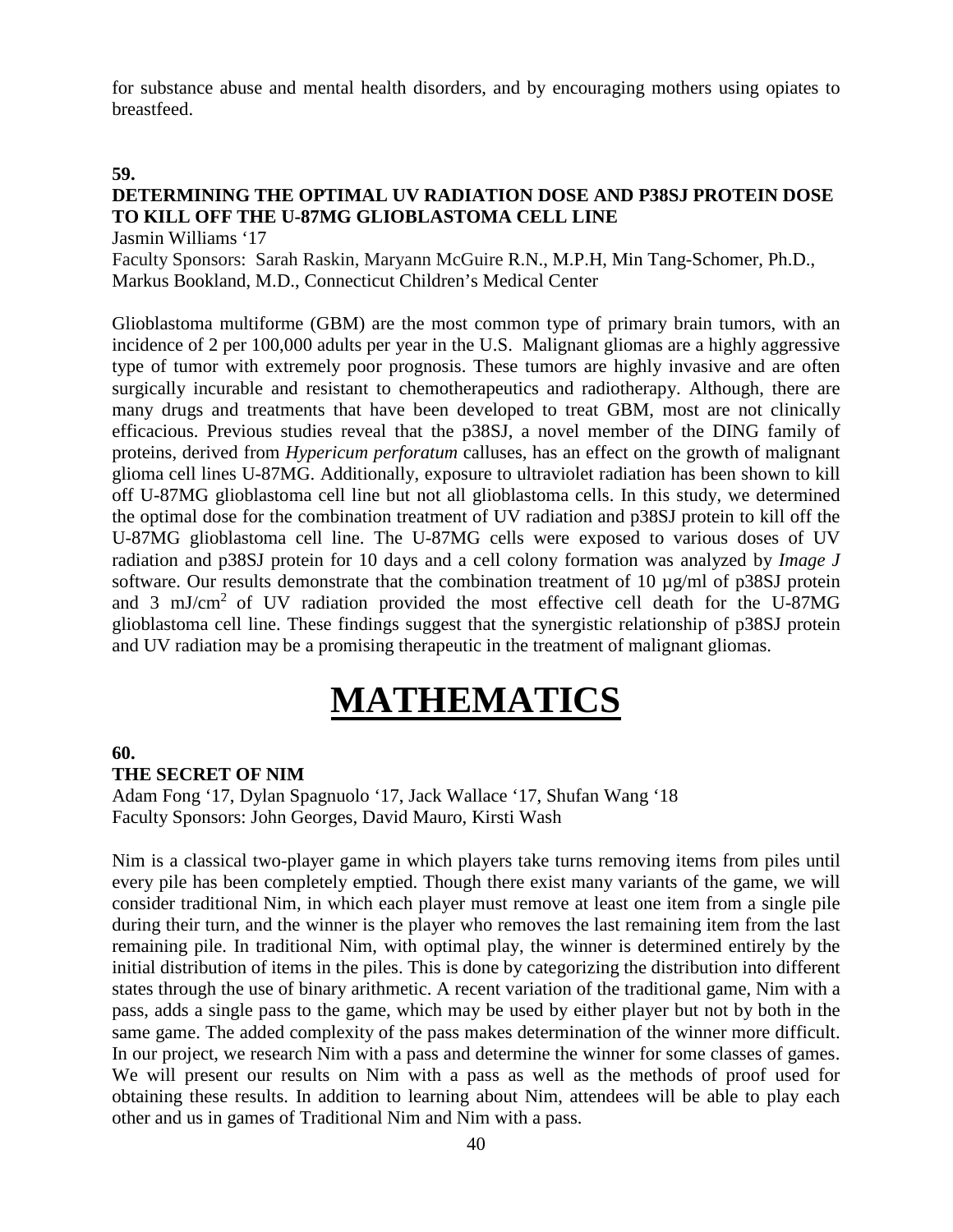for substance abuse and mental health disorders, and by encouraging mothers using opiates to breastfeed.

**59.**

**DETERMINING THE OPTIMAL UV RADIATION DOSE AND P38SJ PROTEIN DOSE TO KILL OFF THE U-87MG GLIOBLASTOMA CELL LINE**

Jasmin Williams '17

Faculty Sponsors: Sarah Raskin, Maryann McGuire R.N., M.P.H, Min Tang-Schomer, Ph.D., Markus Bookland, M.D., Connecticut Children's Medical Center

Glioblastoma multiforme (GBM) are the most common type of primary brain tumors, with an incidence of 2 per 100,000 adults per year in the U.S. Malignant gliomas are a highly aggressive type of tumor with extremely poor prognosis. These tumors are highly invasive and are often surgically incurable and resistant to chemotherapeutics and radiotherapy. Although, there are many drugs and treatments that have been developed to treat GBM, most are not clinically efficacious. Previous studies reveal that the p38SJ, a novel member of the DING family of proteins, derived from *Hypericum perforatum* calluses, has an effect on the growth of malignant glioma cell lines U-87MG. Additionally, exposure to ultraviolet radiation has been shown to kill off U-87MG glioblastoma cell line but not all glioblastoma cells. In this study, we determined the optimal dose for the combination treatment of UV radiation and p38SJ protein to kill off the U-87MG glioblastoma cell line. The U-87MG cells were exposed to various doses of UV radiation and p38SJ protein for 10 days and a cell colony formation was analyzed by *Image J* software. Our results demonstrate that the combination treatment of 10 µg/ml of p38SJ protein and 3 $mJ/cm^2$ of UV radiation provided the most effective cell death for the U-87MG glioblastoma cell line. These findings suggest that the synergistic relationship of p38SJ protein and UV radiation may be a promising therapeutic in the treatment of malignant gliomas.

# MATHEMATICS

**60.**

**THE SECRET OF NIM**

Adam Fong '17, Dylan Spagnuolo '17, Jack Wallace '17, Shufan Wang '18

Faculty Sponsors: John Georges, David Mauro, Kirsti Wash

Nim is a classical two-player game in which players take turns removing items from piles until every pile has been completely emptied. Though there exist many variants of the game, we will consider traditional Nim, in which each player must remove at least one item from a single pile during their turn, and the winner is the player who removes the last remaining item from the last remaining pile. In traditional Nim, with optimal play, the winner is determined entirely by the initial distribution of items in the piles. This is done by categorizing the distribution into different states through the use of binary arithmetic. A recent variation of the traditional game, Nim with a pass, adds a single pass to the game, which may be used by either player but not by both in the same game. The added complexity of the pass makes determination of the winner more difficult. In our project, we research Nim with a pass and determine the winner for some classes of games. We will present our results on Nim with a pass as well as the methods of proof used for obtaining these results. In addition to learning about Nim, attendees will be able to play each other and us in games of Traditional Nim and Nim with a pass.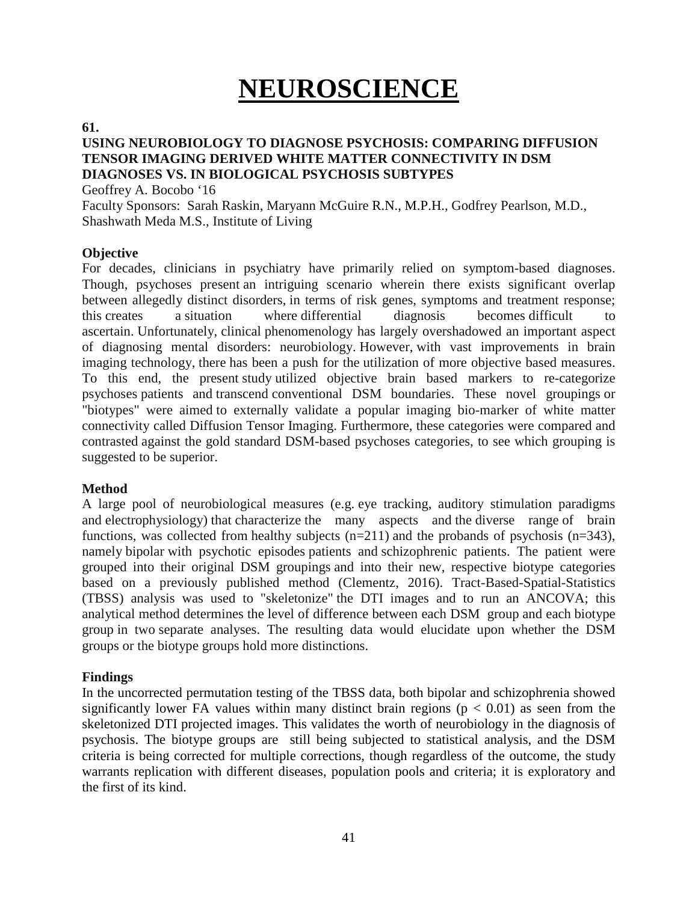# NEUROSCIENCE

**61.**

**USING NEUROBIOLOGY TO DIAGNOSE PSYCHOSIS: COMPARING DIFFUSION TENSOR IMAGING DERIVED WHITE MATTER CONNECTIVITY IN DSM DIAGNOSES VS. IN BIOLOGICAL PSYCHOSIS SUBTYPES**

Geoffrey A. Bocobo '16

Faculty Sponsors: Sarah Raskin, Maryann McGuire R.N., M.P.H., Godfrey Pearlson, M.D., Shashwath Meda M.S., Institute of Living

**Objective**

For decades, clinicians in psychiatry have primarily relied on symptom-based diagnoses. Though, psychoses present an intriguing scenario wherein there exists significant overlap between allegedly distinct disorders, in terms of risk genes, symptoms and treatment response; this creates a situation where differential diagnosis becomes difficult to ascertain. Unfortunately, clinical phenomenology has largely overshadowed an important aspect of diagnosing mental disorders: neurobiology. However, with vast improvements in brain imaging technology, there has been a push for the utilization of more objective based measures. To this end, the present study utilized objective brain based markers to re-categorize psychoses patients and transcend conventional DSM boundaries. These novel groupings or "biotypes" were aimed to externally validate a popular imaging bio-marker of white matter connectivity called Diffusion Tensor Imaging. Furthermore, these categories were compared and contrasted against the gold standard DSM-based psychoses categories, to see which grouping is suggested to be superior.

**Method**

A large pool of neurobiological measures (e.g. eye tracking, auditory stimulation paradigms and electrophysiology) that characterize the many aspects and the diverse range of brain functions, was collected from healthy subjects (n=211) and the probands of psychosis (n=343), namely bipolar with psychotic episodes patients and schizophrenic patients. The patient were grouped into their original DSM groupings and into their new, respective biotype categories based on a previously published method (Clementz, 2016). Tract-Based-Spatial-Statistics (TBSS) analysis was used to "skeletonize" the DTI images and to run an ANCOVA; this analytical method determines the level of difference between each DSM group and each biotype group in two separate analyses. The resulting data would elucidate upon whether the DSM groups or the biotype groups hold more distinctions.

**Findings**

In the uncorrected permutation testing of the TBSS data, both bipolar and schizophrenia showed significantly lower FA values within many distinct brain regions ($p < 0.01$) as seen from the skeletonized DTI projected images. This validates the worth of neurobiology in the diagnosis of psychosis. The biotype groups are still being subjected to statistical analysis, and the DSM criteria is being corrected for multiple corrections, though regardless of the outcome, the study warrants replication with different diseases, population pools and criteria; it is exploratory and the first of its kind.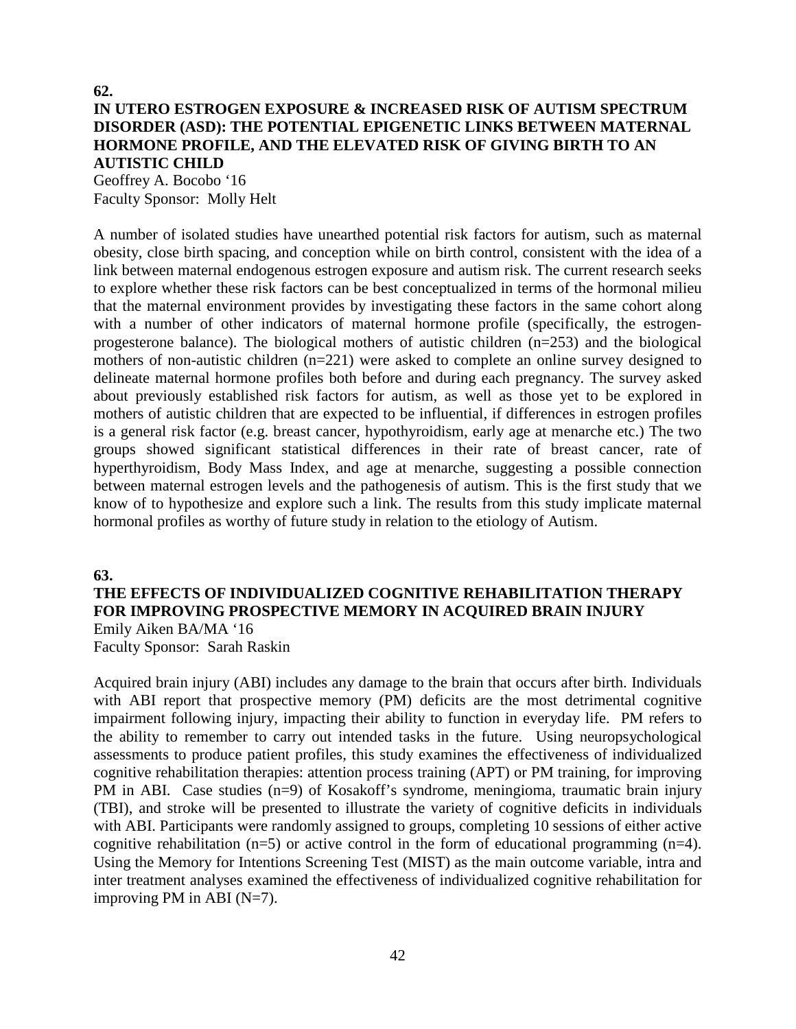**62.**

### IN UTERO ESTROGEN EXPOSURE & INCREASED RISK OF AUTISM SPECTRUM DISORDER (ASD): THE POTENTIAL EPIGENETIC LINKS BETWEEN MATERNAL HORMONE PROFILE, AND THE ELEVATED RISK OF GIVING BIRTH TO AN AUTISTIC CHILD

Geoffrey A. Bocobo '16
Faculty Sponsor: Molly Helt

A number of isolated studies have unearthed potential risk factors for autism, such as maternal obesity, close birth spacing, and conception while on birth control, consistent with the idea of a link between maternal endogenous estrogen exposure and autism risk. The current research seeks to explore whether these risk factors can be best conceptualized in terms of the hormonal milieu that the maternal environment provides by investigating these factors in the same cohort along with a number of other indicators of maternal hormone profile (specifically, the estrogen-progesterone balance). The biological mothers of autistic children (n=253) and the biological mothers of non-autistic children (n=221) were asked to complete an online survey designed to delineate maternal hormone profiles both before and during each pregnancy. The survey asked about previously established risk factors for autism, as well as those yet to be explored in mothers of autistic children that are expected to be influential, if differences in estrogen profiles is a general risk factor (e.g. breast cancer, hypothyroidism, early age at menarche etc.) The two groups showed significant statistical differences in their rate of breast cancer, rate of hyperthyroidism, Body Mass Index, and age at menarche, suggesting a possible connection between maternal estrogen levels and the pathogenesis of autism. This is the first study that we know of to hypothesize and explore such a link. The results from this study implicate maternal hormonal profiles as worthy of future study in relation to the etiology of Autism.

**63.**

### THE EFFECTS OF INDIVIDUALIZED COGNITIVE REHABILITATION THERAPY FOR IMPROVING PROSPECTIVE MEMORY IN ACQUIRED BRAIN INJURY

Emily Aiken BA/MA '16
Faculty Sponsor: Sarah Raskin

Acquired brain injury (ABI) includes any damage to the brain that occurs after birth. Individuals with ABI report that prospective memory (PM) deficits are the most detrimental cognitive impairment following injury, impacting their ability to function in everyday life. PM refers to the ability to remember to carry out intended tasks in the future. Using neuropsychological assessments to produce patient profiles, this study examines the effectiveness of individualized cognitive rehabilitation therapies: attention process training (APT) or PM training, for improving PM in ABI. Case studies (n=9) of Kosakoff's syndrome, meningioma, traumatic brain injury (TBI), and stroke will be presented to illustrate the variety of cognitive deficits in individuals with ABI. Participants were randomly assigned to groups, completing 10 sessions of either active cognitive rehabilitation (n=5) or active control in the form of educational programming (n=4). Using the Memory for Intentions Screening Test (MIST) as the main outcome variable, intra and inter treatment analyses examined the effectiveness of individualized cognitive rehabilitation for improving PM in ABI (N=7).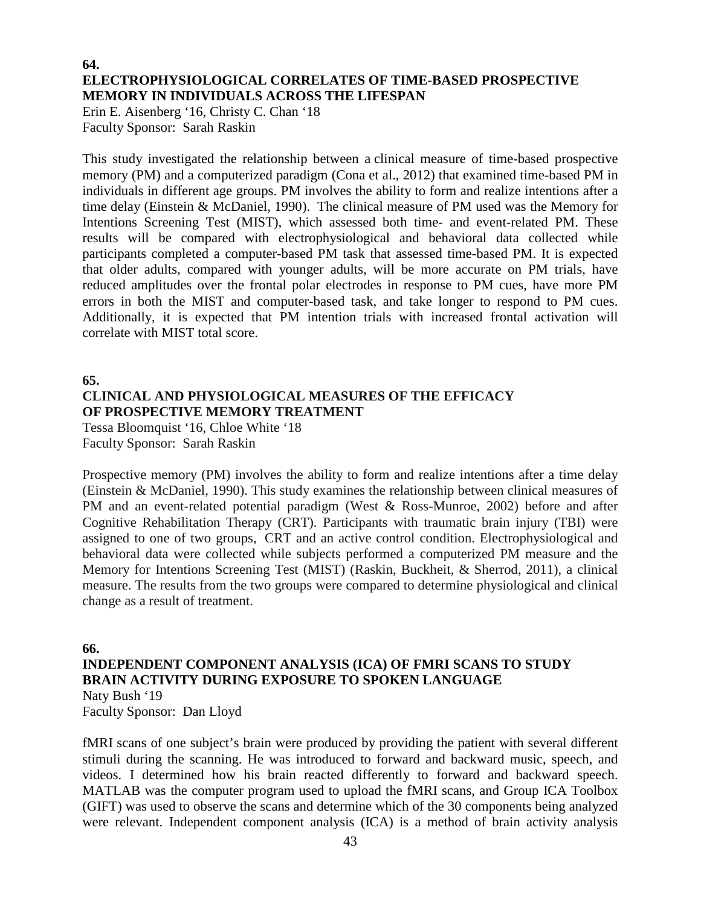**64.**

**ELECTROPHYSIOLOGICAL CORRELATES OF TIME-BASED PROSPECTIVE MEMORY IN INDIVIDUALS ACROSS THE LIFESPAN**

Erin E. Aisenberg ‘16, Christy C. Chan ‘18
Faculty Sponsor: Sarah Raskin

This study investigated the relationship between a clinical measure of time-based prospective memory (PM) and a computerized paradigm (Cona et al., 2012) that examined time-based PM in individuals in different age groups. PM involves the ability to form and realize intentions after a time delay (Einstein & McDaniel, 1990). The clinical measure of PM used was the Memory for Intentions Screening Test (MIST), which assessed both time- and event-related PM. These results will be compared with electrophysiological and behavioral data collected while participants completed a computer-based PM task that assessed time-based PM. It is expected that older adults, compared with younger adults, will be more accurate on PM trials, have reduced amplitudes over the frontal polar electrodes in response to PM cues, have more PM errors in both the MIST and computer-based task, and take longer to respond to PM cues. Additionally, it is expected that PM intention trials with increased frontal activation will correlate with MIST total score.

**65.**

**CLINICAL AND PHYSIOLOGICAL MEASURES OF THE EFFICACY OF PROSPECTIVE MEMORY TREATMENT**

Tessa Bloomquist ‘16, Chloe White ‘18
Faculty Sponsor: Sarah Raskin

Prospective memory (PM) involves the ability to form and realize intentions after a time delay (Einstein & McDaniel, 1990). This study examines the relationship between clinical measures of PM and an event-related potential paradigm (West & Ross-Munroe, 2002) before and after Cognitive Rehabilitation Therapy (CRT). Participants with traumatic brain injury (TBI) were assigned to one of two groups, CRT and an active control condition. Electrophysiological and behavioral data were collected while subjects performed a computerized PM measure and the Memory for Intentions Screening Test (MIST) (Raskin, Buckheit, & Sherrod, 2011), a clinical measure. The results from the two groups were compared to determine physiological and clinical change as a result of treatment.

**66.**

**INDEPENDENT COMPONENT ANALYSIS (ICA) OF FMRI SCANS TO STUDY BRAIN ACTIVITY DURING EXPOSURE TO SPOKEN LANGUAGE**

Naty Bush ‘19
Faculty Sponsor: Dan Lloyd

fMRI scans of one subject’s brain were produced by providing the patient with several different stimuli during the scanning. He was introduced to forward and backward music, speech, and videos. I determined how his brain reacted differently to forward and backward speech. MATLAB was the computer program used to upload the fMRI scans, and Group ICA Toolbox (GIFT) was used to observe the scans and determine which of the 30 components being analyzed were relevant. Independent component analysis (ICA) is a method of brain activity analysis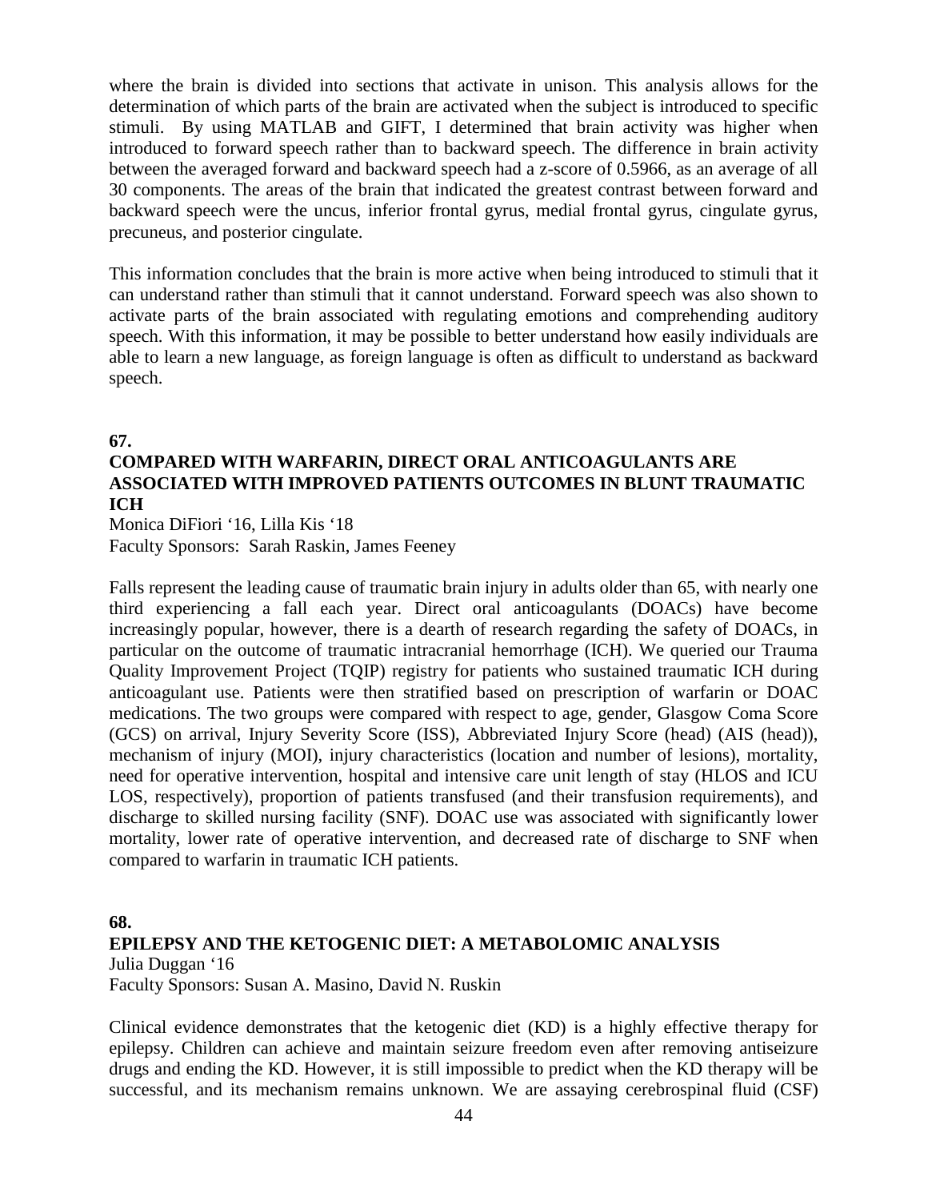where the brain is divided into sections that activate in unison. This analysis allows for the determination of which parts of the brain are activated when the subject is introduced to specific stimuli. By using MATLAB and GIFT, I determined that brain activity was higher when introduced to forward speech rather than to backward speech. The difference in brain activity between the averaged forward and backward speech had a z-score of 0.5966, as an average of all 30 components. The areas of the brain that indicated the greatest contrast between forward and backward speech were the uncus, inferior frontal gyrus, medial frontal gyrus, cingulate gyrus, precuneus, and posterior cingulate.

This information concludes that the brain is more active when being introduced to stimuli that it can understand rather than stimuli that it cannot understand. Forward speech was also shown to activate parts of the brain associated with regulating emotions and comprehending auditory speech. With this information, it may be possible to better understand how easily individuals are able to learn a new language, as foreign language is often as difficult to understand as backward speech.

**67.**

### COMPARED WITH WARFARIN, DIRECT ORAL ANTICOAGULANTS ARE ASSOCIATED WITH IMPROVED PATIENTS OUTCOMES IN BLUNT TRAUMATIC ICH

Monica DiFiori '16, Lilla Kis '18
Faculty Sponsors: Sarah Raskin, James Feeney

Falls represent the leading cause of traumatic brain injury in adults older than 65, with nearly one third experiencing a fall each year. Direct oral anticoagulants (DOACs) have become increasingly popular, however, there is a dearth of research regarding the safety of DOACs, in particular on the outcome of traumatic intracranial hemorrhage (ICH). We queried our Trauma Quality Improvement Project (TQIP) registry for patients who sustained traumatic ICH during anticoagulant use. Patients were then stratified based on prescription of warfarin or DOAC medications. The two groups were compared with respect to age, gender, Glasgow Coma Score (GCS) on arrival, Injury Severity Score (ISS), Abbreviated Injury Score (head) (AIS (head)), mechanism of injury (MOI), injury characteristics (location and number of lesions), mortality, need for operative intervention, hospital and intensive care unit length of stay (HLOS and ICU LOS, respectively), proportion of patients transfused (and their transfusion requirements), and discharge to skilled nursing facility (SNF). DOAC use was associated with significantly lower mortality, lower rate of operative intervention, and decreased rate of discharge to SNF when compared to warfarin in traumatic ICH patients.

**68.**

### EPILEPSY AND THE KETOGENIC DIET: A METABOLOMIC ANALYSIS

Julia Duggan '16
Faculty Sponsors: Susan A. Masino, David N. Ruskin

Clinical evidence demonstrates that the ketogenic diet (KD) is a highly effective therapy for epilepsy. Children can achieve and maintain seizure freedom even after removing antiseizure drugs and ending the KD. However, it is still impossible to predict when the KD therapy will be successful, and its mechanism remains unknown. We are assaying cerebrospinal fluid (CSF)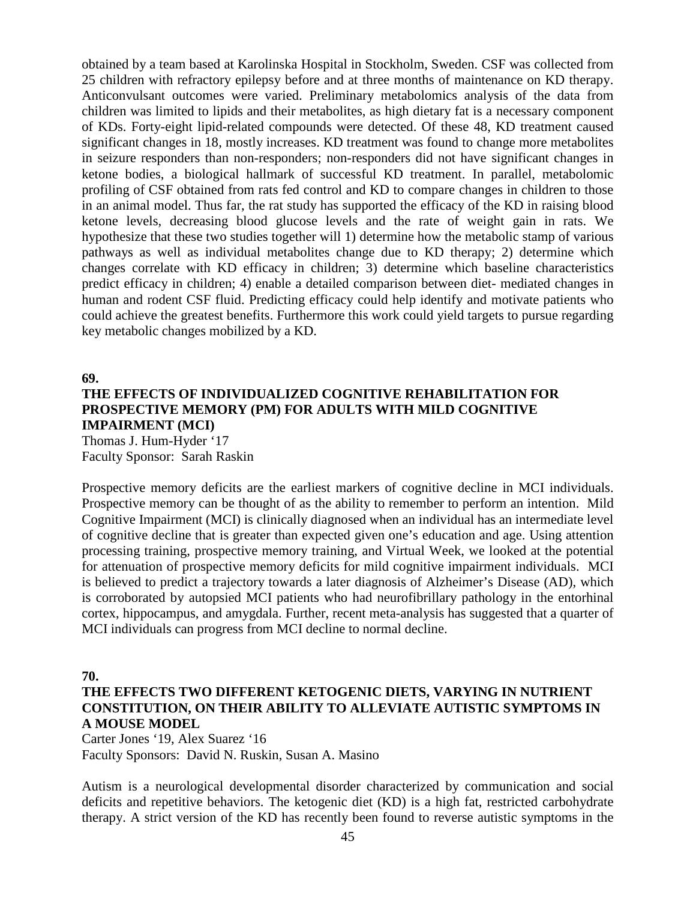obtained by a team based at Karolinska Hospital in Stockholm, Sweden. CSF was collected from 25 children with refractory epilepsy before and at three months of maintenance on KD therapy. Anticonvulsant outcomes were varied. Preliminary metabolomics analysis of the data from children was limited to lipids and their metabolites, as high dietary fat is a necessary component of KDs. Forty-eight lipid-related compounds were detected. Of these 48, KD treatment caused significant changes in 18, mostly increases. KD treatment was found to change more metabolites in seizure responders than non-responders; non-responders did not have significant changes in ketone bodies, a biological hallmark of successful KD treatment. In parallel, metabolomic profiling of CSF obtained from rats fed control and KD to compare changes in children to those in an animal model. Thus far, the rat study has supported the efficacy of the KD in raising blood ketone levels, decreasing blood glucose levels and the rate of weight gain in rats. We hypothesize that these two studies together will 1) determine how the metabolic stamp of various pathways as well as individual metabolites change due to KD therapy; 2) determine which changes correlate with KD efficacy in children; 3) determine which baseline characteristics predict efficacy in children; 4) enable a detailed comparison between diet- mediated changes in human and rodent CSF fluid. Predicting efficacy could help identify and motivate patients who could achieve the greatest benefits. Furthermore this work could yield targets to pursue regarding key metabolic changes mobilized by a KD.

**69.**

## THE EFFECTS OF INDIVIDUALIZED COGNITIVE REHABILITATION FOR PROSPECTIVE MEMORY (PM) FOR ADULTS WITH MILD COGNITIVE IMPAIRMENT (MCI)

Thomas J. Hum-Hyder '17
Faculty Sponsor: Sarah Raskin

Prospective memory deficits are the earliest markers of cognitive decline in MCI individuals. Prospective memory can be thought of as the ability to remember to perform an intention. Mild Cognitive Impairment (MCI) is clinically diagnosed when an individual has an intermediate level of cognitive decline that is greater than expected given one's education and age. Using attention processing training, prospective memory training, and Virtual Week, we looked at the potential for attenuation of prospective memory deficits for mild cognitive impairment individuals. MCI is believed to predict a trajectory towards a later diagnosis of Alzheimer's Disease (AD), which is corroborated by autopsied MCI patients who had neurofibrillary pathology in the entorhinal cortex, hippocampus, and amygdala. Further, recent meta-analysis has suggested that a quarter of MCI individuals can progress from MCI decline to normal decline.

**70.**

## THE EFFECTS TWO DIFFERENT KETOGENIC DIETS, VARYING IN NUTRIENT CONSTITUTION, ON THEIR ABILITY TO ALLEVIATE AUTISTIC SYMPTOMS IN A MOUSE MODEL

Carter Jones '19, Alex Suarez '16
Faculty Sponsors: David N. Ruskin, Susan A. Masino

Autism is a neurological developmental disorder characterized by communication and social deficits and repetitive behaviors. The ketogenic diet (KD) is a high fat, restricted carbohydrate therapy. A strict version of the KD has recently been found to reverse autistic symptoms in the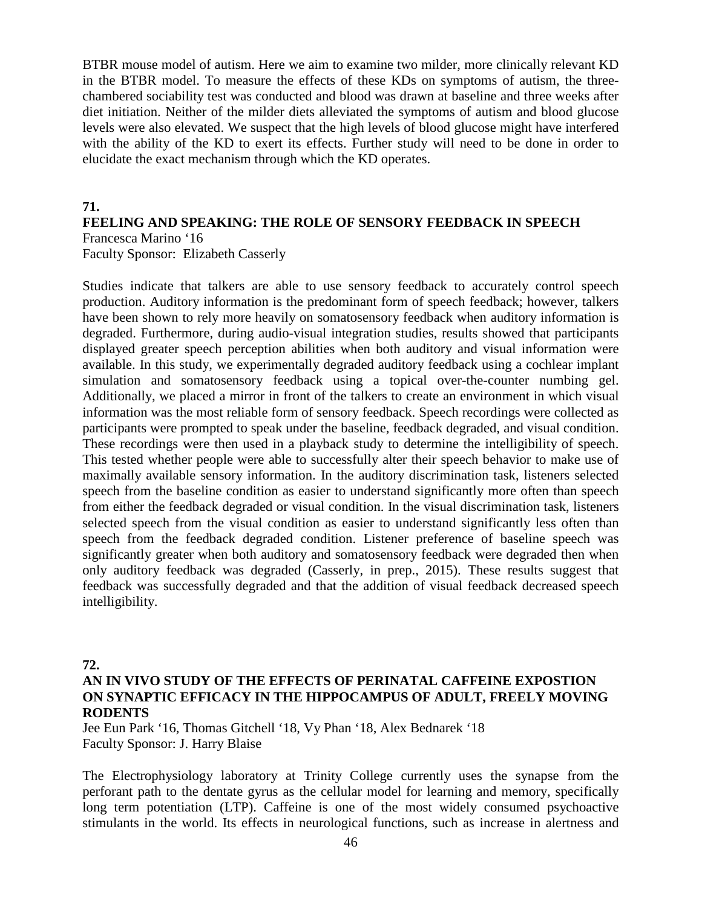BTBR mouse model of autism. Here we aim to examine two milder, more clinically relevant KD in the BTBR model. To measure the effects of these KDs on symptoms of autism, the three-chambered sociability test was conducted and blood was drawn at baseline and three weeks after diet initiation. Neither of the milder diets alleviated the symptoms of autism and blood glucose levels were also elevated. We suspect that the high levels of blood glucose might have interfered with the ability of the KD to exert its effects. Further study will need to be done in order to elucidate the exact mechanism through which the KD operates.

**71.**

**FEELING AND SPEAKING: THE ROLE OF SENSORY FEEDBACK IN SPEECH**

Francesca Marino '16
Faculty Sponsor: Elizabeth Casserly

Studies indicate that talkers are able to use sensory feedback to accurately control speech production. Auditory information is the predominant form of speech feedback; however, talkers have been shown to rely more heavily on somatosensory feedback when auditory information is degraded. Furthermore, during audio-visual integration studies, results showed that participants displayed greater speech perception abilities when both auditory and visual information were available. In this study, we experimentally degraded auditory feedback using a cochlear implant simulation and somatosensory feedback using a topical over-the-counter numbing gel. Additionally, we placed a mirror in front of the talkers to create an environment in which visual information was the most reliable form of sensory feedback. Speech recordings were collected as participants were prompted to speak under the baseline, feedback degraded, and visual condition. These recordings were then used in a playback study to determine the intelligibility of speech. This tested whether people were able to successfully alter their speech behavior to make use of maximally available sensory information. In the auditory discrimination task, listeners selected speech from the baseline condition as easier to understand significantly more often than speech from either the feedback degraded or visual condition. In the visual discrimination task, listeners selected speech from the visual condition as easier to understand significantly less often than speech from the feedback degraded condition. Listener preference of baseline speech was significantly greater when both auditory and somatosensory feedback were degraded then when only auditory feedback was degraded (Casserly, in prep., 2015). These results suggest that feedback was successfully degraded and that the addition of visual feedback decreased speech intelligibility.

**72.**

**AN IN VIVO STUDY OF THE EFFECTS OF PERINATAL CAFFEINE EXPOSTION ON SYNAPTIC EFFICACY IN THE HIPPOCAMPUS OF ADULT, FREELY MOVING RODENTS**

Jee Eun Park '16, Thomas Gitchell '18, Vy Phan '18, Alex Bednarek '18
Faculty Sponsor: J. Harry Blaise

The Electrophysiology laboratory at Trinity College currently uses the synapse from the perforant path to the dentate gyrus as the cellular model for learning and memory, specifically long term potentiation (LTP). Caffeine is one of the most widely consumed psychoactive stimulants in the world. Its effects in neurological functions, such as increase in alertness and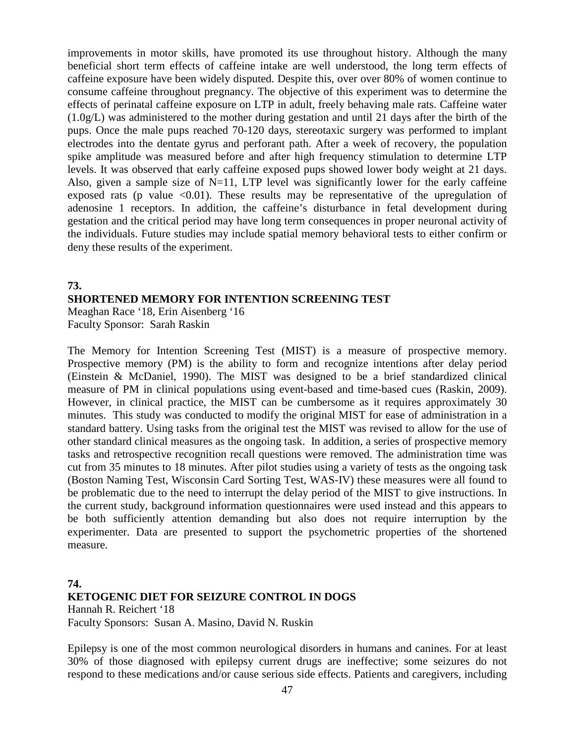improvements in motor skills, have promoted its use throughout history. Although the many beneficial short term effects of caffeine intake are well understood, the long term effects of caffeine exposure have been widely disputed. Despite this, over over 80% of women continue to consume caffeine throughout pregnancy. The objective of this experiment was to determine the effects of perinatal caffeine exposure on LTP in adult, freely behaving male rats. Caffeine water (1.0g/L) was administered to the mother during gestation and until 21 days after the birth of the pups. Once the male pups reached 70-120 days, stereotaxic surgery was performed to implant electrodes into the dentate gyrus and perforant path. After a week of recovery, the population spike amplitude was measured before and after high frequency stimulation to determine LTP levels. It was observed that early caffeine exposed pups showed lower body weight at 21 days. Also, given a sample size of N=11, LTP level was significantly lower for the early caffeine exposed rats (p value $<0.01$). These results may be representative of the upregulation of adenosine 1 receptors. In addition, the caffeine's disturbance in fetal development during gestation and the critical period may have long term consequences in proper neuronal activity of the individuals. Future studies may include spatial memory behavioral tests to either confirm or deny these results of the experiment.

**73.**

**SHORTENED MEMORY FOR INTENTION SCREENING TEST**

Meaghan Race '18, Erin Aisenberg '16
Faculty Sponsor: Sarah Raskin

The Memory for Intention Screening Test (MIST) is a measure of prospective memory. Prospective memory (PM) is the ability to form and recognize intentions after delay period (Einstein & McDaniel, 1990). The MIST was designed to be a brief standardized clinical measure of PM in clinical populations using event-based and time-based cues (Raskin, 2009). However, in clinical practice, the MIST can be cumbersome as it requires approximately 30 minutes. This study was conducted to modify the original MIST for ease of administration in a standard battery. Using tasks from the original test the MIST was revised to allow for the use of other standard clinical measures as the ongoing task. In addition, a series of prospective memory tasks and retrospective recognition recall questions were removed. The administration time was cut from 35 minutes to 18 minutes. After pilot studies using a variety of tests as the ongoing task (Boston Naming Test, Wisconsin Card Sorting Test, WAS-IV) these measures were all found to be problematic due to the need to interrupt the delay period of the MIST to give instructions. In the current study, background information questionnaires were used instead and this appears to be both sufficiently attention demanding but also does not require interruption by the experimenter. Data are presented to support the psychometric properties of the shortened measure.

**74.**

**KETOGENIC DIET FOR SEIZURE CONTROL IN DOGS**

Hannah R. Reichert '18
Faculty Sponsors: Susan A. Masino, David N. Ruskin

Epilepsy is one of the most common neurological disorders in humans and canines. For at least 30% of those diagnosed with epilepsy current drugs are ineffective; some seizures do not respond to these medications and/or cause serious side effects. Patients and caregivers, including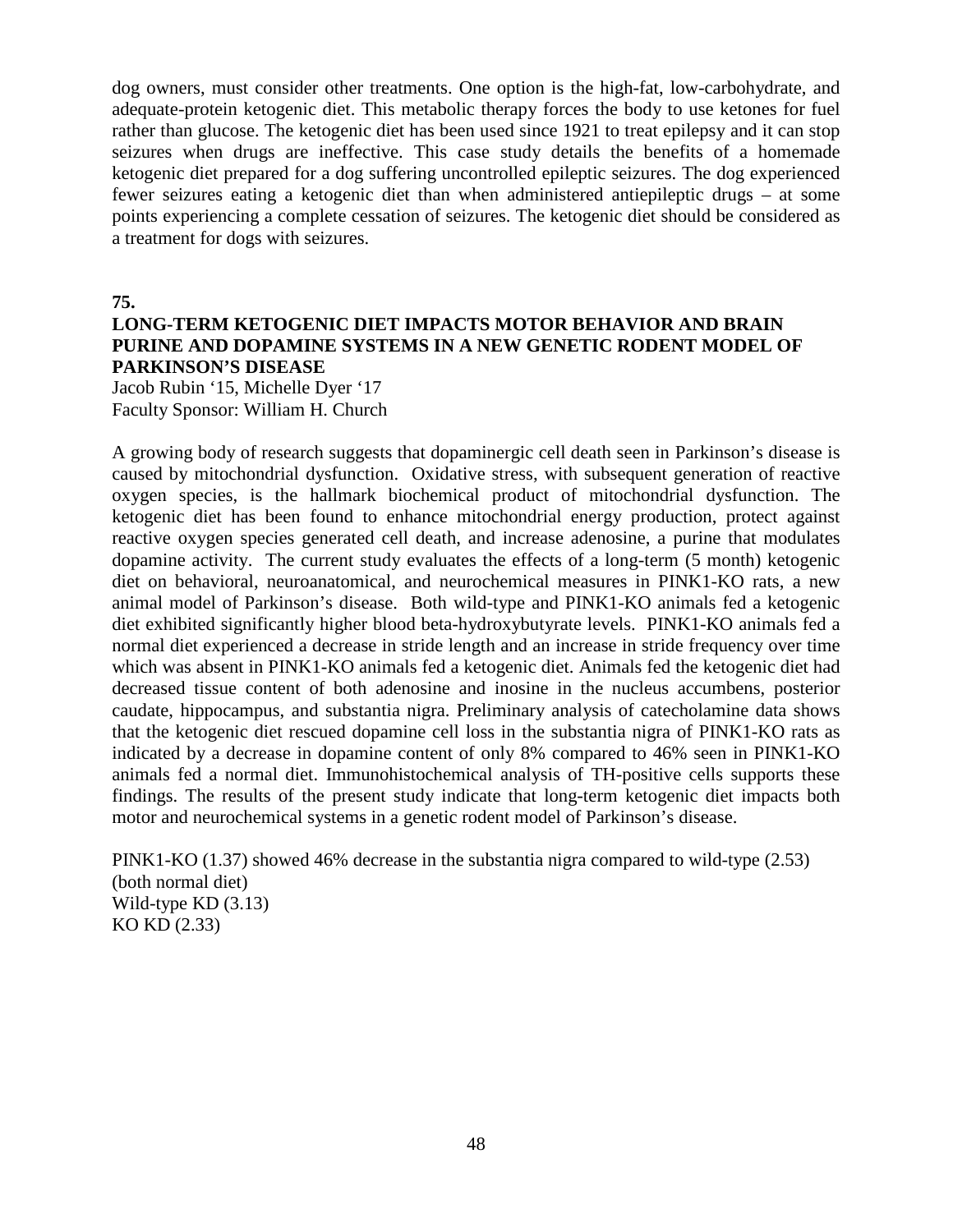dog owners, must consider other treatments. One option is the high-fat, low-carbohydrate, and adequate-protein ketogenic diet. This metabolic therapy forces the body to use ketones for fuel rather than glucose. The ketogenic diet has been used since 1921 to treat epilepsy and it can stop seizures when drugs are ineffective. This case study details the benefits of a homemade ketogenic diet prepared for a dog suffering uncontrolled epileptic seizures. The dog experienced fewer seizures eating a ketogenic diet than when administered antiepileptic drugs – at some points experiencing a complete cessation of seizures. The ketogenic diet should be considered as a treatment for dogs with seizures.

**75.**

**LONG-TERM KETOGENIC DIET IMPACTS MOTOR BEHAVIOR AND BRAIN PURINE AND DOPAMINE SYSTEMS IN A NEW GENETIC RODENT MODEL OF PARKINSON'S DISEASE**

Jacob Rubin '15, Michelle Dyer '17
Faculty Sponsor: William H. Church

A growing body of research suggests that dopaminergic cell death seen in Parkinson's disease is caused by mitochondrial dysfunction. Oxidative stress, with subsequent generation of reactive oxygen species, is the hallmark biochemical product of mitochondrial dysfunction. The ketogenic diet has been found to enhance mitochondrial energy production, protect against reactive oxygen species generated cell death, and increase adenosine, a purine that modulates dopamine activity. The current study evaluates the effects of a long-term (5 month) ketogenic diet on behavioral, neuroanatomical, and neurochemical measures in PINK1-KO rats, a new animal model of Parkinson's disease. Both wild-type and PINK1-KO animals fed a ketogenic diet exhibited significantly higher blood beta-hydroxybutyrate levels. PINK1-KO animals fed a normal diet experienced a decrease in stride length and an increase in stride frequency over time which was absent in PINK1-KO animals fed a ketogenic diet. Animals fed the ketogenic diet had decreased tissue content of both adenosine and inosine in the nucleus accumbens, posterior caudate, hippocampus, and substantia nigra. Preliminary analysis of catecholamine data shows that the ketogenic diet rescued dopamine cell loss in the substantia nigra of PINK1-KO rats as indicated by a decrease in dopamine content of only 8% compared to 46% seen in PINK1-KO animals fed a normal diet. Immunohistochemical analysis of TH-positive cells supports these findings. The results of the present study indicate that long-term ketogenic diet impacts both motor and neurochemical systems in a genetic rodent model of Parkinson's disease.

PINK1-KO (1.37) showed 46% decrease in the substantia nigra compared to wild-type (2.53) (both normal diet)
Wild-type KD (3.13)
KO KD (2.33)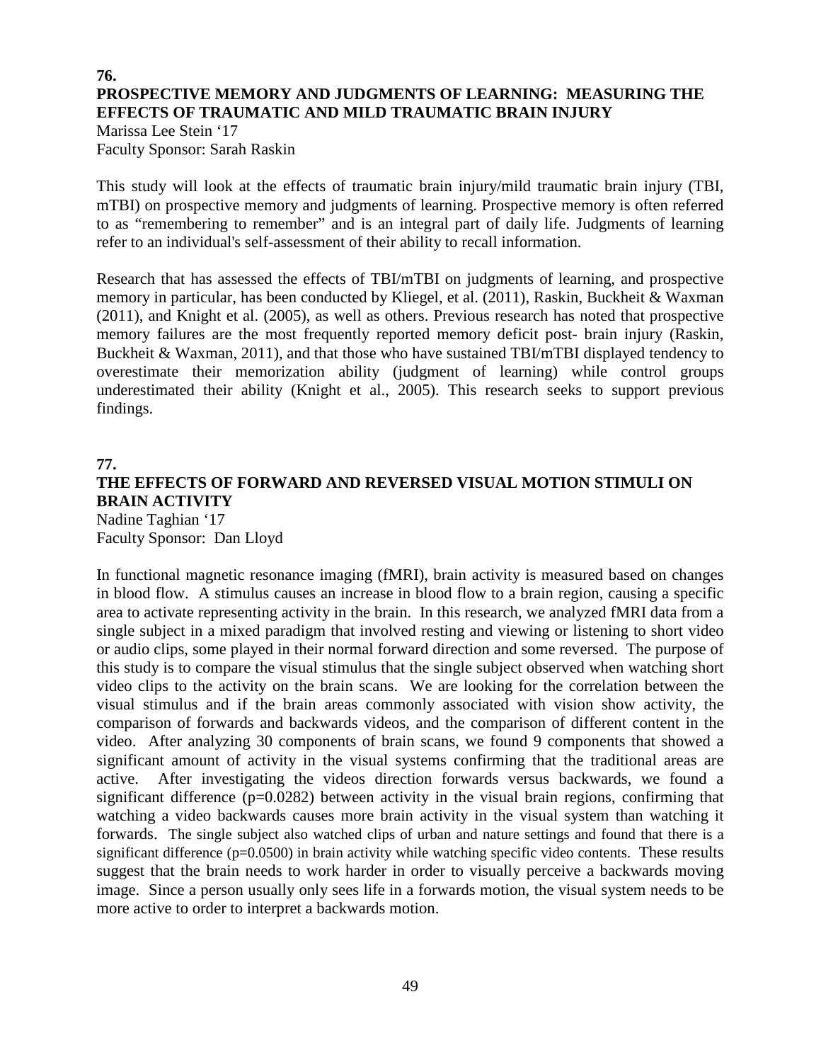**76.**

**PROSPECTIVE MEMORY AND JUDGMENTS OF LEARNING: MEASURING THE EFFECTS OF TRAUMATIC AND MILD TRAUMATIC BRAIN INJURY**

Marissa Lee Stein '17
Faculty Sponsor: Sarah Raskin

This study will look at the effects of traumatic brain injury/mild traumatic brain injury (TBI, mTBI) on prospective memory and judgments of learning. Prospective memory is often referred to as "remembering to remember" and is an integral part of daily life. Judgments of learning refer to an individual's self-assessment of their ability to recall information.

Research that has assessed the effects of TBI/mTBI on judgments of learning, and prospective memory in particular, has been conducted by Kliegel, et al. (2011), Raskin, Buckheit & Waxman (2011), and Knight et al. (2005), as well as others. Previous research has noted that prospective memory failures are the most frequently reported memory deficit post- brain injury (Raskin, Buckheit & Waxman, 2011), and that those who have sustained TBI/mTBI displayed tendency to overestimate their memorization ability (judgment of learning) while control groups underestimated their ability (Knight et al., 2005). This research seeks to support previous findings.

**77.**

**THE EFFECTS OF FORWARD AND REVERSED VISUAL MOTION STIMULI ON BRAIN ACTIVITY**

Nadine Taghian '17
Faculty Sponsor: Dan Lloyd

In functional magnetic resonance imaging (fMRI), brain activity is measured based on changes in blood flow. A stimulus causes an increase in blood flow to a brain region, causing a specific area to activate representing activity in the brain. In this research, we analyzed fMRI data from a single subject in a mixed paradigm that involved resting and viewing or listening to short video or audio clips, some played in their normal forward direction and some reversed. The purpose of this study is to compare the visual stimulus that the single subject observed when watching short video clips to the activity on the brain scans. We are looking for the correlation between the visual stimulus and if the brain areas commonly associated with vision show activity, the comparison of forwards and backwards videos, and the comparison of different content in the video. After analyzing 30 components of brain scans, we found 9 components that showed a significant amount of activity in the visual systems confirming that the traditional areas are active. After investigating the videos direction forwards versus backwards, we found a significant difference ($p=0.0282$) between activity in the visual brain regions, confirming that watching a video backwards causes more brain activity in the visual system than watching it forwards. The single subject also watched clips of urban and nature settings and found that there is a significant difference ($p=0.0500$) in brain activity while watching specific video contents. These results suggest that the brain needs to work harder in order to visually perceive a backwards moving image. Since a person usually only sees life in a forwards motion, the visual system needs to be more active to order to interpret a backwards motion.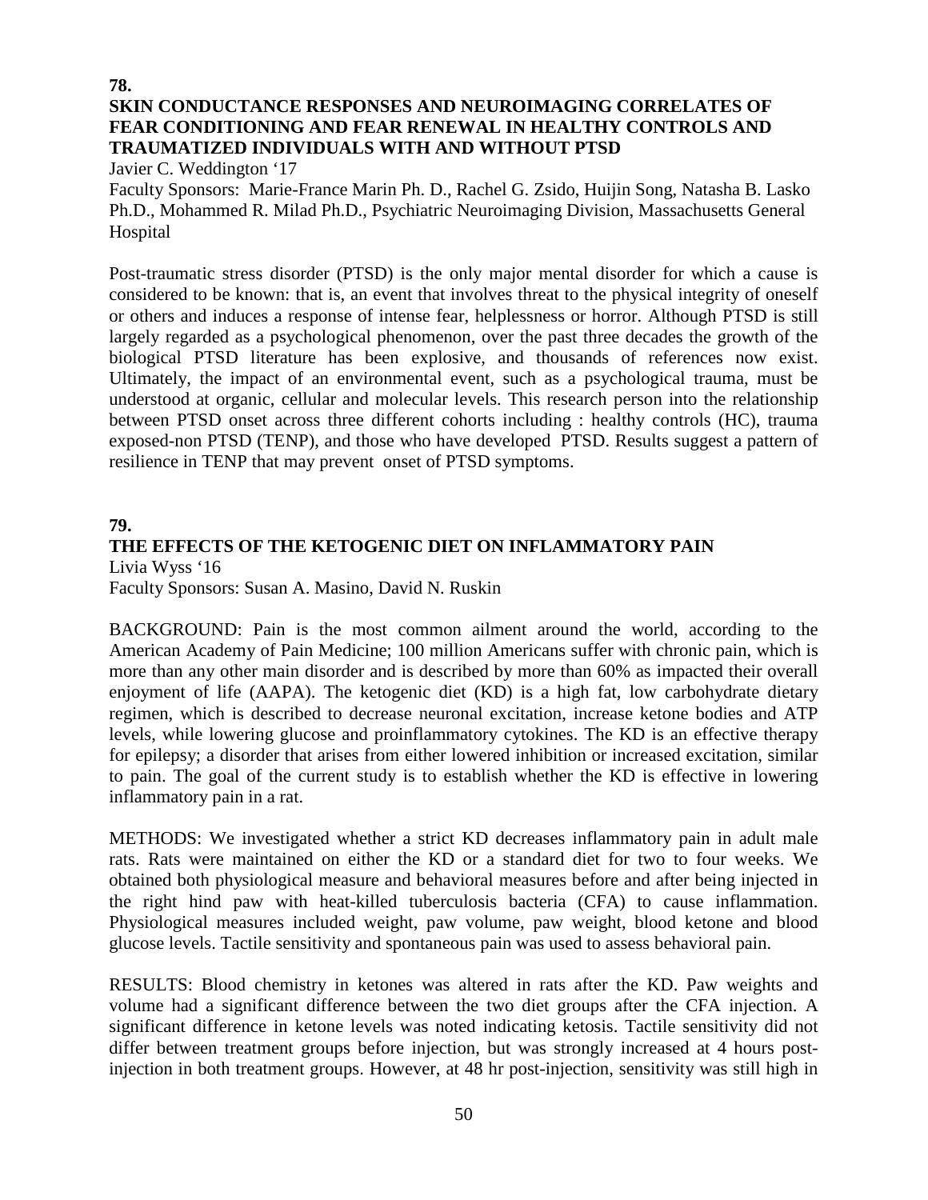**78.**

### SKIN CONDUCTANCE RESPONSES AND NEUROIMAGING CORRELATES OF FEAR CONDITIONING AND FEAR RENEWAL IN HEALTHY CONTROLS AND TRAUMATIZED INDIVIDUALS WITH AND WITHOUT PTSD

Javier C. Weddington '17

Faculty Sponsors: Marie-France Marin Ph. D., Rachel G. Zsido, Huijin Song, Natasha B. Lasko Ph.D., Mohammed R. Milad Ph.D., Psychiatric Neuroimaging Division, Massachusetts General Hospital

Post-traumatic stress disorder (PTSD) is the only major mental disorder for which a cause is considered to be known: that is, an event that involves threat to the physical integrity of oneself or others and induces a response of intense fear, helplessness or horror. Although PTSD is still largely regarded as a psychological phenomenon, over the past three decades the growth of the biological PTSD literature has been explosive, and thousands of references now exist. Ultimately, the impact of an environmental event, such as a psychological trauma, must be understood at organic, cellular and molecular levels. This research person into the relationship between PTSD onset across three different cohorts including : healthy controls (HC), trauma exposed-non PTSD (TENP), and those who have developed PTSD. Results suggest a pattern of resilience in TENP that may prevent onset of PTSD symptoms.

**79.**

### THE EFFECTS OF THE KETOGENIC DIET ON INFLAMMATORY PAIN

Livia Wyss '16

Faculty Sponsors: Susan A. Masino, David N. Ruskin

BACKGROUND: Pain is the most common ailment around the world, according to the American Academy of Pain Medicine; 100 million Americans suffer with chronic pain, which is more than any other main disorder and is described by more than 60% as impacted their overall enjoyment of life (AAPA). The ketogenic diet (KD) is a high fat, low carbohydrate dietary regimen, which is described to decrease neuronal excitation, increase ketone bodies and ATP levels, while lowering glucose and proinflammatory cytokines. The KD is an effective therapy for epilepsy; a disorder that arises from either lowered inhibition or increased excitation, similar to pain. The goal of the current study is to establish whether the KD is effective in lowering inflammatory pain in a rat.

METHODS: We investigated whether a strict KD decreases inflammatory pain in adult male rats. Rats were maintained on either the KD or a standard diet for two to four weeks. We obtained both physiological measure and behavioral measures before and after being injected in the right hind paw with heat-killed tuberculosis bacteria (CFA) to cause inflammation. Physiological measures included weight, paw volume, paw weight, blood ketone and blood glucose levels. Tactile sensitivity and spontaneous pain was used to assess behavioral pain.

RESULTS: Blood chemistry in ketones was altered in rats after the KD. Paw weights and volume had a significant difference between the two diet groups after the CFA injection. A significant difference in ketone levels was noted indicating ketosis. Tactile sensitivity did not differ between treatment groups before injection, but was strongly increased at 4 hours post-injection in both treatment groups. However, at 48 hr post-injection, sensitivity was still high in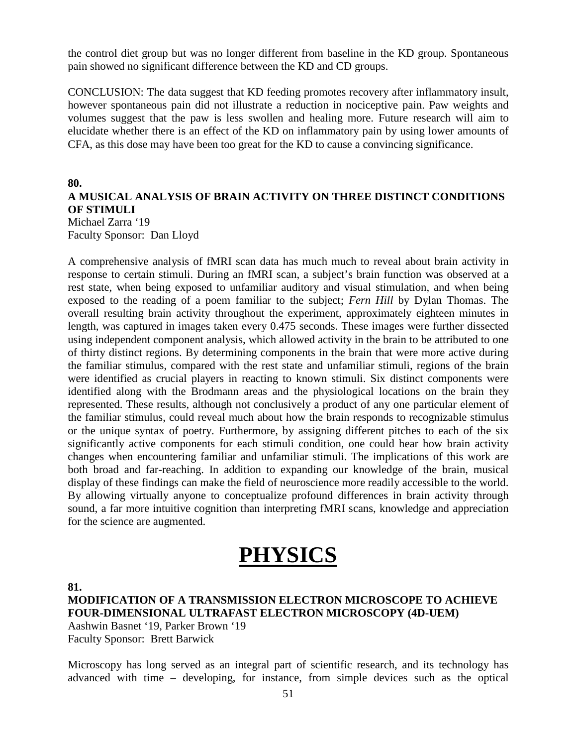the control diet group but was no longer different from baseline in the KD group. Spontaneous pain showed no significant difference between the KD and CD groups.

CONCLUSION: The data suggest that KD feeding promotes recovery after inflammatory insult, however spontaneous pain did not illustrate a reduction in nociceptive pain. Paw weights and volumes suggest that the paw is less swollen and healing more. Future research will aim to elucidate whether there is an effect of the KD on inflammatory pain by using lower amounts of CFA, as this dose may have been too great for the KD to cause a convincing significance.

**80.**

**A MUSICAL ANALYSIS OF BRAIN ACTIVITY ON THREE DISTINCT CONDITIONS OF STIMULI**

Michael Zarra '19
Faculty Sponsor: Dan Lloyd

A comprehensive analysis of fMRI scan data has much much to reveal about brain activity in response to certain stimuli. During an fMRI scan, a subject's brain function was observed at a rest state, when being exposed to unfamiliar auditory and visual stimulation, and when being exposed to the reading of a poem familiar to the subject; *Fern Hill* by Dylan Thomas. The overall resulting brain activity throughout the experiment, approximately eighteen minutes in length, was captured in images taken every 0.475 seconds. These images were further dissected using independent component analysis, which allowed activity in the brain to be attributed to one of thirty distinct regions. By determining components in the brain that were more active during the familiar stimulus, compared with the rest state and unfamiliar stimuli, regions of the brain were identified as crucial players in reacting to known stimuli. Six distinct components were identified along with the Brodmann areas and the physiological locations on the brain they represented. These results, although not conclusively a product of any one particular element of the familiar stimulus, could reveal much about how the brain responds to recognizable stimulus or the unique syntax of poetry. Furthermore, by assigning different pitches to each of the six significantly active components for each stimuli condition, one could hear how brain activity changes when encountering familiar and unfamiliar stimuli. The implications of this work are both broad and far-reaching. In addition to expanding our knowledge of the brain, musical display of these findings can make the field of neuroscience more readily accessible to the world. By allowing virtually anyone to conceptualize profound differences in brain activity through sound, a far more intuitive cognition than interpreting fMRI scans, knowledge and appreciation for the science are augmented.

# PHYSICS

**81.**

**MODIFICATION OF A TRANSMISSION ELECTRON MICROSCOPE TO ACHIEVE FOUR-DIMENSIONAL ULTRAFAST ELECTRON MICROSCOPY (4D-UEM)**

Aashwin Basnet '19, Parker Brown '19
Faculty Sponsor: Brett Barwick

Microscopy has long served as an integral part of scientific research, and its technology has advanced with time – developing, for instance, from simple devices such as the optical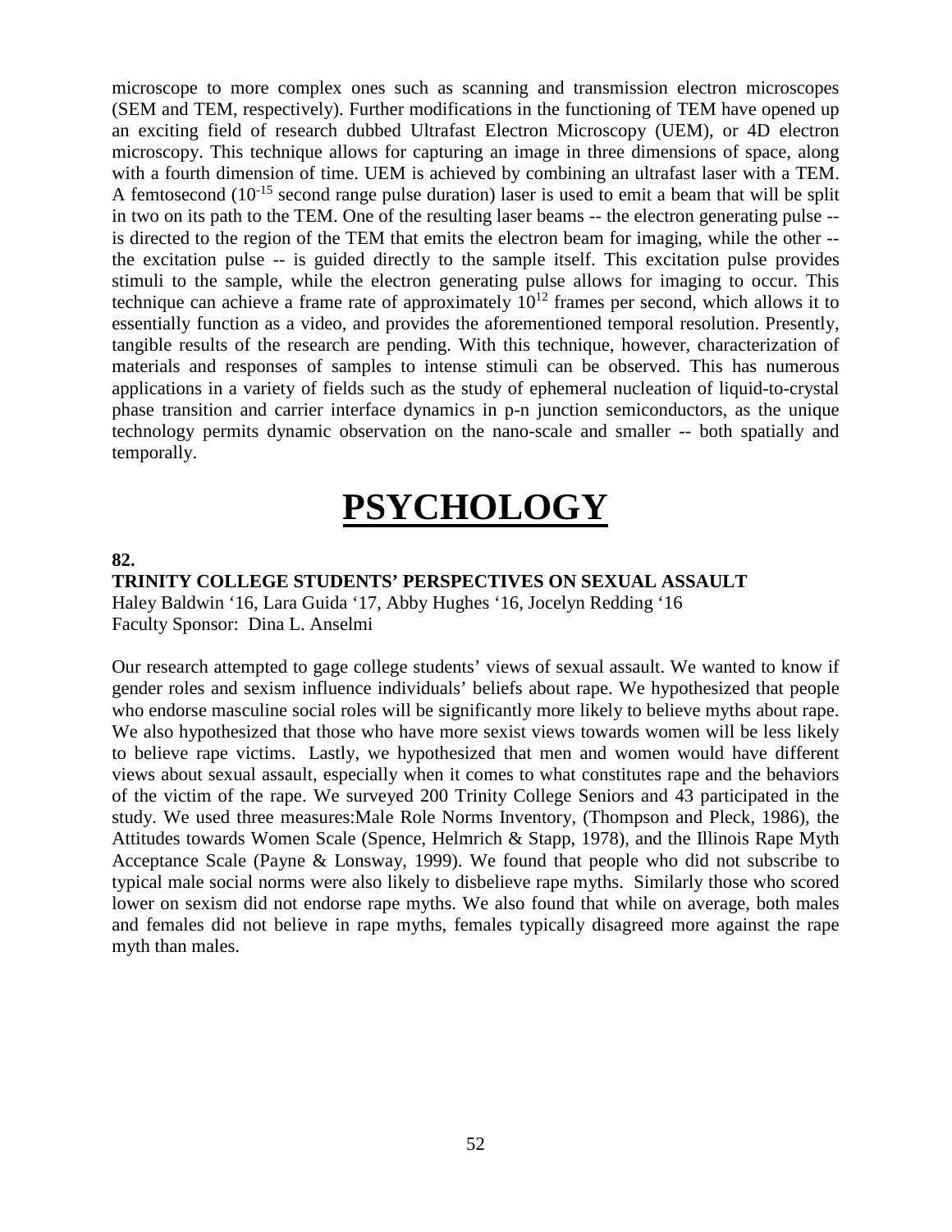microscope to more complex ones such as scanning and transmission electron microscopes (SEM and TEM, respectively). Further modifications in the functioning of TEM have opened up an exciting field of research dubbed Ultrafast Electron Microscopy (UEM), or 4D electron microscopy. This technique allows for capturing an image in three dimensions of space, along with a fourth dimension of time. UEM is achieved by combining an ultrafast laser with a TEM. A femtosecond ($10^{-15}$ second range pulse duration) laser is used to emit a beam that will be split in two on its path to the TEM. One of the resulting laser beams -- the electron generating pulse -- is directed to the region of the TEM that emits the electron beam for imaging, while the other -- the excitation pulse -- is guided directly to the sample itself. This excitation pulse provides stimuli to the sample, while the electron generating pulse allows for imaging to occur. This technique can achieve a frame rate of approximately $10^{12}$ frames per second, which allows it to essentially function as a video, and provides the aforementioned temporal resolution. Presently, tangible results of the research are pending. With this technique, however, characterization of materials and responses of samples to intense stimuli can be observed. This has numerous applications in a variety of fields such as the study of ephemeral nucleation of liquid-to-crystal phase transition and carrier interface dynamics in p-n junction semiconductors, as the unique technology permits dynamic observation on the nano-scale and smaller -- both spatially and temporally.

# PSYCHOLOGY

**82.**

**TRINITY COLLEGE STUDENTS' PERSPECTIVES ON SEXUAL ASSAULT**

Haley Baldwin '16, Lara Guida '17, Abby Hughes '16, Jocelyn Redding '16
Faculty Sponsor: Dina L. Anselmi

Our research attempted to gage college students' views of sexual assault. We wanted to know if gender roles and sexism influence individuals' beliefs about rape. We hypothesized that people who endorse masculine social roles will be significantly more likely to believe myths about rape. We also hypothesized that those who have more sexist views towards women will be less likely to believe rape victims. Lastly, we hypothesized that men and women would have different views about sexual assault, especially when it comes to what constitutes rape and the behaviors of the victim of the rape. We surveyed 200 Trinity College Seniors and 43 participated in the study. We used three measures:Male Role Norms Inventory, (Thompson and Pleck, 1986), the Attitudes towards Women Scale (Spence, Helmrich & Stapp, 1978), and the Illinois Rape Myth Acceptance Scale (Payne & Lonsway, 1999). We found that people who did not subscribe to typical male social norms were also likely to disbelieve rape myths. Similarly those who scored lower on sexism did not endorse rape myths. We also found that while on average, both males and females did not believe in rape myths, females typically disagreed more against the rape myth than males.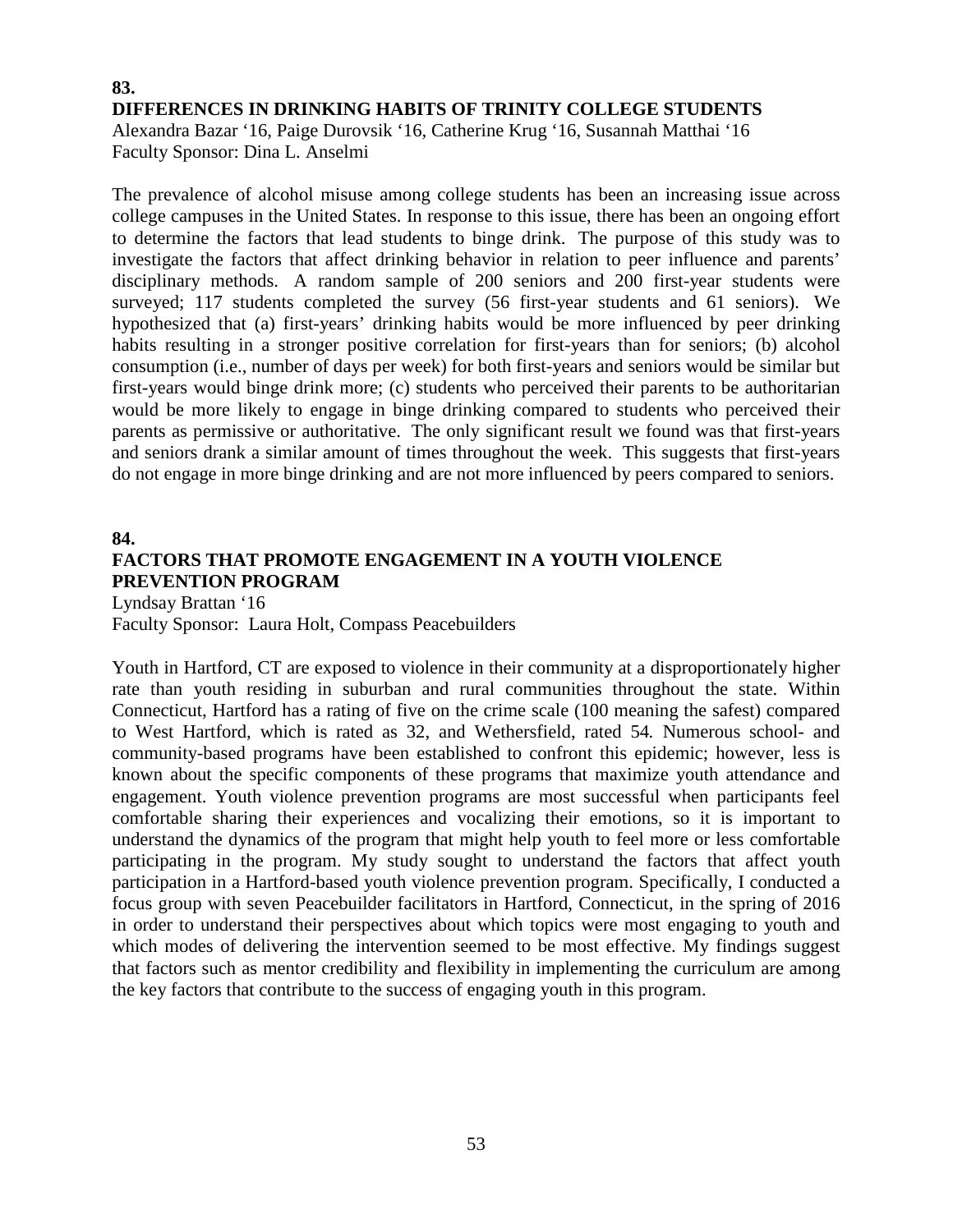**83.**

## DIFFERENCES IN DRINKING HABITS OF TRINITY COLLEGE STUDENTS

Alexandra Bazar '16, Paige Durovsik '16, Catherine Krug '16, Susannah Matthai '16
Faculty Sponsor: Dina L. Anselmi

The prevalence of alcohol misuse among college students has been an increasing issue across college campuses in the United States. In response to this issue, there has been an ongoing effort to determine the factors that lead students to binge drink. The purpose of this study was to investigate the factors that affect drinking behavior in relation to peer influence and parents' disciplinary methods. A random sample of 200 seniors and 200 first-year students were surveyed; 117 students completed the survey (56 first-year students and 61 seniors). We hypothesized that (a) first-years' drinking habits would be more influenced by peer drinking habits resulting in a stronger positive correlation for first-years than for seniors; (b) alcohol consumption (i.e., number of days per week) for both first-years and seniors would be similar but first-years would binge drink more; (c) students who perceived their parents to be authoritarian would be more likely to engage in binge drinking compared to students who perceived their parents as permissive or authoritative. The only significant result we found was that first-years and seniors drank a similar amount of times throughout the week. This suggests that first-years do not engage in more binge drinking and are not more influenced by peers compared to seniors.

**84.**

## FACTORS THAT PROMOTE ENGAGEMENT IN A YOUTH VIOLENCE PREVENTION PROGRAM

Lyndsay Brattan '16
Faculty Sponsor: Laura Holt, Compass Peacebuilders

Youth in Hartford, CT are exposed to violence in their community at a disproportionately higher rate than youth residing in suburban and rural communities throughout the state. Within Connecticut, Hartford has a rating of five on the crime scale (100 meaning the safest) compared to West Hartford, which is rated as 32, and Wethersfield, rated 54. Numerous school- and community-based programs have been established to confront this epidemic; however, less is known about the specific components of these programs that maximize youth attendance and engagement. Youth violence prevention programs are most successful when participants feel comfortable sharing their experiences and vocalizing their emotions, so it is important to understand the dynamics of the program that might help youth to feel more or less comfortable participating in the program. My study sought to understand the factors that affect youth participation in a Hartford-based youth violence prevention program. Specifically, I conducted a focus group with seven Peacebuilder facilitators in Hartford, Connecticut, in the spring of 2016 in order to understand their perspectives about which topics were most engaging to youth and which modes of delivering the intervention seemed to be most effective. My findings suggest that factors such as mentor credibility and flexibility in implementing the curriculum are among the key factors that contribute to the success of engaging youth in this program.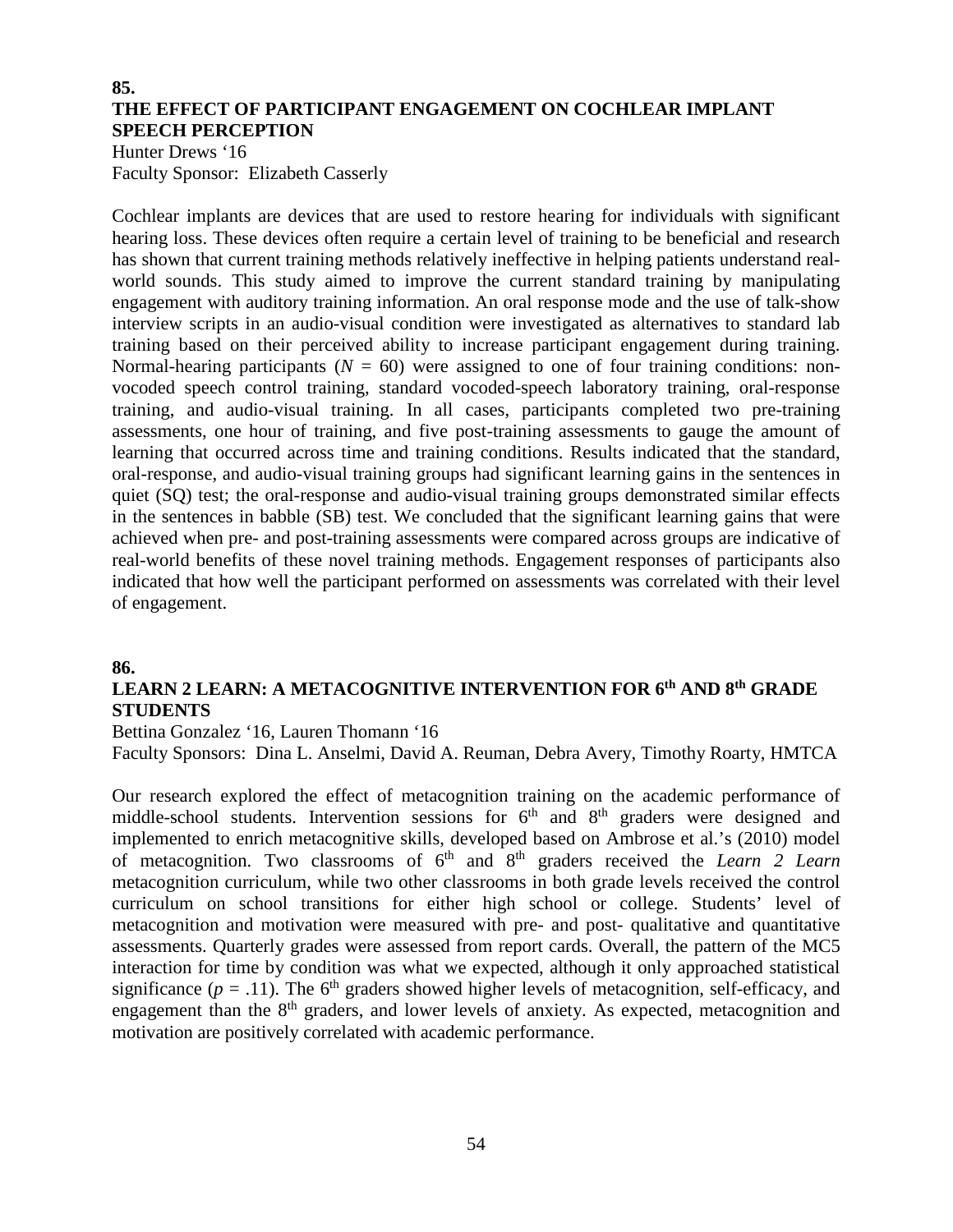**85.**

## THE EFFECT OF PARTICIPANT ENGAGEMENT ON COCHLEAR IMPLANT SPEECH PERCEPTION

Hunter Drews '16
Faculty Sponsor: Elizabeth Casserly

Cochlear implants are devices that are used to restore hearing for individuals with significant hearing loss. These devices often require a certain level of training to be beneficial and research has shown that current training methods relatively ineffective in helping patients understand real-world sounds. This study aimed to improve the current standard training by manipulating engagement with auditory training information. An oral response mode and the use of talk-show interview scripts in an audio-visual condition were investigated as alternatives to standard lab training based on their perceived ability to increase participant engagement during training. Normal-hearing participants ($N$ = 60) were assigned to one of four training conditions: non-vocoded speech control training, standard vocoded-speech laboratory training, oral-response training, and audio-visual training. In all cases, participants completed two pre-training assessments, one hour of training, and five post-training assessments to gauge the amount of learning that occurred across time and training conditions. Results indicated that the standard, oral-response, and audio-visual training groups had significant learning gains in the sentences in quiet (SQ) test; the oral-response and audio-visual training groups demonstrated similar effects in the sentences in babble (SB) test. We concluded that the significant learning gains that were achieved when pre- and post-training assessments were compared across groups are indicative of real-world benefits of these novel training methods. Engagement responses of participants also indicated that how well the participant performed on assessments was correlated with their level of engagement.

**86.**

## LEARN 2 LEARN: A METACOGNITIVE INTERVENTION FOR 6th AND 8th GRADE STUDENTS

Bettina Gonzalez '16, Lauren Thomann '16
Faculty Sponsors: Dina L. Anselmi, David A. Reuman, Debra Avery, Timothy Roarty, HMTCA

Our research explored the effect of metacognition training on the academic performance of middle-school students. Intervention sessions for 6th and 8th graders were designed and implemented to enrich metacognitive skills, developed based on Ambrose et al.'s (2010) model of metacognition. Two classrooms of 6th and 8th graders received the *Learn 2 Learn* metacognition curriculum, while two other classrooms in both grade levels received the control curriculum on school transitions for either high school or college. Students' level of metacognition and motivation were measured with pre- and post- qualitative and quantitative assessments. Quarterly grades were assessed from report cards. Overall, the pattern of the MC5 interaction for time by condition was what we expected, although it only approached statistical significance ($p$ = .11). The 6th graders showed higher levels of metacognition, self-efficacy, and engagement than the 8th graders, and lower levels of anxiety. As expected, metacognition and motivation are positively correlated with academic performance.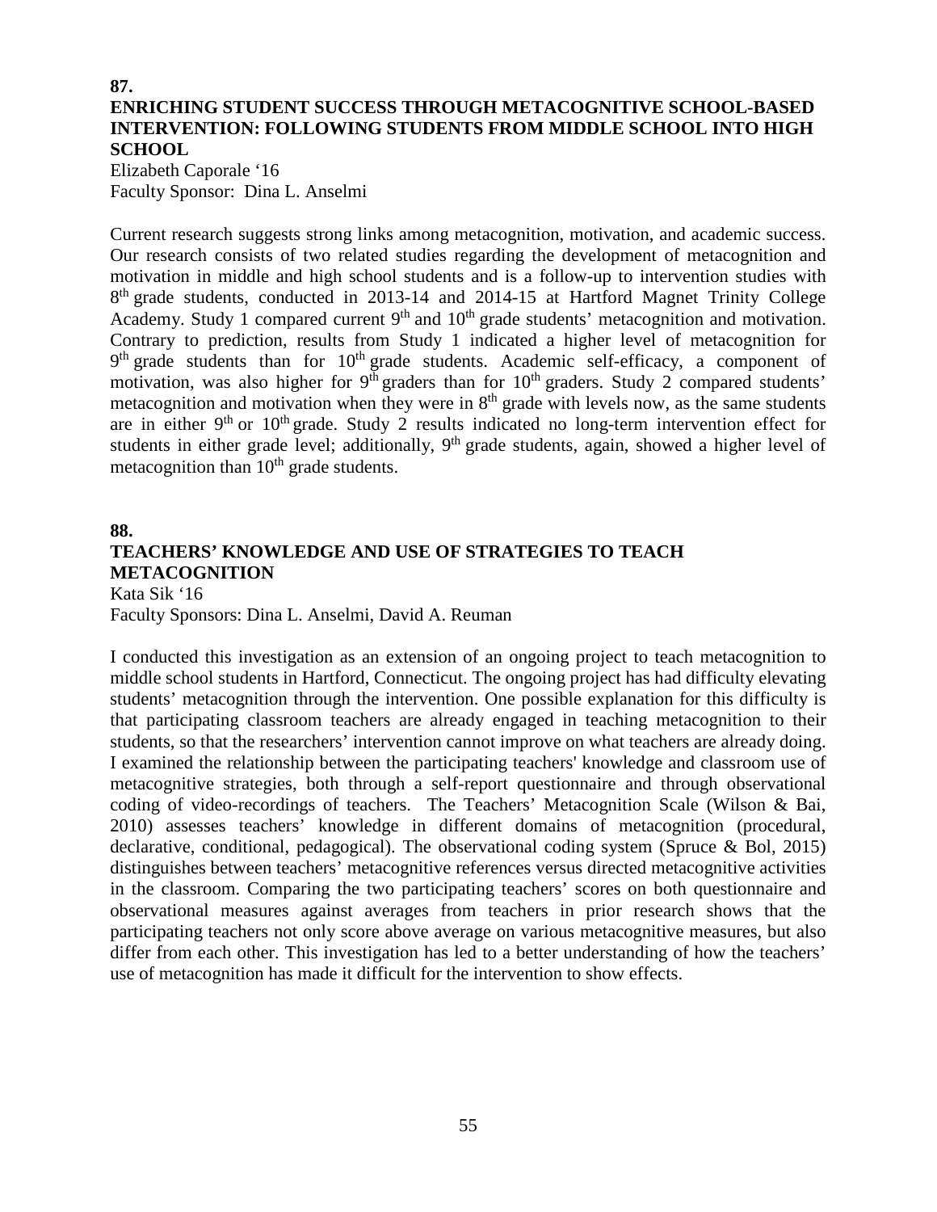**87.**

### ENRICHING STUDENT SUCCESS THROUGH METACOGNITIVE SCHOOL-BASED INTERVENTION: FOLLOWING STUDENTS FROM MIDDLE SCHOOL INTO HIGH SCHOOL

Elizabeth Caporale '16
Faculty Sponsor: Dina L. Anselmi

Current research suggests strong links among metacognition, motivation, and academic success. Our research consists of two related studies regarding the development of metacognition and motivation in middle and high school students and is a follow-up to intervention studies with 8th grade students, conducted in 2013-14 and 2014-15 at Hartford Magnet Trinity College Academy. Study 1 compared current 9th and 10th grade students' metacognition and motivation. Contrary to prediction, results from Study 1 indicated a higher level of metacognition for 9th grade students than for 10th grade students. Academic self-efficacy, a component of motivation, was also higher for 9th graders than for 10th graders. Study 2 compared students' metacognition and motivation when they were in 8th grade with levels now, as the same students are in either 9th or 10th grade. Study 2 results indicated no long-term intervention effect for students in either grade level; additionally, 9th grade students, again, showed a higher level of metacognition than 10th grade students.

**88.**

### TEACHERS' KNOWLEDGE AND USE OF STRATEGIES TO TEACH METACOGNITION

Kata Sik '16
Faculty Sponsors: Dina L. Anselmi, David A. Reuman

I conducted this investigation as an extension of an ongoing project to teach metacognition to middle school students in Hartford, Connecticut. The ongoing project has had difficulty elevating students' metacognition through the intervention. One possible explanation for this difficulty is that participating classroom teachers are already engaged in teaching metacognition to their students, so that the researchers' intervention cannot improve on what teachers are already doing. I examined the relationship between the participating teachers' knowledge and classroom use of metacognitive strategies, both through a self-report questionnaire and through observational coding of video-recordings of teachers. The Teachers' Metacognition Scale (Wilson & Bai, 2010) assesses teachers' knowledge in different domains of metacognition (procedural, declarative, conditional, pedagogical). The observational coding system (Spruce & Bol, 2015) distinguishes between teachers' metacognitive references versus directed metacognitive activities in the classroom. Comparing the two participating teachers' scores on both questionnaire and observational measures against averages from teachers in prior research shows that the participating teachers not only score above average on various metacognitive measures, but also differ from each other. This investigation has led to a better understanding of how the teachers' use of metacognition has made it difficult for the intervention to show effects.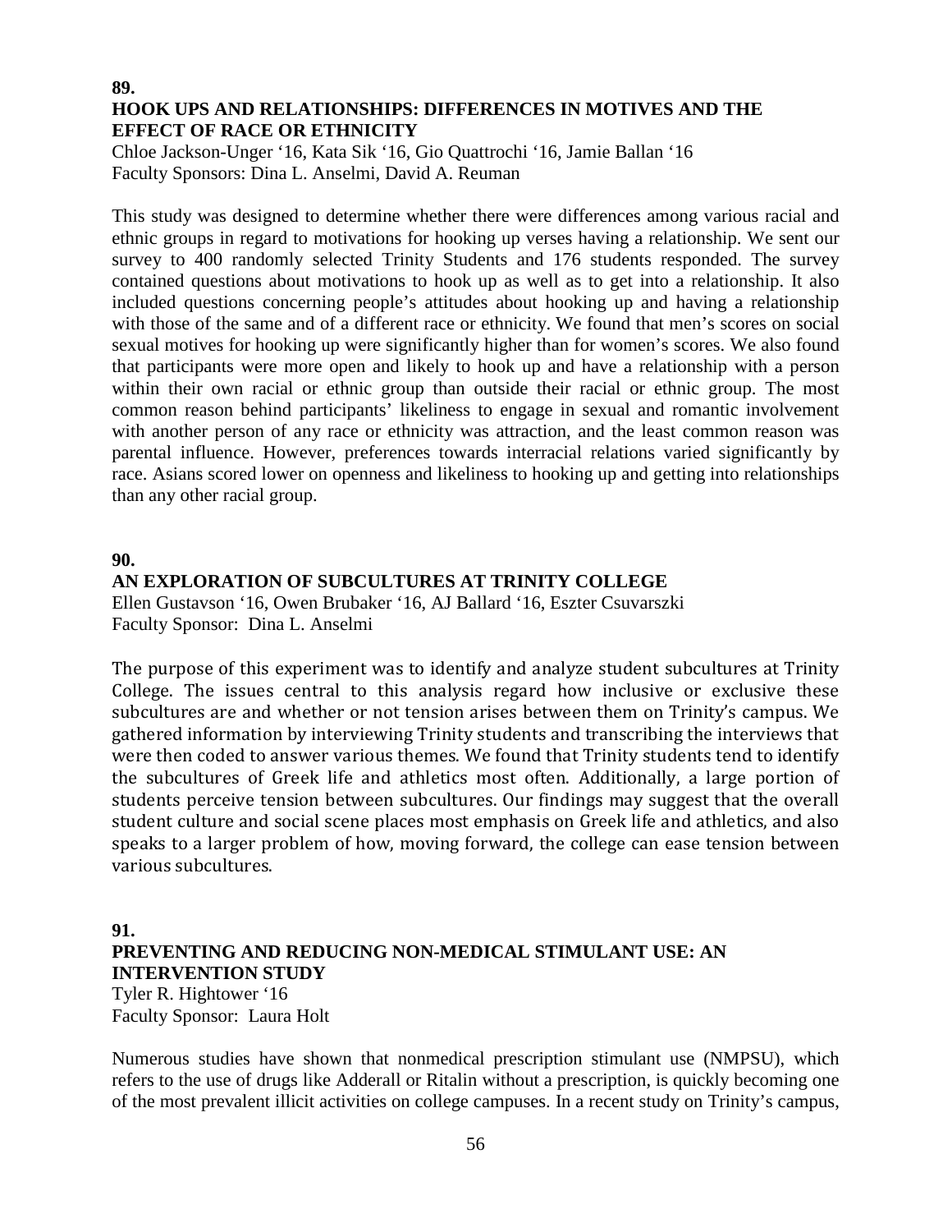**89.**

**HOOK UPS AND RELATIONSHIPS: DIFFERENCES IN MOTIVES AND THE EFFECT OF RACE OR ETHNICITY**

Chloe Jackson-Unger '16, Kata Sik '16, Gio Quattrochi '16, Jamie Ballan '16
Faculty Sponsors: Dina L. Anselmi, David A. Reuman

This study was designed to determine whether there were differences among various racial and ethnic groups in regard to motivations for hooking up verses having a relationship. We sent our survey to 400 randomly selected Trinity Students and 176 students responded. The survey contained questions about motivations to hook up as well as to get into a relationship. It also included questions concerning people's attitudes about hooking up and having a relationship with those of the same and of a different race or ethnicity. We found that men's scores on social sexual motives for hooking up were significantly higher than for women's scores. We also found that participants were more open and likely to hook up and have a relationship with a person within their own racial or ethnic group than outside their racial or ethnic group. The most common reason behind participants' likeliness to engage in sexual and romantic involvement with another person of any race or ethnicity was attraction, and the least common reason was parental influence. However, preferences towards interracial relations varied significantly by race. Asians scored lower on openness and likeliness to hooking up and getting into relationships than any other racial group.

**90.**

**AN EXPLORATION OF SUBCULTURES AT TRINITY COLLEGE**

Ellen Gustavson '16, Owen Brubaker '16, AJ Ballard '16, Eszter Csuvarszki
Faculty Sponsor: Dina L. Anselmi

The purpose of this experiment was to identify and analyze student subcultures at Trinity College. The issues central to this analysis regard how inclusive or exclusive these subcultures are and whether or not tension arises between them on Trinity's campus. We gathered information by interviewing Trinity students and transcribing the interviews that were then coded to answer various themes. We found that Trinity students tend to identify the subcultures of Greek life and athletics most often. Additionally, a large portion of students perceive tension between subcultures. Our findings may suggest that the overall student culture and social scene places most emphasis on Greek life and athletics, and also speaks to a larger problem of how, moving forward, the college can ease tension between various subcultures.

**91.**

**PREVENTING AND REDUCING NON-MEDICAL STIMULANT USE: AN INTERVENTION STUDY**

Tyler R. Hightower '16
Faculty Sponsor: Laura Holt

Numerous studies have shown that nonmedical prescription stimulant use (NMPSU), which refers to the use of drugs like Adderall or Ritalin without a prescription, is quickly becoming one of the most prevalent illicit activities on college campuses. In a recent study on Trinity's campus,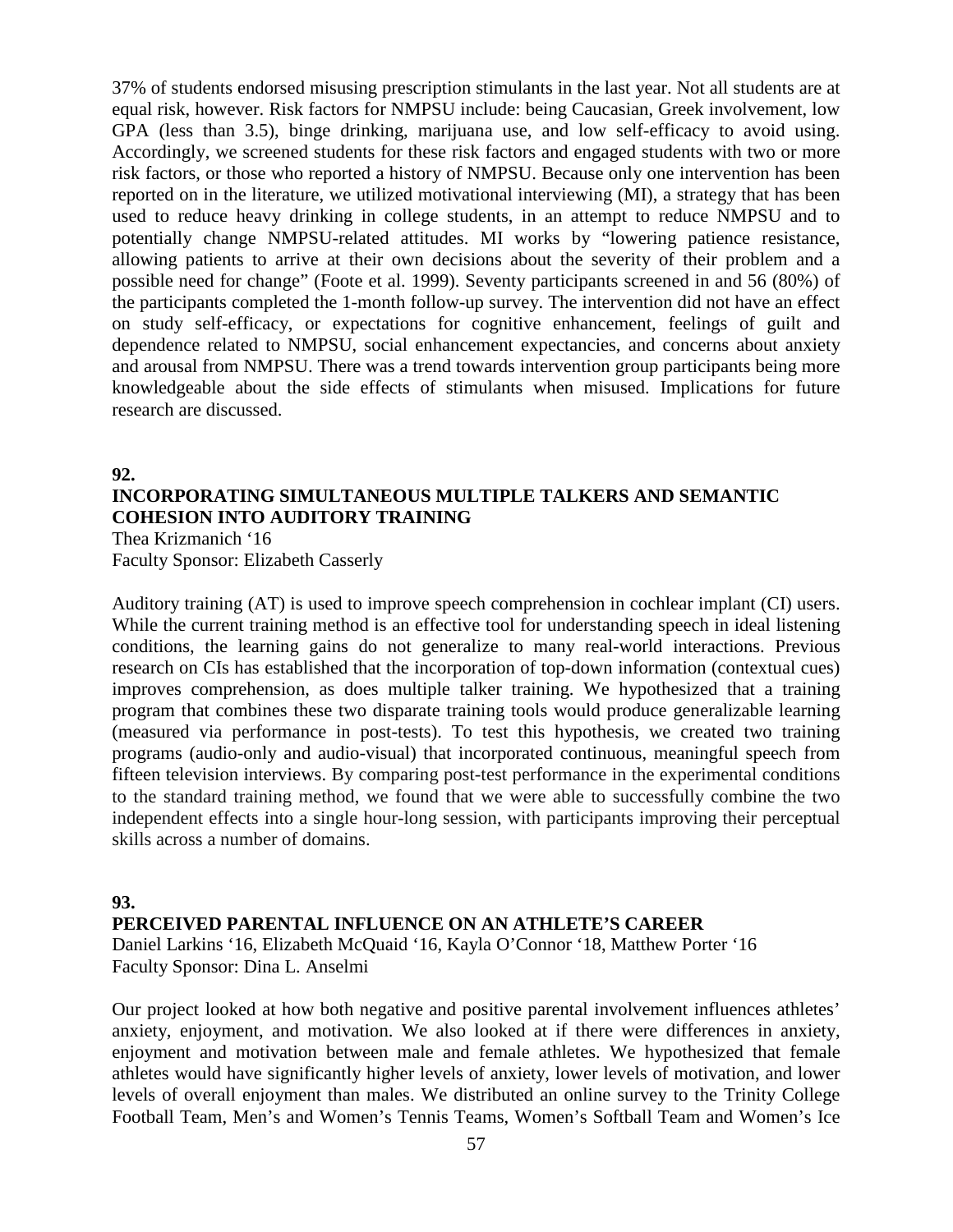37% of students endorsed misusing prescription stimulants in the last year. Not all students are at equal risk, however. Risk factors for NMPSU include: being Caucasian, Greek involvement, low GPA (less than 3.5), binge drinking, marijuana use, and low self-efficacy to avoid using. Accordingly, we screened students for these risk factors and engaged students with two or more risk factors, or those who reported a history of NMPSU. Because only one intervention has been reported on in the literature, we utilized motivational interviewing (MI), a strategy that has been used to reduce heavy drinking in college students, in an attempt to reduce NMPSU and to potentially change NMPSU-related attitudes. MI works by "lowering patience resistance, allowing patients to arrive at their own decisions about the severity of their problem and a possible need for change" (Foote et al. 1999). Seventy participants screened in and 56 (80%) of the participants completed the 1-month follow-up survey. The intervention did not have an effect on study self-efficacy, or expectations for cognitive enhancement, feelings of guilt and dependence related to NMPSU, social enhancement expectancies, and concerns about anxiety and arousal from NMPSU. There was a trend towards intervention group participants being more knowledgeable about the side effects of stimulants when misused. Implications for future research are discussed.

**92.**

### INCORPORATING SIMULTANEOUS MULTIPLE TALKERS AND SEMANTIC COHESION INTO AUDITORY TRAINING

Thea Krizmanich '16
Faculty Sponsor: Elizabeth Casserly

Auditory training (AT) is used to improve speech comprehension in cochlear implant (CI) users. While the current training method is an effective tool for understanding speech in ideal listening conditions, the learning gains do not generalize to many real-world interactions. Previous research on CIs has established that the incorporation of top-down information (contextual cues) improves comprehension, as does multiple talker training. We hypothesized that a training program that combines these two disparate training tools would produce generalizable learning (measured via performance in post-tests). To test this hypothesis, we created two training programs (audio-only and audio-visual) that incorporated continuous, meaningful speech from fifteen television interviews. By comparing post-test performance in the experimental conditions to the standard training method, we found that we were able to successfully combine the two independent effects into a single hour-long session, with participants improving their perceptual skills across a number of domains.

**93.**

### PERCEIVED PARENTAL INFLUENCE ON AN ATHLETE'S CAREER

Daniel Larkins '16, Elizabeth McQuaid '16, Kayla O'Connor '18, Matthew Porter '16
Faculty Sponsor: Dina L. Anselmi

Our project looked at how both negative and positive parental involvement influences athletes' anxiety, enjoyment, and motivation. We also looked at if there were differences in anxiety, enjoyment and motivation between male and female athletes. We hypothesized that female athletes would have significantly higher levels of anxiety, lower levels of motivation, and lower levels of overall enjoyment than males. We distributed an online survey to the Trinity College Football Team, Men's and Women's Tennis Teams, Women's Softball Team and Women's Ice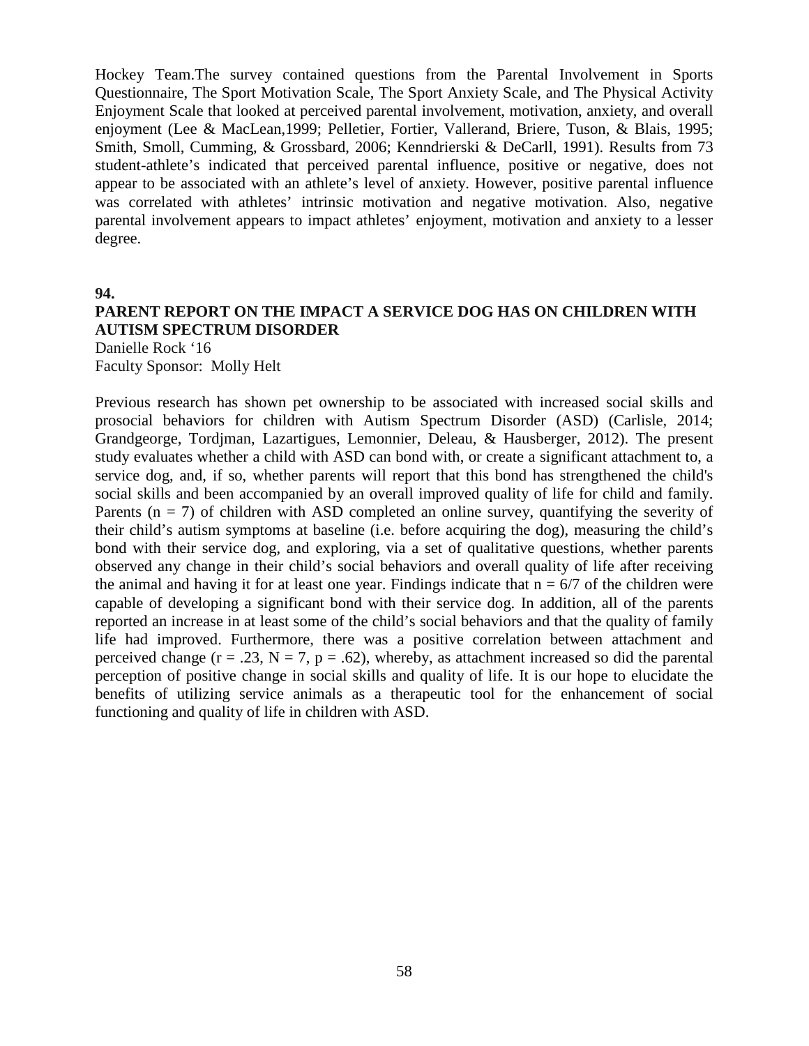Hockey Team.The survey contained questions from the Parental Involvement in Sports Questionnaire, The Sport Motivation Scale, The Sport Anxiety Scale, and The Physical Activity Enjoyment Scale that looked at perceived parental involvement, motivation, anxiety, and overall enjoyment (Lee & MacLean,1999; Pelletier, Fortier, Vallerand, Briere, Tuson, & Blais, 1995; Smith, Smoll, Cumming, & Grossbard, 2006; Kenndrierski & DeCarll, 1991). Results from 73 student-athlete's indicated that perceived parental influence, positive or negative, does not appear to be associated with an athlete's level of anxiety. However, positive parental influence was correlated with athletes' intrinsic motivation and negative motivation. Also, negative parental involvement appears to impact athletes' enjoyment, motivation and anxiety to a lesser degree.

**94.**

**PARENT REPORT ON THE IMPACT A SERVICE DOG HAS ON CHILDREN WITH AUTISM SPECTRUM DISORDER**

Danielle Rock '16
Faculty Sponsor: Molly Helt

Previous research has shown pet ownership to be associated with increased social skills and prosocial behaviors for children with Autism Spectrum Disorder (ASD) (Carlisle, 2014; Grandgeorge, Tordjman, Lazartigues, Lemonnier, Deleau, & Hausberger, 2012). The present study evaluates whether a child with ASD can bond with, or create a significant attachment to, a service dog, and, if so, whether parents will report that this bond has strengthened the child's social skills and been accompanied by an overall improved quality of life for child and family. Parents ($n = 7$) of children with ASD completed an online survey, quantifying the severity of their child's autism symptoms at baseline (i.e. before acquiring the dog), measuring the child's bond with their service dog, and exploring, via a set of qualitative questions, whether parents observed any change in their child's social behaviors and overall quality of life after receiving the animal and having it for at least one year. Findings indicate that $n = 6/7$ of the children were capable of developing a significant bond with their service dog. In addition, all of the parents reported an increase in at least some of the child's social behaviors and that the quality of family life had improved. Furthermore, there was a positive correlation between attachment and perceived change ($r = .23$, $N = 7$, $p = .62$), whereby, as attachment increased so did the parental perception of positive change in social skills and quality of life. It is our hope to elucidate the benefits of utilizing service animals as a therapeutic tool for the enhancement of social functioning and quality of life in children with ASD.